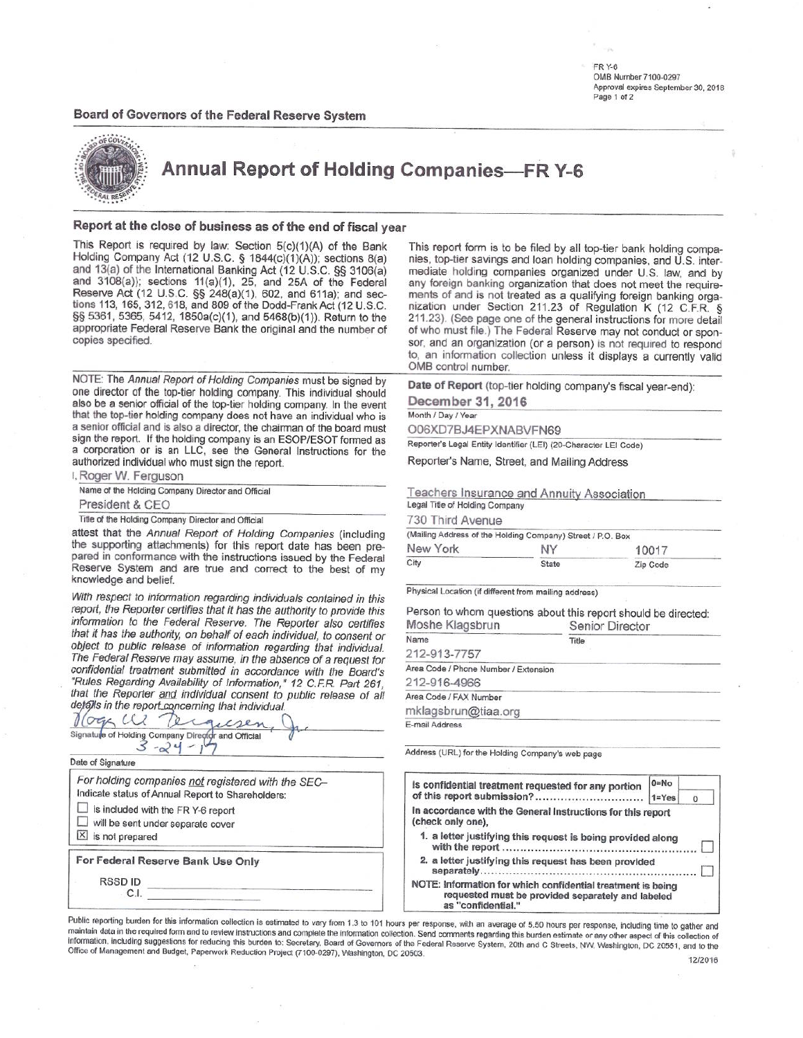FR Y-6
OMB Number 7100-0297
Approval expires September 30, 2018
Page 1 of 2

**Board of Governors of the Federal Reserve System**

# Annual Report of Holding Companies—FR Y-6

### Report at the close of business as of the end of fiscal year

This Report is required by law: Section 5(c)(1)(A) of the Bank Holding Company Act (12 U.S.C. § 1844(c)(1)(A)); sections 8(a) and 13(a) of the International Banking Act (12 U.S.C. §§ 3106(a) and 3108(a)); sections 11(a)(1), 25, and 25A of the Federal Reserve Act (12 U.S.C. §§ 248(a)(1), 602, and 611a); and sections 113, 165, 312, 618, and 809 of the Dodd-Frank Act (12 U.S.C. §§ 5361, 5365, 5412, 1850a(c)(1), and 5468(b)(1)). Return to the appropriate Federal Reserve Bank the original and the number of copies specified.

This report form is to be filed by all top-tier bank holding companies, top-tier savings and loan holding companies, and U.S. intermediate holding companies organized under U.S. law, and by any foreign banking organization that does not meet the requirements of and is not treated as a qualifying foreign banking organization under Section 211.23 of Regulation K (12 C.F.R. § 211.23). (See page one of the general instructions for more detail of who must file.) The Federal Reserve may not conduct or sponsor, and an organization (or a person) is not required to respond to, an information collection unless it displays a currently valid OMB control number.

NOTE: The *Annual Report of Holding Companies* must be signed by one director of the top-tier holding company. This individual should also be a senior official of the top-tier holding company. In the event that the top-tier holding company does not have an individual who is a senior official and is also a director, the chairman of the board must sign the report. If the holding company is an ESOP/ESOT formed as a corporation or is an LLC, see the General Instructions for the authorized individual who must sign the report.

I, Roger W. Ferguson
Name of the Holding Company Director and Official

President & CEO
Title of the Holding Company Director and Official

attest that the *Annual Report of Holding Companies* (including the supporting attachments) for this report date has been prepared in conformance with the instructions issued by the Federal Reserve System and are true and correct to the best of my knowledge and belief.

*With respect to information regarding individuals contained in this report, the Reporter certifies that it has the authority to provide this information to the Federal Reserve. The Reporter also certifies that it has the authority, on behalf of each individual, to consent or object to public release of information regarding that individual. The Federal Reserve may assume, in the absence of a request for confidential treatment submitted in accordance with the Board's "Rules Regarding Availability of Information," 12 C.F.R. Part 261, that the Reporter and individual consent to public release of all details in the report concerning that individual.*

Roger W. Ferguson, Jr.
Signature of Holding Company Director and Official

3-24-17
Date of Signature

For holding companies not registered with the SEC–
Indicate status of Annual Report to Shareholders:

- ☐ is included with the FR Y-6 report
- ☐ will be sent under separate cover
- ☒ is not prepared

**For Federal Reserve Bank Use Only**

RSSD ID
C.I.

**Date of Report** (top-tier holding company's fiscal year-end):
**December 31, 2016**
Month / Day / Year

O06XD7BJ4EPXNABVFN69
Reporter's Legal Entity Identifier (LEI) (20-Character LEI Code)

Reporter's Name, Street, and Mailing Address

Teachers Insurance and Annuity Association
Legal Title of Holding Company

730 Third Avenue
(Mailing Address of the Holding Company) Street / P.O. Box

New York | NY | 10017
City | State | Zip Code

Physical Location (if different from mailing address)

Person to whom questions about this report should be directed:
Moshe Klagsbrun — Senior Director
Name — Title

212-913-7757
Area Code / Phone Number / Extension

212-916-4966
Area Code / FAX Number

mklagsbrun@tiaa.org
E-mail Address

Address (URL) for the Holding Company's web page

**Is confidential treatment requested for any portion of this report submission?** (0=No, 1=Yes): 0

**In accordance with the General Instructions for this report (check only one),**

1. a letter justifying this request is being provided along with the report ☐
2. a letter justifying this request has been provided separately ☐

**NOTE: Information for which confidential treatment is being requested must be provided separately and labeled as "confidential."**

Public reporting burden for this information collection is estimated to vary from 1.3 to 101 hours per response, with an average of 5.50 hours per response, including time to gather and maintain data in the required form and to review instructions and complete the information collection. Send comments regarding this burden estimate or any other aspect of this collection of information, including suggestions for reducing this burden to: Secretary, Board of Governors of the Federal Reserve System, 20th and C Streets, NW, Washington, DC 20551, and to the Office of Management and Budget, Paperwork Reduction Project (7100-0297), Washington, DC 20503.

12/2016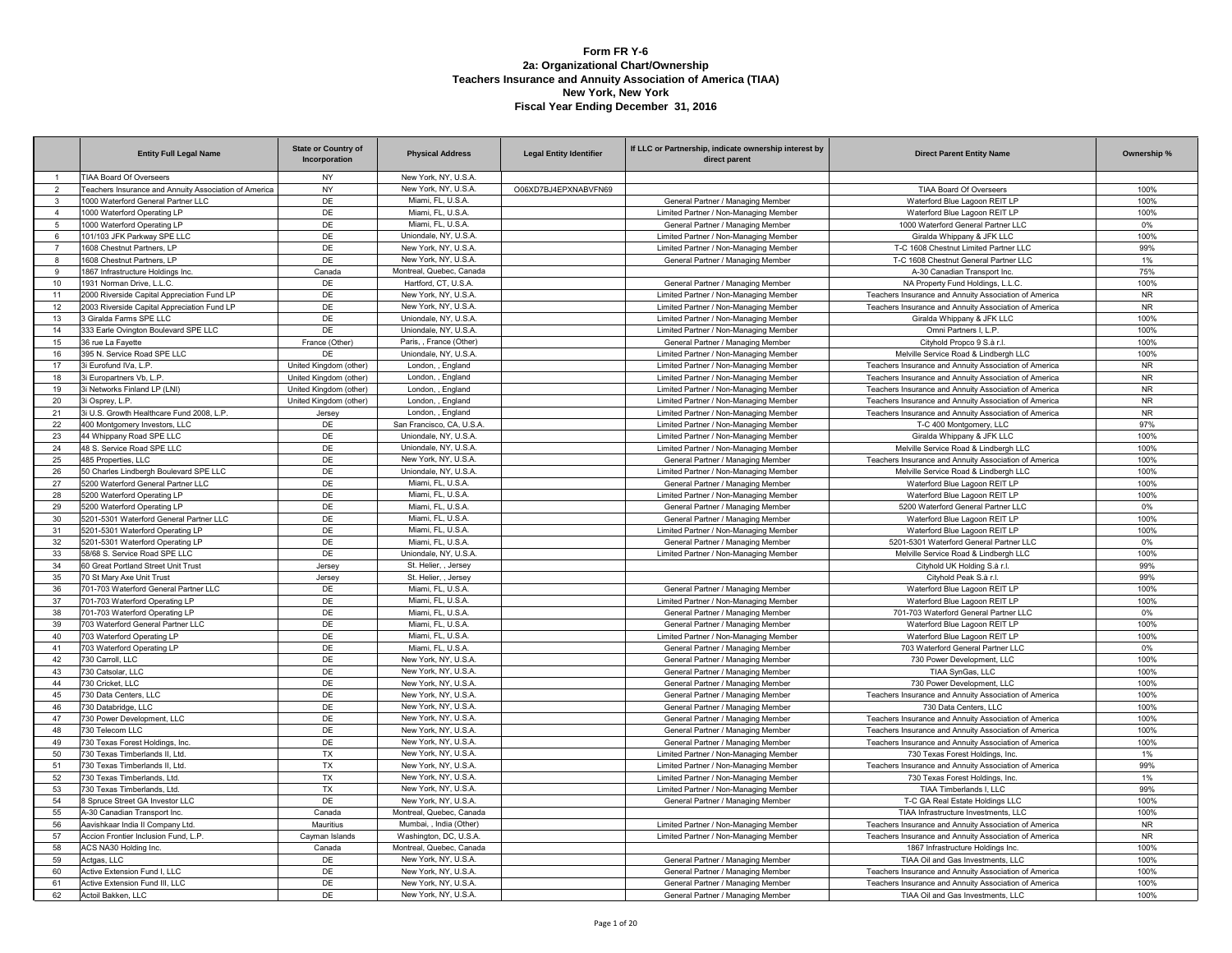# Form FR Y-6
## 2a: Organizational Chart/Ownership
## Teachers Insurance and Annuity Association of America (TIAA)
## New York, New York
## Fiscal Year Ending December 31, 2016

| | Entity Full Legal Name | State or Country of Incorporation | Physical Address | Legal Entity Identifier | If LLC or Partnership, indicate ownership interest by direct parent | Direct Parent Entity Name | Ownership % |
|---|---|---|---|---|---|---|---|
| 1 | TIAA Board Of Overseers | NY | New York, NY, U.S.A. | | | | |
| 2 | Teachers Insurance and Annuity Association of America | NY | New York, NY, U.S.A. | O06XD7BJ4EPXNABVFN69 | | TIAA Board Of Overseers | 100% |
| 3 | 1000 Waterford General Partner LLC | DE | Miami, FL, U.S.A. | | General Partner / Managing Member | Waterford Blue Lagoon REIT LP | 100% |
| 4 | 1000 Waterford Operating LP | DE | Miami, FL, U.S.A. | | Limited Partner / Non-Managing Member | Waterford Blue Lagoon REIT LP | 100% |
| 5 | 1000 Waterford Operating LP | DE | Miami, FL, U.S.A. | | General Partner / Managing Member | 1000 Waterford General Partner LLC | 0% |
| 6 | 101/103 JFK Parkway SPE LLC | DE | Uniondale, NY, U.S.A. | | Limited Partner / Non-Managing Member | Giralda Whippany & JFK LLC | 100% |
| 7 | 1608 Chestnut Partners, LP | DE | New York, NY, U.S.A. | | Limited Partner / Non-Managing Member | T-C 1608 Chestnut Limited Partner LLC | 99% |
| 8 | 1608 Chestnut Partners, LP | DE | New York, NY, U.S.A. | | General Partner / Managing Member | T-C 1608 Chestnut General Partner LLC | 1% |
| 9 | 1867 Infrastructure Holdings Inc. | Canada | Montreal, Quebec, Canada | | | A-30 Canadian Transport Inc. | 75% |
| 10 | 1931 Norman Drive, L.L.C. | DE | Hartford, CT, U.S.A. | | General Partner / Managing Member | NA Property Fund Holdings, L.L.C. | 100% |
| 11 | 2000 Riverside Capital Appreciation Fund LP | DE | New York, NY, U.S.A. | | Limited Partner / Non-Managing Member | Teachers Insurance and Annuity Association of America | NR |
| 12 | 2003 Riverside Capital Appreciation Fund LP | DE | New York, NY, U.S.A. | | Limited Partner / Non-Managing Member | Teachers Insurance and Annuity Association of America | NR |
| 13 | 3 Giralda Farms SPE LLC | DE | Uniondale, NY, U.S.A. | | Limited Partner / Non-Managing Member | Giralda Whippany & JFK LLC | 100% |
| 14 | 333 Earle Ovington Boulevard SPE LLC | DE | Uniondale, NY, U.S.A. | | Limited Partner / Non-Managing Member | Omni Partners I, L.P. | 100% |
| 15 | 36 rue La Fayette | France (Other) | Paris, , France (Other) | | General Partner / Managing Member | Cityhold Propco 9 S.à r.l. | 100% |
| 16 | 395 N. Service Road SPE LLC | DE | Uniondale, NY, U.S.A. | | Limited Partner / Non-Managing Member | Melville Service Road & Lindbergh LLC | 100% |
| 17 | 3i Eurofund IVa, L.P. | United Kingdom (other) | London, , England | | Limited Partner / Non-Managing Member | Teachers Insurance and Annuity Association of America | NR |
| 18 | 3i Europartners Vb, L.P. | United Kingdom (other) | London, , England | | Limited Partner / Non-Managing Member | Teachers Insurance and Annuity Association of America | NR |
| 19 | 3i Networks Finland LP (LNI) | United Kingdom (other) | London, , England | | Limited Partner / Non-Managing Member | Teachers Insurance and Annuity Association of America | NR |
| 20 | 3i Osprey, L.P. | United Kingdom (other) | London, , England | | Limited Partner / Non-Managing Member | Teachers Insurance and Annuity Association of America | NR |
| 21 | 3i U.S. Growth Healthcare Fund 2008, L.P. | Jersey | London, , England | | Limited Partner / Non-Managing Member | Teachers Insurance and Annuity Association of America | NR |
| 22 | 400 Montgomery Investors, LLC | DE | San Francisco, CA, U.S.A. | | Limited Partner / Non-Managing Member | T-C 400 Montgomery, LLC | 97% |
| 23 | 44 Whippany Road SPE LLC | DE | Uniondale, NY, U.S.A. | | Limited Partner / Non-Managing Member | Giralda Whippany & JFK LLC | 100% |
| 24 | 48 S. Service Road SPE LLC | DE | Uniondale, NY, U.S.A. | | Limited Partner / Non-Managing Member | Melville Service Road & Lindbergh LLC | 100% |
| 25 | 485 Properties, LLC | DE | New York, NY, U.S.A. | | General Partner / Managing Member | Teachers Insurance and Annuity Association of America | 100% |
| 26 | 50 Charles Lindbergh Boulevard SPE LLC | DE | Uniondale, NY, U.S.A. | | Limited Partner / Non-Managing Member | Melville Service Road & Lindbergh LLC | 100% |
| 27 | 5200 Waterford General Partner LLC | DE | Miami, FL, U.S.A. | | General Partner / Managing Member | Waterford Blue Lagoon REIT LP | 100% |
| 28 | 5200 Waterford Operating LP | DE | Miami, FL, U.S.A. | | Limited Partner / Non-Managing Member | Waterford Blue Lagoon REIT LP | 100% |
| 29 | 5200 Waterford Operating LP | DE | Miami, FL, U.S.A. | | General Partner / Managing Member | 5200 Waterford General Partner LLC | 0% |
| 30 | 5201-5301 Waterford General Partner LLC | DE | Miami, FL, U.S.A. | | General Partner / Managing Member | Waterford Blue Lagoon REIT LP | 100% |
| 31 | 5201-5301 Waterford Operating LP | DE | Miami, FL, U.S.A. | | Limited Partner / Non-Managing Member | Waterford Blue Lagoon REIT LP | 100% |
| 32 | 5201-5301 Waterford Operating LP | DE | Miami, FL, U.S.A. | | General Partner / Managing Member | 5201-5301 Waterford General Partner LLC | 0% |
| 33 | 58/68 S. Service Road SPE LLC | DE | Uniondale, NY, U.S.A. | | Limited Partner / Non-Managing Member | Melville Service Road & Lindbergh LLC | 100% |
| 34 | 60 Great Portland Street Unit Trust | Jersey | St. Helier, , Jersey | | | Cityhold UK Holding S.à r.l. | 99% |
| 35 | 70 St Mary Axe Unit Trust | Jersey | St. Helier, , Jersey | | | Cityhold Peak S.à r.l. | 99% |
| 36 | 701-703 Waterford General Partner LLC | DE | Miami, FL, U.S.A. | | General Partner / Managing Member | Waterford Blue Lagoon REIT LP | 100% |
| 37 | 701-703 Waterford Operating LP | DE | Miami, FL, U.S.A. | | Limited Partner / Non-Managing Member | Waterford Blue Lagoon REIT LP | 100% |
| 38 | 701-703 Waterford Operating LP | DE | Miami, FL, U.S.A. | | General Partner / Managing Member | 701-703 Waterford General Partner LLC | 0% |
| 39 | 703 Waterford General Partner LLC | DE | Miami, FL, U.S.A. | | General Partner / Managing Member | Waterford Blue Lagoon REIT LP | 100% |
| 40 | 703 Waterford Operating LP | DE | Miami, FL, U.S.A. | | Limited Partner / Non-Managing Member | Waterford Blue Lagoon REIT LP | 100% |
| 41 | 703 Waterford Operating LP | DE | Miami, FL, U.S.A. | | General Partner / Managing Member | 703 Waterford General Partner LLC | 0% |
| 42 | 730 Carroll, LLC | DE | New York, NY, U.S.A. | | General Partner / Managing Member | 730 Power Development, LLC | 100% |
| 43 | 730 Catsolar, LLC | DE | New York, NY, U.S.A. | | General Partner / Managing Member | TIAA SynGas, LLC | 100% |
| 44 | 730 Cricket, LLC | DE | New York, NY, U.S.A. | | General Partner / Managing Member | 730 Power Development, LLC | 100% |
| 45 | 730 Data Centers, LLC | DE | New York, NY, U.S.A. | | General Partner / Managing Member | Teachers Insurance and Annuity Association of America | 100% |
| 46 | 730 Databridge, LLC | DE | New York, NY, U.S.A. | | General Partner / Managing Member | 730 Data Centers, LLC | 100% |
| 47 | 730 Power Development, LLC | DE | New York, NY, U.S.A. | | General Partner / Managing Member | Teachers Insurance and Annuity Association of America | 100% |
| 48 | 730 Telecom LLC | DE | New York, NY, U.S.A. | | General Partner / Managing Member | Teachers Insurance and Annuity Association of America | 100% |
| 49 | 730 Texas Forest Holdings, Inc. | DE | New York, NY, U.S.A. | | General Partner / Managing Member | Teachers Insurance and Annuity Association of America | 100% |
| 50 | 730 Texas Timberlands II, Ltd. | TX | New York, NY, U.S.A. | | Limited Partner / Non-Managing Member | 730 Texas Forest Holdings, Inc. | 1% |
| 51 | 730 Texas Timberlands II, Ltd. | TX | New York, NY, U.S.A. | | Limited Partner / Non-Managing Member | Teachers Insurance and Annuity Association of America | 99% |
| 52 | 730 Texas Timberlands, Ltd. | TX | New York, NY, U.S.A. | | Limited Partner / Non-Managing Member | 730 Texas Forest Holdings, Inc. | 1% |
| 53 | 730 Texas Timberlands, Ltd. | TX | New York, NY, U.S.A. | | Limited Partner / Non-Managing Member | TIAA Timberlands I, LLC | 99% |
| 54 | 8 Spruce Street GA Investor LLC | DE | New York, NY, U.S.A. | | General Partner / Managing Member | T-C GA Real Estate Holdings LLC | 100% |
| 55 | A-30 Canadian Transport Inc. | Canada | Montreal, Quebec, Canada | | | TIAA Infrastructure Investments, LLC | 100% |
| 56 | Aavishkaar India II Company Ltd. | Mauritius | Mumbai, , India (Other) | | Limited Partner / Non-Managing Member | Teachers Insurance and Annuity Association of America | NR |
| 57 | Accion Frontier Inclusion Fund, L.P. | Cayman Islands | Washington, DC, U.S.A. | | Limited Partner / Non-Managing Member | Teachers Insurance and Annuity Association of America | NR |
| 58 | ACS NA30 Holding Inc. | Canada | Montreal, Quebec, Canada | | | 1867 Infrastructure Holdings Inc. | 100% |
| 59 | Actgas, LLC | DE | New York, NY, U.S.A. | | General Partner / Managing Member | TIAA Oil and Gas Investments, LLC | 100% |
| 60 | Active Extension Fund I, LLC | DE | New York, NY, U.S.A. | | General Partner / Managing Member | Teachers Insurance and Annuity Association of America | 100% |
| 61 | Active Extension Fund III, LLC | DE | New York, NY, U.S.A. | | General Partner / Managing Member | Teachers Insurance and Annuity Association of America | 100% |
| 62 | Actoil Bakken, LLC | DE | New York, NY, U.S.A. | | General Partner / Managing Member | TIAA Oil and Gas Investments, LLC | 100% |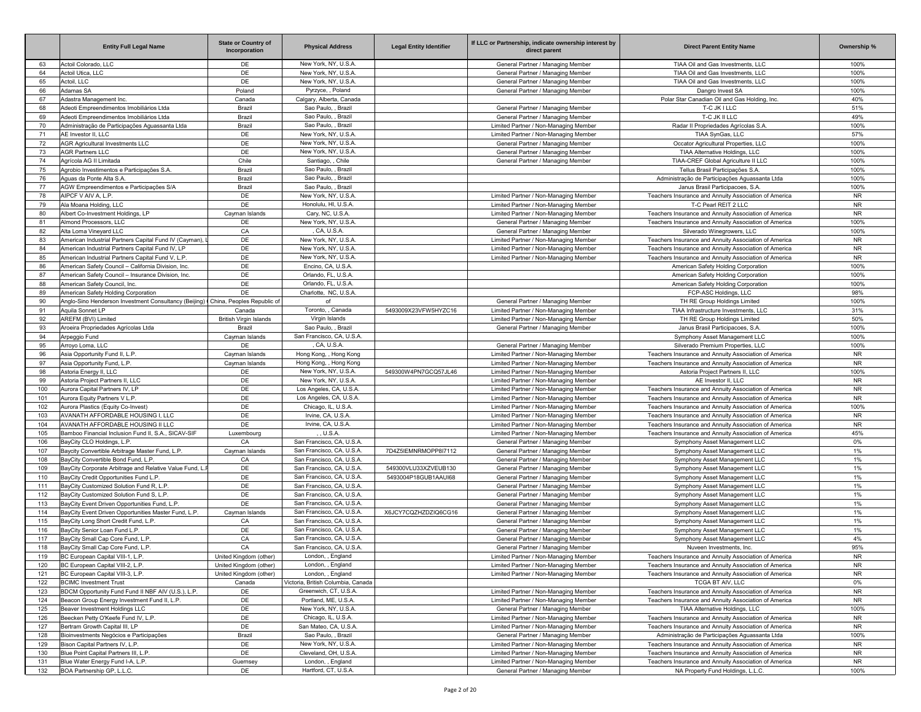| | Entity Full Legal Name | State or Country of Incorporation | Physical Address | Legal Entity Identifier | If LLC or Partnership, indicate ownership interest by direct parent | Direct Parent Entity Name | Ownership % |
|---|---|---|---|---|---|---|---|
| 63 | Actoil Colorado, LLC | DE | New York, NY, U.S.A. | | General Partner / Managing Member | TIAA Oil and Gas Investments, LLC | 100% |
| 64 | Actoil Utica, LLC | DE | New York, NY, U.S.A. | | General Partner / Managing Member | TIAA Oil and Gas Investments, LLC | 100% |
| 65 | Actoil, LLC | DE | New York, NY, U.S.A. | | General Partner / Managing Member | TIAA Oil and Gas Investments, LLC | 100% |
| 66 | Adamas SA | Poland | Pyrzyce, , Poland | | General Partner / Managing Member | Dangro Invest SA | 100% |
| 67 | Adastra Management Inc. | Canada | Calgary, Alberta, Canada | | | Polar Star Canadian Oil and Gas Holding, Inc. | 40% |
| 68 | Adeoti Empreendimentos Imobiliários Ltda | Brazil | Sao Paulo, , Brazil | | General Partner / Managing Member | T-C JK I LLC | 51% |
| 69 | Adeoti Empreendimentos Imobiliários Ltda | Brazil | Sao Paulo, , Brazil | | General Partner / Managing Member | T-C JK II LLC | 49% |
| 70 | Administração de Participações Aguassanta Ltda | Brazil | Sao Paulo, , Brazil | | Limited Partner / Non-Managing Member | Radar II Propriedades Agrícolas S.A. | 100% |
| 71 | AE Investor II, LLC | DE | New York, NY, U.S.A. | | Limited Partner / Non-Managing Member | TIAA SynGas, LLC | 57% |
| 72 | AGR Agricultural Investments LLC | DE | New York, NY, U.S.A. | | General Partner / Managing Member | Occator Agricultural Properties, LLC | 100% |
| 73 | AGR Partners LLC | DE | New York, NY, U.S.A. | | General Partner / Managing Member | TIAA Alternative Holdings, LLC | 100% |
| 74 | Agrícola AG II Limitada | Chile | Santiago, , Chile | | General Partner / Managing Member | TIAA-CREF Global Agriculture II LLC | 100% |
| 75 | Agrobio Investimentos e Participações S.A. | Brazil | Sao Paulo, , Brazil | | | Tellus Brasil Participações S.A. | 100% |
| 76 | Aguas da Ponte Alta S.A. | Brazil | Sao Paulo, , Brazil | | | Administração de Participações Aguassanta Ltda | 100% |
| 77 | AGW Empreendimentos e Participações S/A | Brazil | Sao Paulo, , Brazil | | | Janus Brasil Participacoes, S.A. | 100% |
| 78 | AIPCF V AIV A, L.P. | DE | New York, NY, U.S.A. | | Limited Partner / Non-Managing Member | Teachers Insurance and Annuity Association of America | NR |
| 79 | Ala Moana Holding, LLC | DE | Honolulu, HI, U.S.A. | | Limited Partner / Non-Managing Member | T-C Pearl REIT 2 LLC | NR |
| 80 | Albert Co-Investment Holdings, LP | Cayman Islands | Cary, NC, U.S.A. | | Limited Partner / Non-Managing Member | Teachers Insurance and Annuity Association of America | NR |
| 81 | Almond Processors, LLC | DE | New York, NY, U.S.A. | | General Partner / Managing Member | Teachers Insurance and Annuity Association of America | 100% |
| 82 | Alta Loma Vineyard LLC | CA | , CA, U.S.A. | | General Partner / Managing Member | Silverado Winegrowers, LLC | 100% |
| 83 | American Industrial Partners Capital Fund IV (Cayman), L | DE | New York, NY, U.S.A. | | Limited Partner / Non-Managing Member | Teachers Insurance and Annuity Association of America | NR |
| 84 | American Industrial Partners Capital Fund IV, LP | DE | New York, NY, U.S.A. | | Limited Partner / Non-Managing Member | Teachers Insurance and Annuity Association of America | NR |
| 85 | American Industrial Partners Capital Fund V, L.P. | DE | New York, NY, U.S.A. | | Limited Partner / Non-Managing Member | Teachers Insurance and Annuity Association of America | NR |
| 86 | American Safety Council – California Division, Inc. | DE | Encino, CA, U.S.A. | | | American Safety Holding Corporation | 100% |
| 87 | American Safety Council – Insurance Division, Inc. | DE | Orlando, FL, U.S.A. | | | American Safety Holding Corporation | 100% |
| 88 | American Safety Council, Inc. | DE | Orlando, FL, U.S.A. | | | American Safety Holding Corporation | 100% |
| 89 | American Safety Holding Corporation | DE | Charlotte, NC, U.S.A. | | | FCP-ASC Holdings, LLC | 98% |
| 90 | Anglo-Sino Henderson Investment Consultancy (Beijing) | China, Peoples Republic of | of | | General Partner / Managing Member | TH RE Group Holdings Limited | 100% |
| 91 | Aquila Sonnet LP | Canada | Toronto, , Canada | 5493009X23VFW5HYZC16 | Limited Partner / Non-Managing Member | TIAA Infrastructure Investments, LLC | 31% |
| 92 | AREFM (BVI) Limited | British Virgin Islands | Virgin Islands | | Limited Partner / Non-Managing Member | TH RE Group Holdings Limited | 50% |
| 93 | Aroeira Propriedades Agrícolas Ltda | Brazil | Sao Paulo, , Brazil | | General Partner / Managing Member | Janus Brasil Participacoes, S.A. | 100% |
| 94 | Arpeggio Fund | Cayman Islands | San Francisco, CA, U.S.A. | | | Symphony Asset Management LLC | 100% |
| 95 | Arroyo Loma, LLC | DE | , CA, U.S.A. | | General Partner / Managing Member | Silverado Premium Properties, LLC | 100% |
| 96 | Asia Opportunity Fund II, L.P. | Cayman Islands | Hong Kong, , Hong Kong | | Limited Partner / Non-Managing Member | Teachers Insurance and Annuity Association of America | NR |
| 97 | Asia Opportunity Fund, L.P. | Cayman Islands | Hong Kong, , Hong Kong | | Limited Partner / Non-Managing Member | Teachers Insurance and Annuity Association of America | NR |
| 98 | Astoria Energy II, LLC | DE | New York, NY, U.S.A. | 549300W4PN7GCQ57JL46 | Limited Partner / Non-Managing Member | Astoria Project Partners II, LLC | 100% |
| 99 | Astoria Project Partners II, LLC | DE | New York, NY, U.S.A. | | Limited Partner / Non-Managing Member | AE Investor II, LLC | NR |
| 100 | Aurora Capital Partners IV, LP | DE | Los Angeles, CA, U.S.A. | | Limited Partner / Non-Managing Member | Teachers Insurance and Annuity Association of America | NR |
| 101 | Aurora Equity Partners V L.P. | DE | Los Angeles, CA, U.S.A. | | Limited Partner / Non-Managing Member | Teachers Insurance and Annuity Association of America | NR |
| 102 | Aurora Plastics (Equity Co-Invest) | DE | Chicago, IL, U.S.A. | | Limited Partner / Non-Managing Member | Teachers Insurance and Annuity Association of America | 100% |
| 103 | AVANATH AFFORDABLE HOUSING I, LLC | DE | Irvine, CA, U.S.A. | | Limited Partner / Non-Managing Member | Teachers Insurance and Annuity Association of America | NR |
| 104 | AVANATH AFFORDABLE HOUSING II LLC | DE | Irvine, CA, U.S.A. | | Limited Partner / Non-Managing Member | Teachers Insurance and Annuity Association of America | NR |
| 105 | Bamboo Financial Inclusion Fund II, S.A., SICAV-SIF | Luxembourg | , , U.S.A. | | Limited Partner / Non-Managing Member | Teachers Insurance and Annuity Association of America | 45% |
| 106 | BayCity CLO Holdings, L.P. | CA | San Francisco, CA, U.S.A. | | General Partner / Managing Member | Symphony Asset Management LLC | 0% |
| 107 | Baycity Convertible Arbitrage Master Fund, L.P. | Cayman Islands | San Francisco, CA, U.S.A. | 7D4Z5IEMNRMOPP8I7112 | General Partner / Managing Member | Symphony Asset Management LLC | 1% |
| 108 | BayCity Convertible Bond Fund, L.P. | CA | San Francisco, CA, U.S.A. | | General Partner / Managing Member | Symphony Asset Management LLC | 1% |
| 109 | BayCity Corporate Arbitrage and Relative Value Fund, L.P | DE | San Francisco, CA, U.S.A. | 549300VLU33XZVEUB130 | General Partner / Managing Member | Symphony Asset Management LLC | 1% |
| 110 | BayCity Credit Opportunities Fund L.P. | DE | San Francisco, CA, U.S.A. | 5493004P18GUB1AAUI68 | General Partner / Managing Member | Symphony Asset Management LLC | 1% |
| 111 | BayCity Customized Solution Fund R, L.P. | DE | San Francisco, CA, U.S.A. | | General Partner / Managing Member | Symphony Asset Management LLC | 1% |
| 112 | BayCity Customized Solution Fund S, L.P. | DE | San Francisco, CA, U.S.A. | | General Partner / Managing Member | Symphony Asset Management LLC | 1% |
| 113 | BayCity Event Driven Opportunities Fund, L.P. | DE | San Francisco, CA, U.S.A. | | General Partner / Managing Member | Symphony Asset Management LLC | 1% |
| 114 | BayCity Event Driven Opportunities Master Fund, L.P. | Cayman Islands | San Francisco, CA, U.S.A. | X6JCY7CQZHZDZIQ6CG16 | General Partner / Managing Member | Symphony Asset Management LLC | 1% |
| 115 | BayCity Long Short Credit Fund, L.P. | CA | San Francisco, CA, U.S.A. | | General Partner / Managing Member | Symphony Asset Management LLC | 1% |
| 116 | BayCity Senior Loan Fund L.P. | DE | San Francisco, CA, U.S.A. | | General Partner / Managing Member | Symphony Asset Management LLC | 1% |
| 117 | BayCity Small Cap Core Fund, L.P. | CA | San Francisco, CA, U.S.A. | | General Partner / Managing Member | Symphony Asset Management LLC | 4% |
| 118 | BayCity Small Cap Core Fund, L.P. | CA | San Francisco, CA, U.S.A. | | General Partner / Managing Member | Nuveen Investments, Inc. | 95% |
| 119 | BC European Capital VIII-1, L.P. | United Kingdom (other) | London, , England | | Limited Partner / Non-Managing Member | Teachers Insurance and Annuity Association of America | NR |
| 120 | BC European Capital VIII-2, L.P. | United Kingdom (other) | London, , England | | Limited Partner / Non-Managing Member | Teachers Insurance and Annuity Association of America | NR |
| 121 | BC European Capital VIII-3, L.P. | United Kingdom (other) | London, , England | | Limited Partner / Non-Managing Member | Teachers Insurance and Annuity Association of America | NR |
| 122 | BCIMC Investment Trust | Canada | Victoria, British Columbia, Canada | | | TCGA BT AIV, LLC | 0% |
| 123 | BDCM Opportunity Fund II NBF AIV (U.S.), L.P. | DE | Greenwich, CT, U.S.A. | | Limited Partner / Non-Managing Member | Teachers Insurance and Annuity Association of America | NR |
| 124 | Beacon Group Energy Investment Fund II, L.P. | DE | Portland, ME, U.S.A. | | Limited Partner / Non-Managing Member | Teachers Insurance and Annuity Association of America | NR |
| 125 | Beaver Investment Holdings LLC | DE | New York, NY, U.S.A. | | General Partner / Managing Member | TIAA Alternative Holdings, LLC | 100% |
| 126 | Beecken Petty O'Keefe Fund IV, L.P. | DE | Chicago, IL, U.S.A. | | Limited Partner / Non-Managing Member | Teachers Insurance and Annuity Association of America | NR |
| 127 | Bertram Growth Capital III, LP | DE | San Mateo, CA, U.S.A. | | Limited Partner / Non-Managing Member | Teachers Insurance and Annuity Association of America | NR |
| 128 | Bioinvestments Negócios e Participações | Brazil | Sao Paulo, , Brazil | | General Partner / Managing Member | Administração de Participações Aguassanta Ltda | 100% |
| 129 | Bison Capital Partners IV, L.P. | DE | New York, NY, U.S.A. | | Limited Partner / Non-Managing Member | Teachers Insurance and Annuity Association of America | NR |
| 130 | Blue Point Capital Partners III, L.P. | DE | Cleveland, OH, U.S.A. | | Limited Partner / Non-Managing Member | Teachers Insurance and Annuity Association of America | NR |
| 131 | Blue Water Energy Fund I-A, L.P. | Guernsey | London, , England | | Limited Partner / Non-Managing Member | Teachers Insurance and Annuity Association of America | NR |
| 132 | BOA Partnership GP, L.L.C. | DE | Hartford, CT, U.S.A. | | General Partner / Managing Member | NA Property Fund Holdings, L.L.C. | 100% |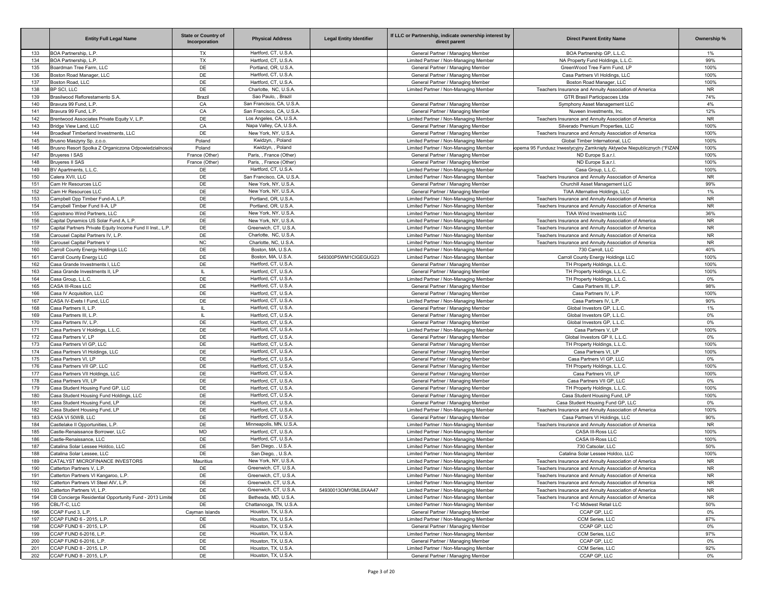| | Entity Full Legal Name | State or Country of Incorporation | Physical Address | Legal Entity Identifier | If LLC or Partnership, indicate ownership interest by direct parent | Direct Parent Entity Name | Ownership % |
|---|---|---|---|---|---|---|---|
| 133 | BOA Partnership, L.P. | TX | Hartford, CT, U.S.A. | | General Partner / Managing Member | BOA Partnership GP, L.L.C. | 1% |
| 134 | BOA Partnership, L.P. | TX | Hartford, CT, U.S.A. | | Limited Partner / Non-Managing Member | NA Property Fund Holdings, L.L.C. | 99% |
| 135 | Boardman Tree Farm, LLC | DE | Portland, OR, U.S.A. | | General Partner / Managing Member | GreenWood Tree Farm Fund, LP | 100% |
| 136 | Boston Road Manager, LLC | DE | Hartford, CT, U.S.A. | | General Partner / Managing Member | Casa Partners VI Holdings, LLC | 100% |
| 137 | Boston Road, LLC | DE | Hartford, CT, U.S.A. | | General Partner / Managing Member | Boston Road Manager, LLC | 100% |
| 138 | BP SCI, LLC | DE | Charlotte, NC, U.S.A. | | Limited Partner / Non-Managing Member | Teachers Insurance and Annuity Association of America | NR |
| 139 | Brasilwood Reflorestamento S.A. | Brazil | Sao Paulo, , Brazil | | | GTR Brasil Participacoes Ltda | 74% |
| 140 | Bravura 99 Fund, L.P. | CA | San Francisco, CA, U.S.A. | | General Partner / Managing Member | Symphony Asset Management LLC | 4% |
| 141 | Bravura 99 Fund, L.P. | CA | San Francisco, CA, U.S.A. | | General Partner / Managing Member | Nuveen Investments, Inc. | 12% |
| 142 | Brentwood Associates Private Equity V, L.P. | DE | Los Angeles, CA, U.S.A. | | Limited Partner / Non-Managing Member | Teachers Insurance and Annuity Association of America | NR |
| 143 | Bridge View Land, LLC | CA | Napa Valley, CA, U.S.A. | | General Partner / Managing Member | Silverado Premium Properties, LLC | 100% |
| 144 | Broadleaf Timberland Investments, LLC | DE | New York, NY, U.S.A. | | General Partner / Managing Member | Teachers Insurance and Annuity Association of America | 100% |
| 145 | Brusno Maszyny Sp. z.o.o. | Poland | Kwidzyn, , Poland | | Limited Partner / Non-Managing Member | Global Timber International, LLC | 100% |
| 146 | Brusno Resort Spolka Z Organiczona Odpowiedzialnoscia | Poland | Kwidzyn, , Poland | | Limited Partner / Non-Managing Member | opema 95 Fundusz Inwestycyjny Zamknięty Aktywów Niepublicznych ("FIZAN | 100% |
| 147 | Bruyeres I SAS | France (Other) | Paris, , France (Other) | | General Partner / Managing Member | ND Europe S.a.r.l. | 100% |
| 148 | Bruyeres II SAS | France (Other) | Paris, , France (Other) | | General Partner / Managing Member | ND Europe S.a.r.l. | 100% |
| 149 | BV Apartments, L.L.C. | DE | Hartford, CT, U.S.A. | | Limited Partner / Non-Managing Member | Casa Group, L.L.C. | 100% |
| 150 | Calera XVII, LLC | DE | San Francisco, CA, U.S.A. | | Limited Partner / Non-Managing Member | Teachers Insurance and Annuity Association of America | NR |
| 151 | Cam Hr Resources LLC | DE | New York, NY, U.S.A. | | General Partner / Managing Member | Churchill Asset Management LLC | 99% |
| 152 | Cam Hr Resources LLC | DE | New York, NY, U.S.A. | | General Partner / Managing Member | TIAA Alternative Holdings, LLC | 1% |
| 153 | Campbell Opp Timber Fund-A, L.P. | DE | Portland, OR, U.S.A. | | Limited Partner / Non-Managing Member | Teachers Insurance and Annuity Association of America | NR |
| 154 | Campbell Timber Fund II-A, LP | DE | Portland, OR, U.S.A. | | Limited Partner / Non-Managing Member | Teachers Insurance and Annuity Association of America | NR |
| 155 | Capistrano Wind Partners, LLC | DE | New York, NY, U.S.A. | | Limited Partner / Non-Managing Member | TIAA Wind Investments LLC | 36% |
| 156 | Capital Dynamics US Solar Fund A, L.P. | DE | New York, NY, U.S.A. | | Limited Partner / Non-Managing Member | Teachers Insurance and Annuity Association of America | NR |
| 157 | Capital Partners Private Equity Income Fund II Inst., L.P. | DE | Greenwich, CT, U.S.A. | | Limited Partner / Non-Managing Member | Teachers Insurance and Annuity Association of America | NR |
| 158 | Carousel Capital Partners IV, L.P. | DE | Charlotte, NC, U.S.A. | | Limited Partner / Non-Managing Member | Teachers Insurance and Annuity Association of America | NR |
| 159 | Carousel Capital Partners V | NC | Charlotte, NC, U.S.A. | | Limited Partner / Non-Managing Member | Teachers Insurance and Annuity Association of America | NR |
| 160 | Carroll County Energy Holdings LLC | DE | Boston, MA, U.S.A. | | Limited Partner / Non-Managing Member | 730 Carroll, LLC | 40% |
| 161 | Carroll County Energy LLC | DE | Boston, MA, U.S.A. | 549300P5WM1CIGEGUG23 | Limited Partner / Non-Managing Member | Carroll County Energy Holdings LLC | 100% |
| 162 | Casa Grande Investments I, LLC | DE | Hartford, CT, U.S.A. | | General Partner / Managing Member | TH Property Holdings, L.L.C. | 100% |
| 163 | Casa Grande Investments II, LP | IL | Hartford, CT, U.S.A. | | General Partner / Managing Member | TH Property Holdings, L.L.C. | 100% |
| 164 | Casa Group, L.L.C. | DE | Hartford, CT, U.S.A. | | Limited Partner / Non-Managing Member | TH Property Holdings, L.L.C. | 0% |
| 165 | CASA III-Ross LLC | DE | Hartford, CT, U.S.A. | | General Partner / Managing Member | Casa Partners III, L.P. | 98% |
| 166 | Casa IV Acquisition, LLC | DE | Hartford, CT, U.S.A. | | General Partner / Managing Member | Casa Partners IV, L.P. | 100% |
| 167 | CASA IV-Evets I Fund, LLC | DE | Hartford, CT, U.S.A. | | Limited Partner / Non-Managing Member | Casa Partners IV, L.P. | 90% |
| 168 | Casa Partners II, L.P. | IL | Hartford, CT, U.S.A. | | General Partner / Managing Member | Global Investors GP, L.L.C. | 1% |
| 169 | Casa Partners III, L.P. | IL | Hartford, CT, U.S.A. | | General Partner / Managing Member | Global Investors GP, L.L.C. | 0% |
| 170 | Casa Partners IV, L.P. | DE | Hartford, CT, U.S.A. | | General Partner / Managing Member | Global Investors GP, L.L.C. | 0% |
| 171 | Casa Partners V Holdings, L.L.C. | DE | Hartford, CT, U.S.A. | | Limited Partner / Non-Managing Member | Casa Partners V, LP | 100% |
| 172 | Casa Partners V, LP | DE | Hartford, CT, U.S.A. | | General Partner / Managing Member | Global Investors GP II, L.L.C. | 0% |
| 173 | Casa Partners VI GP, LLC | DE | Hartford, CT, U.S.A. | | General Partner / Managing Member | TH Property Holdings, L.L.C. | 100% |
| 174 | Casa Partners VI Holdings, LLC | DE | Hartford, CT, U.S.A. | | General Partner / Managing Member | Casa Partners VI, LP | 100% |
| 175 | Casa Partners VI, LP | DE | Hartford, CT, U.S.A. | | General Partner / Managing Member | Casa Partners VI GP, LLC | 0% |
| 176 | Casa Partners VII GP, LLC | DE | Hartford, CT, U.S.A. | | General Partner / Managing Member | TH Property Holdings, L.L.C. | 100% |
| 177 | Casa Partners VII Holdings, LLC | DE | Hartford, CT, U.S.A. | | General Partner / Managing Member | Casa Partners VII, LP | 100% |
| 178 | Casa Partners VII, LP | DE | Hartford, CT, U.S.A. | | General Partner / Managing Member | Casa Partners VII GP, LLC | 0% |
| 179 | Casa Student Housing Fund GP, LLC | DE | Hartford, CT, U.S.A. | | General Partner / Managing Member | TH Property Holdings, L.L.C. | 100% |
| 180 | Casa Student Housing Fund Holdings, LLC | DE | Hartford, CT, U.S.A. | | General Partner / Managing Member | Casa Student Housing Fund, LP | 100% |
| 181 | Casa Student Housing Fund, LP | DE | Hartford, CT, U.S.A. | | General Partner / Managing Member | Casa Student Housing Fund GP, LLC | 0% |
| 182 | Casa Student Housing Fund, LP | DE | Hartford, CT, U.S.A. | | Limited Partner / Non-Managing Member | Teachers Insurance and Annuity Association of America | 100% |
| 183 | CASA VI 50WB, LLC | DE | Hartford, CT, U.S.A. | | General Partner / Managing Member | Casa Partners VI Holdings, LLC | 90% |
| 184 | Castlelake II Opportunities, L.P. | DE | Minneapolis, MN, U.S.A. | | Limited Partner / Non-Managing Member | Teachers Insurance and Annuity Association of America | NR |
| 185 | Castle-Renaissance Borrower, LLC | MD | Hartford, CT, U.S.A. | | Limited Partner / Non-Managing Member | CASA III-Ross LLC | 100% |
| 186 | Castle-Renaissance, LLC | DE | Hartford, CT, U.S.A. | | Limited Partner / Non-Managing Member | CASA III-Ross LLC | 100% |
| 187 | Catalina Solar Lessee Holdco, LLC | DE | San Diego, , U.S.A. | | Limited Partner / Non-Managing Member | 730 Catsolar, LLC | 50% |
| 188 | Catalina Solar Lessee, LLC | DE | San Diego, , U.S.A. | | Limited Partner / Non-Managing Member | Catalina Solar Lessee Holdco, LLC | 100% |
| 189 | CATALYST MICROFINANCE INVESTORS | Mauritius | New York, NY, U.S.A. | | Limited Partner / Non-Managing Member | Teachers Insurance and Annuity Association of America | NR |
| 190 | Catterton Partners V, L.P. | DE | Greenwich, CT, U.S.A. | | Limited Partner / Non-Managing Member | Teachers Insurance and Annuity Association of America | NR |
| 191 | Catterton Partners VI Kangaroo, L.P. | DE | Greenwich, CT, U.S.A. | | Limited Partner / Non-Managing Member | Teachers Insurance and Annuity Association of America | NR |
| 192 | Catterton Partners VI Steel AIV, L.P. | DE | Greenwich, CT, U.S.A. | | Limited Partner / Non-Managing Member | Teachers Insurance and Annuity Association of America | NR |
| 193 | Catterton Partners VI, L.P. | DE | Greenwich, CT, U.S.A. | 54930013OMY0ML0XAA47 | Limited Partner / Non-Managing Member | Teachers Insurance and Annuity Association of America | NR |
| 194 | CB Concierge Residential Opportunity Fund - 2013 Limite | DE | Bethesda, MD, U.S.A. | | Limited Partner / Non-Managing Member | Teachers Insurance and Annuity Association of America | NR |
| 195 | CBL/T-C, LLC | DE | Chattanooga, TN, U.S.A. | | Limited Partner / Non-Managing Member | T-C Midwest Retail LLC | 50% |
| 196 | CCAP Fund 3, L.P. | Cayman Islands | Houston, TX, U.S.A. | | General Partner / Managing Member | CCAP GP, LLC | 0% |
| 197 | CCAP FUND 6 - 2015, L.P. | DE | Houston, TX, U.S.A. | | Limited Partner / Non-Managing Member | CCM Series, LLC | 87% |
| 198 | CCAP FUND 6 - 2015, L.P. | DE | Houston, TX, U.S.A. | | General Partner / Managing Member | CCAP GP, LLC | 0% |
| 199 | CCAP FUND 6-2016, L.P. | DE | Houston, TX, U.S.A. | | Limited Partner / Non-Managing Member | CCM Series, LLC | 97% |
| 200 | CCAP FUND 6-2016, L.P. | DE | Houston, TX, U.S.A. | | General Partner / Managing Member | CCAP GP, LLC | 0% |
| 201 | CCAP FUND 8 - 2015, L.P. | DE | Houston, TX, U.S.A. | | Limited Partner / Non-Managing Member | CCM Series, LLC | 92% |
| 202 | CCAP FUND 8 - 2015, L.P. | DE | Houston, TX, U.S.A. | | General Partner / Managing Member | CCAP GP, LLC | 0% |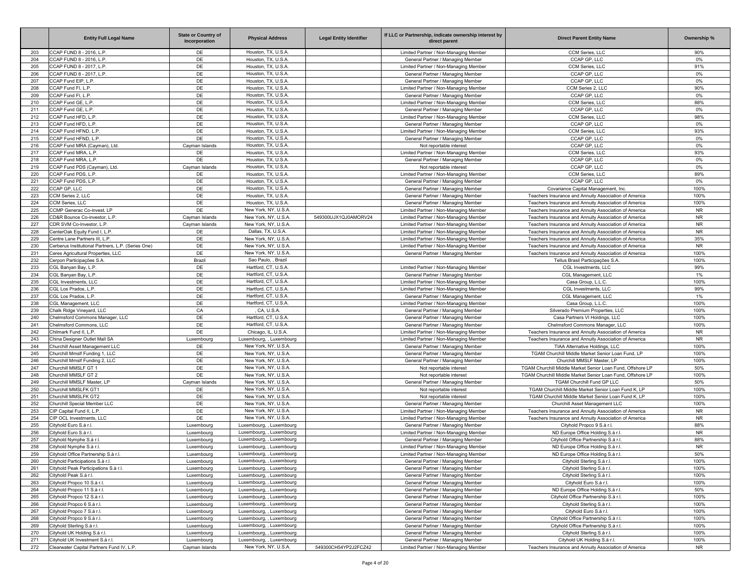| | Entity Full Legal Name | State or Country of Incorporation | Physical Address | Legal Entity Identifier | If LLC or Partnership, indicate ownership interest by direct parent | Direct Parent Entity Name | Ownership % |
|---|---|---|---|---|---|---|---|
| 203 | CCAP FUND 8 - 2016, L.P. | DE | Houston, TX, U.S.A. | | Limited Partner / Non-Managing Member | CCM Series, LLC | 90% |
| 204 | CCAP FUND 8 - 2016, L.P. | DE | Houston, TX, U.S.A. | | General Partner / Managing Member | CCAP GP, LLC | 0% |
| 205 | CCAP FUND 8 - 2017, L.P. | DE | Houston, TX, U.S.A. | | Limited Partner / Non-Managing Member | CCM Series, LLC | 91% |
| 206 | CCAP FUND 8 - 2017, L.P. | DE | Houston, TX, U.S.A. | | General Partner / Managing Member | CCAP GP, LLC | 0% |
| 207 | CCAP Fund EIP, L.P. | DE | Houston, TX, U.S.A. | | General Partner / Managing Member | CCAP GP, LLC | 0% |
| 208 | CCAP Fund FI, L.P. | DE | Houston, TX, U.S.A. | | Limited Partner / Non-Managing Member | CCM Series 2, LLC | 90% |
| 209 | CCAP Fund FI, L.P. | DE | Houston, TX, U.S.A. | | General Partner / Managing Member | CCAP GP, LLC | 0% |
| 210 | CCAP Fund GE, L.P. | DE | Houston, TX, U.S.A. | | Limited Partner / Non-Managing Member | CCM Series, LLC | 88% |
| 211 | CCAP Fund GE, L.P. | DE | Houston, TX, U.S.A. | | General Partner / Managing Member | CCAP GP, LLC | 0% |
| 212 | CCAP Fund HFD, L.P. | DE | Houston, TX, U.S.A. | | Limited Partner / Non-Managing Member | CCM Series, LLC | 98% |
| 213 | CCAP Fund HFD, L.P. | DE | Houston, TX, U.S.A. | | General Partner / Managing Member | CCAP GP, LLC | 0% |
| 214 | CCAP Fund HFND, L.P. | DE | Houston, TX, U.S.A. | | Limited Partner / Non-Managing Member | CCM Series, LLC | 93% |
| 215 | CCAP Fund HFND, L.P. | DE | Houston, TX, U.S.A. | | General Partner / Managing Member | CCAP GP, LLC | 0% |
| 216 | CCAP Fund MRA (Cayman), Ltd. | Cayman Islands | Houston, TX, U.S.A. | | Not reportable interest | CCAP GP, LLC | 0% |
| 217 | CCAP Fund MRA, L.P. | DE | Houston, TX, U.S.A. | | Limited Partner / Non-Managing Member | CCM Series, LLC | 93% |
| 218 | CCAP Fund MRA, L.P. | DE | Houston, TX, U.S.A. | | General Partner / Managing Member | CCAP GP, LLC | 0% |
| 219 | CCAP Fund PDS (Cayman), Ltd. | Cayman Islands | Houston, TX, U.S.A. | | Not reportable interest | CCAP GP, LLC | 0% |
| 220 | CCAP Fund PDS, L.P. | DE | Houston, TX, U.S.A. | | Limited Partner / Non-Managing Member | CCM Series, LLC | 89% |
| 221 | CCAP Fund PDS, L.P. | DE | Houston, TX, U.S.A. | | General Partner / Managing Member | CCAP GP, LLC | 0% |
| 222 | CCAP GP, LLC | DE | Houston, TX, U.S.A. | | General Partner / Managing Member | Covariance Capital Management, Inc. | 100% |
| 223 | CCM Series 2, LLC | DE | Houston, TX, U.S.A. | | General Partner / Managing Member | Teachers Insurance and Annuity Association of America | 100% |
| 224 | CCM Series, LLC | DE | Houston, TX, U.S.A. | | General Partner / Managing Member | Teachers Insurance and Annuity Association of America | 100% |
| 225 | CCMP Generac Co-invest, LP | DE | New York, NY, U.S.A. | | Limited Partner / Non-Managing Member | Teachers Insurance and Annuity Association of America | NR |
| 226 | CD&R Bounce Co-investor, L.P. | Cayman Islands | New York, NY, U.S.A. | 549300UJX1QJ0AMORV24 | Limited Partner / Non-Managing Member | Teachers Insurance and Annuity Association of America | NR |
| 227 | CDR SVM Co-Investor, L.P. | Cayman Islands | New York, NY, U.S.A. | | Limited Partner / Non-Managing Member | Teachers Insurance and Annuity Association of America | NR |
| 228 | CenterOak Equity Fund I, L.P. | DE | Dallas, TX, U.S.A. | | Limited Partner / Non-Managing Member | Teachers Insurance and Annuity Association of America | NR |
| 229 | Centre Lane Partners III, L.P. | DE | New York, NY, U.S.A. | | Limited Partner / Non-Managing Member | Teachers Insurance and Annuity Association of America | 35% |
| 230 | Cerberus Institutional Partners, L.P. (Series One) | DE | New York, NY, U.S.A. | | Limited Partner / Non-Managing Member | Teachers Insurance and Annuity Association of America | NR |
| 231 | Ceres Agricultural Properties, LLC | DE | New York, NY, U.S.A. | | General Partner / Managing Member | Teachers Insurance and Annuity Association of America | 100% |
| 232 | Cerpon Participações S.A. | Brazil | Sao Paulo, , Brazil | | | Tellus Brasil Participações S.A. | 100% |
| 233 | CGL Banyan Bay, L.P. | DE | Hartford, CT, U.S.A. | | Limited Partner / Non-Managing Member | CGL Investments, LLC | 99% |
| 234 | CGL Banyan Bay, L.P. | DE | Hartford, CT, U.S.A. | | General Partner / Managing Member | CGL Management, LLC | 1% |
| 235 | CGL Investments, LLC | DE | Hartford, CT, U.S.A. | | Limited Partner / Non-Managing Member | Casa Group, L.L.C. | 100% |
| 236 | CGL Los Prados, L.P. | DE | Hartford, CT, U.S.A. | | Limited Partner / Non-Managing Member | CGL Investments, LLC | 99% |
| 237 | CGL Los Prados, L.P. | DE | Hartford, CT, U.S.A. | | General Partner / Managing Member | CGL Management, LLC | 1% |
| 238 | CGL Management, LLC | DE | Hartford, CT, U.S.A. | | Limited Partner / Non-Managing Member | Casa Group, L.L.C. | 100% |
| 239 | Chalk Ridge Vineyard, LLC | CA | , CA, U.S.A. | | General Partner / Managing Member | Silverado Premium Properties, LLC | 100% |
| 240 | Chelmsford Commons Manager, LLC | DE | Hartford, CT, U.S.A. | | General Partner / Managing Member | Casa Partners VI Holdings, LLC | 100% |
| 241 | Chelmsford Commons, LLC | DE | Hartford, CT, U.S.A. | | General Partner / Managing Member | Chelmsford Commons Manager, LLC | 100% |
| 242 | Chilmark Fund II, L.P. | DE | Chicago, IL, U.S.A. | | Limited Partner / Non-Managing Member | Teachers Insurance and Annuity Association of America | NR |
| 243 | China Designer Outlet Mall SA | Luxembourg | Luxembourg, , Luxembourg | | Limited Partner / Non-Managing Member | Teachers Insurance and Annuity Association of America | NR |
| 244 | Churchill Asset Management LLC | DE | New York, NY, U.S.A. | | General Partner / Managing Member | TIAA Alternative Holdings, LLC | 100% |
| 245 | Churchill Mmslf Funding 1, LLC | DE | New York, NY, U.S.A. | | General Partner / Managing Member | TGAM Churchill Middle Market Senior Loan Fund, LP | 100% |
| 246 | Churchill Mmslf Funding 2, LLC | DE | New York, NY, U.S.A. | | General Partner / Managing Member | Churchill MMSLF Master, LP | 100% |
| 247 | Churchill MMSLF GT 1 | DE | New York, NY, U.S.A. | | Not reportable interest | TGAM Churchill Middle Market Senior Loan Fund, Offshore LP | 50% |
| 248 | Churchill MMSLF GT 2 | DE | New York, NY, U.S.A. | | Not reportable interest | TGAM Churchill Middle Market Senior Loan Fund, Offshore LP | 100% |
| 249 | Churchill MMSLF Master, LP | Cayman Islands | New York, NY, U.S.A. | | General Partner / Managing Member | TGAM Churchill Fund GP LLC | 50% |
| 250 | Churchill MMSLFK GT1 | DE | New York, NY, U.S.A. | | Not reportable interest | TGAM Churchill Middle Market Senior Loan Fund K, LP | 100% |
| 251 | Churchill MMSLFK GT2 | DE | New York, NY, U.S.A. | | Not reportable interest | TGAM Churchill Middle Market Senior Loan Fund K, LP | 100% |
| 252 | Churchill Special Member LLC | DE | New York, NY, U.S.A. | | General Partner / Managing Member | Churchill Asset Management LLC | 100% |
| 253 | CIP Capital Fund II, L.P. | DE | New York, NY, U.S.A. | | Limited Partner / Non-Managing Member | Teachers Insurance and Annuity Association of America | NR |
| 254 | CIP OCL Investments, LLC | DE | New York, NY, U.S.A. | | Limited Partner / Non-Managing Member | Teachers Insurance and Annuity Association of America | NR |
| 255 | Cityhold Euro S.à r.l. | Luxembourg | Luxembourg, , Luxembourg | | General Partner / Managing Member | Cityhold Propco 9 S.à r.l. | 88% |
| 256 | Cityhold Euro S.à r.l. | Luxembourg | Luxembourg, , Luxembourg | | Limited Partner / Non-Managing Member | ND Europe Office Holding S.à r.l. | NR |
| 257 | Cityhold Nymphe S.à r.l. | Luxembourg | Luxembourg, , Luxembourg | | General Partner / Managing Member | Cityhold Office Partnership S.à r.l. | 88% |
| 258 | Cityhold Nymphe S.à r.l. | Luxembourg | Luxembourg, , Luxembourg | | Limited Partner / Non-Managing Member | ND Europe Office Holding S.à r.l. | NR |
| 259 | Cityhold Office Partnership S.à r.l. | Luxembourg | Luxembourg, , Luxembourg | | Limited Partner / Non-Managing Member | ND Europe Office Holding S.à r.l. | 50% |
| 260 | Cityhold Participations S.à r.l. | Luxembourg | Luxembourg, , Luxembourg | | General Partner / Managing Member | Cityhold Sterling S.à r.l. | 100% |
| 261 | Cityhold Peak Participations S.à r.l. | Luxembourg | Luxembourg, , Luxembourg | | General Partner / Managing Member | Cityhold Sterling S.à r.l. | 100% |
| 262 | Cityhold Peak S.à r.l. | Luxembourg | Luxembourg, , Luxembourg | | General Partner / Managing Member | Cityhold Sterling S.à r.l. | 100% |
| 263 | Cityhold Propco 10 S.à r.l. | Luxembourg | Luxembourg, , Luxembourg | | General Partner / Managing Member | Cityhold Euro S.à r.l. | 100% |
| 264 | Cityhold Propco 11 S.à r.l. | Luxembourg | Luxembourg, , Luxembourg | | General Partner / Managing Member | ND Europe Office Holding S.à r.l. | 50% |
| 265 | Cityhold Propco 12 S.à r.l. | Luxembourg | Luxembourg, , Luxembourg | | General Partner / Managing Member | Cityhold Office Partnership S.à r.l. | 100% |
| 266 | Cityhold Propco 6 S.à r.l. | Luxembourg | Luxembourg, , Luxembourg | | General Partner / Managing Member | Cityhold Sterling S.à r.l. | 100% |
| 267 | Cityhold Propco 7 S.à r.l. | Luxembourg | Luxembourg, , Luxembourg | | General Partner / Managing Member | Cityhold Euro S.à r.l. | 100% |
| 268 | Cityhold Propco 9 S.à r.l. | Luxembourg | Luxembourg, , Luxembourg | | General Partner / Managing Member | Cityhold Office Partnership S.à r.l. | 100% |
| 269 | Cityhold Sterling S.à r.l. | Luxembourg | Luxembourg, , Luxembourg | | General Partner / Managing Member | Cityhold Office Partnership S.à r.l. | 100% |
| 270 | Cityhold UK Holding S.à r.l. | Luxembourg | Luxembourg, , Luxembourg | | General Partner / Managing Member | Cityhold Sterling S.à r.l. | 100% |
| 271 | Cityhold UK Investment S.à r.l. | Luxembourg | Luxembourg, , Luxembourg | | General Partner / Managing Member | Cityhold UK Holding S.à r.l. | 100% |
| 272 | Clearwater Capital Partners Fund IV, L.P. | Cayman Islands | New York, NY, U.S.A. | 549300CH54YP2J2FCZ42 | Limited Partner / Non-Managing Member | Teachers Insurance and Annuity Association of America | NR |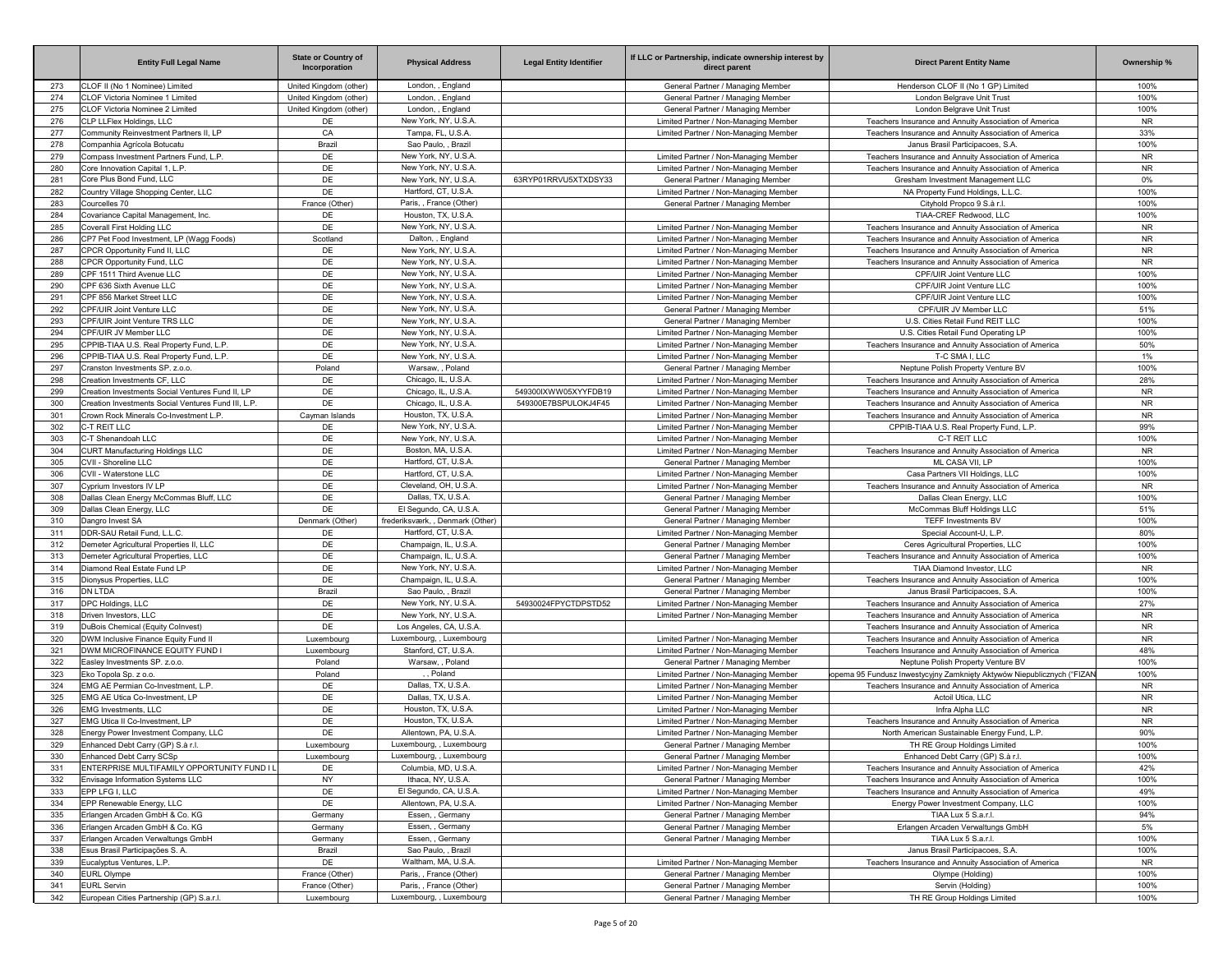| | Entity Full Legal Name | State or Country of Incorporation | Physical Address | Legal Entity Identifier | If LLC or Partnership, indicate ownership interest by direct parent | Direct Parent Entity Name | Ownership % |
|---|---|---|---|---|---|---|---|
| 273 | CLOF II (No 1 Nominee) Limited | United Kingdom (other) | London, , England | | General Partner / Managing Member | Henderson CLOF II (No 1 GP) Limited | 100% |
| 274 | CLOF Victoria Nominee 1 Limited | United Kingdom (other) | London, , England | | General Partner / Managing Member | London Belgrave Unit Trust | 100% |
| 275 | CLOF Victoria Nominee 2 Limited | United Kingdom (other) | London, , England | | General Partner / Managing Member | London Belgrave Unit Trust | 100% |
| 276 | CLP LLFlex Holdings, LLC | DE | New York, NY, U.S.A. | | Limited Partner / Non-Managing Member | Teachers Insurance and Annuity Association of America | NR |
| 277 | Community Reinvestment Partners II, LP | CA | Tampa, FL, U.S.A. | | Limited Partner / Non-Managing Member | Teachers Insurance and Annuity Association of America | 33% |
| 278 | Companhia Agricola Botucatu | Brazil | Sao Paulo, , Brazil | | | Janus Brasil Participacoes, S.A. | 100% |
| 279 | Compass Investment Partners Fund, L.P. | DE | New York, NY, U.S.A. | | Limited Partner / Non-Managing Member | Teachers Insurance and Annuity Association of America | NR |
| 280 | Core Innovation Capital 1, L.P. | DE | New York, NY, U.S.A. | | Limited Partner / Non-Managing Member | Teachers Insurance and Annuity Association of America | NR |
| 281 | Core Plus Bond Fund, LLC | DE | New York, NY, U.S.A. | 63RYP01RRVU5XTXDSY33 | General Partner / Managing Member | Gresham Investment Management LLC | 0% |
| 282 | Country Village Shopping Center, LLC | DE | Hartford, CT, U.S.A. | | Limited Partner / Non-Managing Member | NA Property Fund Holdings, L.L.C. | 100% |
| 283 | Courcelles 70 | France (Other) | Paris, , France (Other) | | General Partner / Managing Member | Cityhold Propco 9 S.à r.l. | 100% |
| 284 | Covariance Capital Management, Inc. | DE | Houston, TX, U.S.A. | | | TIAA-CREF Redwood, LLC | 100% |
| 285 | Coverall First Holding LLC | DE | New York, NY, U.S.A. | | Limited Partner / Non-Managing Member | Teachers Insurance and Annuity Association of America | NR |
| 286 | CP7 Pet Food Investment, LP (Wagg Foods) | Scotland | Dalton, , England | | Limited Partner / Non-Managing Member | Teachers Insurance and Annuity Association of America | NR |
| 287 | CPCR Opportunity Fund II, LLC | DE | New York, NY, U.S.A. | | Limited Partner / Non-Managing Member | Teachers Insurance and Annuity Association of America | NR |
| 288 | CPCR Opportunity Fund, LLC | DE | New York, NY, U.S.A. | | Limited Partner / Non-Managing Member | Teachers Insurance and Annuity Association of America | NR |
| 289 | CPF 1511 Third Avenue LLC | DE | New York, NY, U.S.A. | | Limited Partner / Non-Managing Member | CPF/UIR Joint Venture LLC | 100% |
| 290 | CPF 636 Sixth Avenue LLC | DE | New York, NY, U.S.A. | | Limited Partner / Non-Managing Member | CPF/UIR Joint Venture LLC | 100% |
| 291 | CPF 856 Market Street LLC | DE | New York, NY, U.S.A. | | Limited Partner / Non-Managing Member | CPF/UIR Joint Venture LLC | 100% |
| 292 | CPF/UIR Joint Venture LLC | DE | New York, NY, U.S.A. | | General Partner / Managing Member | CPF/UIR JV Member LLC | 51% |
| 293 | CPF/UIR Joint Venture TRS LLC | DE | New York, NY, U.S.A. | | General Partner / Managing Member | U.S. Cities Retail Fund REIT LLC | 100% |
| 294 | CPF/UIR JV Member LLC | DE | New York, NY, U.S.A. | | Limited Partner / Non-Managing Member | U.S. Cities Retail Fund Operating LP | 100% |
| 295 | CPPIB-TIAA U.S. Real Property Fund, L.P. | DE | New York, NY, U.S.A. | | Limited Partner / Non-Managing Member | Teachers Insurance and Annuity Association of America | 50% |
| 296 | CPPIB-TIAA U.S. Real Property Fund, L.P. | DE | New York, NY, U.S.A. | | Limited Partner / Non-Managing Member | T-C SMA I, LLC | 1% |
| 297 | Cranston Investments SP. z.o.o. | Poland | Warsaw, , Poland | | General Partner / Managing Member | Neptune Polish Property Venture BV | 100% |
| 298 | Creation Investments CF, LLC | DE | Chicago, IL, U.S.A. | | Limited Partner / Non-Managing Member | Teachers Insurance and Annuity Association of America | 28% |
| 299 | Creation Investments Social Ventures Fund II, LP | DE | Chicago, IL, U.S.A. | 549300IXWW05XYYFDB19 | Limited Partner / Non-Managing Member | Teachers Insurance and Annuity Association of America | NR |
| 300 | Creation Investments Social Ventures Fund III, L.P. | DE | Chicago, IL, U.S.A. | 549300E7BSPULOKJ4F45 | Limited Partner / Non-Managing Member | Teachers Insurance and Annuity Association of America | NR |
| 301 | Crown Rock Minerals Co-Investment L.P. | Cayman Islands | Houston, TX, U.S.A. | | Limited Partner / Non-Managing Member | Teachers Insurance and Annuity Association of America | NR |
| 302 | C-T REIT LLC | DE | New York, NY, U.S.A. | | Limited Partner / Non-Managing Member | CPPIB-TIAA U.S. Real Property Fund, L.P. | 99% |
| 303 | C-T Shenandoah LLC | DE | New York, NY, U.S.A. | | Limited Partner / Non-Managing Member | C-T REIT LLC | 100% |
| 304 | CURT Manufacturing Holdings LLC | DE | Boston, MA, U.S.A. | | Limited Partner / Non-Managing Member | Teachers Insurance and Annuity Association of America | NR |
| 305 | CVII - Shoreline LLC | DE | Hartford, CT, U.S.A. | | General Partner / Managing Member | ML CASA VII, LP | 100% |
| 306 | CVII - Waterstone LLC | DE | Hartford, CT, U.S.A. | | Limited Partner / Non-Managing Member | Casa Partners VII Holdings, LLC | 100% |
| 307 | Cyprium Investors IV LP | DE | Cleveland, OH, U.S.A. | | Limited Partner / Non-Managing Member | Teachers Insurance and Annuity Association of America | NR |
| 308 | Dallas Clean Energy McCommas Bluff, LLC | DE | Dallas, TX, U.S.A. | | General Partner / Managing Member | Dallas Clean Energy, LLC | 100% |
| 309 | Dallas Clean Energy, LLC | DE | El Segundo, CA, U.S.A. | | General Partner / Managing Member | McCommas Bluff Holdings LLC | 51% |
| 310 | Dangro Invest SA | Denmark (Other) | frederiksværk, , Denmark (Other) | | General Partner / Managing Member | TEFF Investments BV | 100% |
| 311 | DDR-SAU Retail Fund, L.L.C. | DE | Hartford, CT, U.S.A. | | Limited Partner / Non-Managing Member | Special Account-U, L.P. | 80% |
| 312 | Demeter Agricultural Properties II, LLC | DE | Champaign, IL, U.S.A. | | General Partner / Managing Member | Ceres Agricultural Properties, LLC | 100% |
| 313 | Demeter Agricultural Properties, LLC | DE | Champaign, IL, U.S.A. | | General Partner / Managing Member | Teachers Insurance and Annuity Association of America | 100% |
| 314 | Diamond Real Estate Fund LP | DE | New York, NY, U.S.A. | | Limited Partner / Non-Managing Member | TIAA Diamond Investor, LLC | NR |
| 315 | Dionysus Properties, LLC | DE | Champaign, IL, U.S.A. | | General Partner / Managing Member | Teachers Insurance and Annuity Association of America | 100% |
| 316 | DN LTDA | Brazil | Sao Paulo, , Brazil | | General Partner / Managing Member | Janus Brasil Participacoes, S.A. | 100% |
| 317 | DPC Holdings, LLC | DE | New York, NY, U.S.A. | 54930024FPYCTDPSTD52 | Limited Partner / Non-Managing Member | Teachers Insurance and Annuity Association of America | 27% |
| 318 | Driven Investors, LLC | DE | New York, NY, U.S.A. | | Limited Partner / Non-Managing Member | Teachers Insurance and Annuity Association of America | NR |
| 319 | DuBois Chemical (Equity CoInvest) | DE | Los Angeles, CA, U.S.A. | | | Teachers Insurance and Annuity Association of America | NR |
| 320 | DWM Inclusive Finance Equity Fund II | Luxembourg | Luxembourg, , Luxembourg | | Limited Partner / Non-Managing Member | Teachers Insurance and Annuity Association of America | NR |
| 321 | DWM MICROFINANCE EQUITY FUND I | Luxembourg | Stanford, CT, U.S.A. | | Limited Partner / Non-Managing Member | Teachers Insurance and Annuity Association of America | 48% |
| 322 | Easley Investments SP. z.o.o. | Poland | Warsaw, , Poland | | General Partner / Managing Member | Neptune Polish Property Venture BV | 100% |
| 323 | Eko Topola Sp. z o.o. | Poland | , , Poland | | Limited Partner / Non-Managing Member | opema 95 Fundusz Inwestycyjny Zamknięty Aktywów Niepublicznych ("FIZAN | 100% |
| 324 | EMG AE Permian Co-Investment, L.P. | DE | Dallas, TX, U.S.A. | | Limited Partner / Non-Managing Member | Teachers Insurance and Annuity Association of America | NR |
| 325 | EMG AE Utica Co-Investment, LP | DE | Dallas, TX, U.S.A. | | Limited Partner / Non-Managing Member | Actoil Utica, LLC | NR |
| 326 | EMG Investments, LLC | DE | Houston, TX, U.S.A. | | Limited Partner / Non-Managing Member | Infra Alpha LLC | NR |
| 327 | EMG Utica II Co-Investment, LP | DE | Houston, TX, U.S.A. | | Limited Partner / Non-Managing Member | Teachers Insurance and Annuity Association of America | NR |
| 328 | Energy Power Investment Company, LLC | DE | Allentown, PA, U.S.A. | | Limited Partner / Non-Managing Member | North American Sustainable Energy Fund, L.P. | 90% |
| 329 | Enhanced Debt Carry (GP) S.à r.l. | Luxembourg | Luxembourg, , Luxembourg | | General Partner / Managing Member | TH RE Group Holdings Limited | 100% |
| 330 | Enhanced Debt Carry SCSp | Luxembourg | Luxembourg, , Luxembourg | | General Partner / Managing Member | Enhanced Debt Carry (GP) S.à r.l. | 100% |
| 331 | ENTERPRISE MULTIFAMILY OPPORTUNITY FUND I L | DE | Columbia, MD, U.S.A. | | Limited Partner / Non-Managing Member | Teachers Insurance and Annuity Association of America | 42% |
| 332 | Envisage Information Systems LLC | NY | Ithaca, NY, U.S.A. | | General Partner / Managing Member | Teachers Insurance and Annuity Association of America | 100% |
| 333 | EPP LFG I, LLC | DE | El Segundo, CA, U.S.A. | | Limited Partner / Non-Managing Member | Teachers Insurance and Annuity Association of America | 49% |
| 334 | EPP Renewable Energy, LLC | DE | Allentown, PA, U.S.A. | | Limited Partner / Non-Managing Member | Energy Power Investment Company, LLC | 100% |
| 335 | Erlangen Arcaden GmbH & Co. KG | Germany | Essen, , Germany | | General Partner / Managing Member | TIAA Lux 5 S.a.r.l. | 94% |
| 336 | Erlangen Arcaden GmbH & Co. KG | Germany | Essen, , Germany | | General Partner / Managing Member | Erlangen Arcaden Verwaltungs GmbH | 5% |
| 337 | Erlangen Arcaden Verwaltungs GmbH | Germany | Essen, , Germany | | General Partner / Managing Member | TIAA Lux 5 S.a.r.l. | 100% |
| 338 | Esus Brasil Participações S. A. | Brazil | Sao Paulo, , Brazil | | | Janus Brasil Participacoes, S.A. | 100% |
| 339 | Eucalyptus Ventures, L.P. | DE | Waltham, MA, U.S.A. | | Limited Partner / Non-Managing Member | Teachers Insurance and Annuity Association of America | NR |
| 340 | EURL Olympe | France (Other) | Paris, , France (Other) | | General Partner / Managing Member | Olympe (Holding) | 100% |
| 341 | EURL Servin | France (Other) | Paris, , France (Other) | | General Partner / Managing Member | Servin (Holding) | 100% |
| 342 | European Cities Partnership (GP) S.a.r.l. | Luxembourg | Luxembourg, , Luxembourg | | General Partner / Managing Member | TH RE Group Holdings Limited | 100% |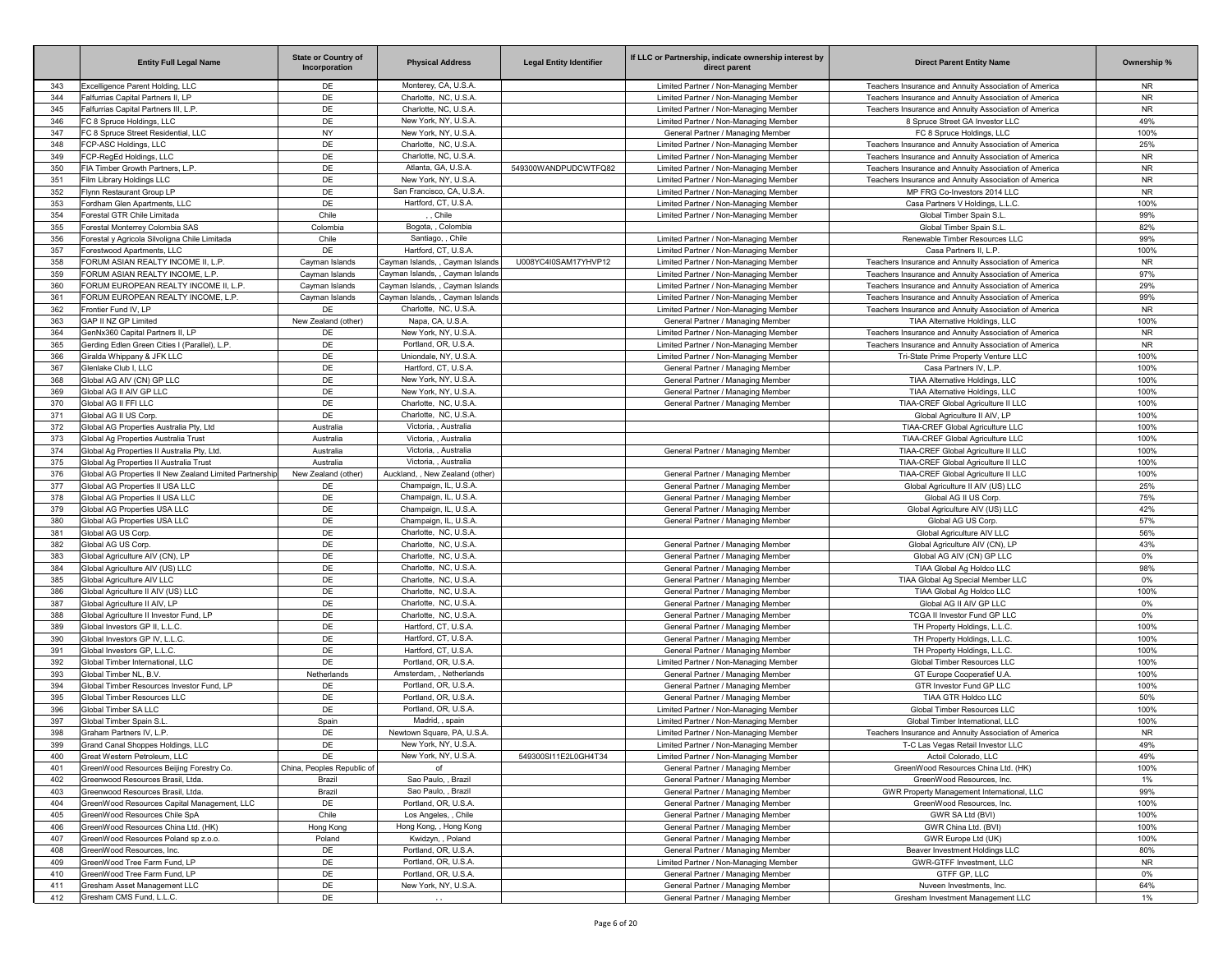| | Entity Full Legal Name | State or Country of Incorporation | Physical Address | Legal Entity Identifier | If LLC or Partnership, indicate ownership interest by direct parent | Direct Parent Entity Name | Ownership % |
|---|---|---|---|---|---|---|---|
| 343 | Excelligence Parent Holding, LLC | DE | Monterey, CA, U.S.A. | | Limited Partner / Non-Managing Member | Teachers Insurance and Annuity Association of America | NR |
| 344 | Falfurrias Capital Partners II, LP | DE | Charlotte, NC, U.S.A. | | Limited Partner / Non-Managing Member | Teachers Insurance and Annuity Association of America | NR |
| 345 | Falfurrias Capital Partners III, L.P. | DE | Charlotte, NC, U.S.A. | | Limited Partner / Non-Managing Member | Teachers Insurance and Annuity Association of America | NR |
| 346 | FC 8 Spruce Holdings, LLC | DE | New York, NY, U.S.A. | | Limited Partner / Non-Managing Member | 8 Spruce Street GA Investor LLC | 49% |
| 347 | FC 8 Spruce Street Residential, LLC | NY | New York, NY, U.S.A. | | General Partner / Managing Member | FC 8 Spruce Holdings, LLC | 100% |
| 348 | FCP-ASC Holdings, LLC | DE | Charlotte, NC, U.S.A. | | Limited Partner / Non-Managing Member | Teachers Insurance and Annuity Association of America | 25% |
| 349 | FCP-RegEd Holdings, LLC | DE | Charlotte, NC, U.S.A. | | Limited Partner / Non-Managing Member | Teachers Insurance and Annuity Association of America | NR |
| 350 | FIA Timber Growth Partners, L.P. | DE | Atlanta, GA, U.S.A. | 549300WANDPUDCWTFQ82 | Limited Partner / Non-Managing Member | Teachers Insurance and Annuity Association of America | NR |
| 351 | Film Library Holdings LLC | DE | New York, NY, U.S.A. | | Limited Partner / Non-Managing Member | Teachers Insurance and Annuity Association of America | NR |
| 352 | Flynn Restaurant Group LP | DE | San Francisco, CA, U.S.A. | | Limited Partner / Non-Managing Member | MP FRG Co-Investors 2014 LLC | NR |
| 353 | Fordham Glen Apartments, LLC | DE | Hartford, CT, U.S.A. | | Limited Partner / Non-Managing Member | Casa Partners V Holdings, L.L.C. | 100% |
| 354 | Forestal GTR Chile Limitada | Chile | , , Chile | | Limited Partner / Non-Managing Member | Global Timber Spain S.L. | 99% |
| 355 | Forestal Monterrey Colombia SAS | Colombia | Bogota, , Colombia | | | Global Timber Spain S.L. | 82% |
| 356 | Forestal y Agricola Silvoligna Chile Limitada | Chile | Santiago, , Chile | | Limited Partner / Non-Managing Member | Renewable Timber Resources LLC | 99% |
| 357 | Forestwood Apartments, LLC | DE | Hartford, CT, U.S.A. | | Limited Partner / Non-Managing Member | Casa Partners II, L.P. | 100% |
| 358 | FORUM ASIAN REALTY INCOME II, L.P. | Cayman Islands | Cayman Islands, , Cayman Islands | U008YC4I0SAM17YHVP12 | Limited Partner / Non-Managing Member | Teachers Insurance and Annuity Association of America | NR |
| 359 | FORUM ASIAN REALTY INCOME, L.P. | Cayman Islands | Cayman Islands, , Cayman Islands | | Limited Partner / Non-Managing Member | Teachers Insurance and Annuity Association of America | 97% |
| 360 | FORUM EUROPEAN REALTY INCOME II, L.P. | Cayman Islands | Cayman Islands, , Cayman Islands | | Limited Partner / Non-Managing Member | Teachers Insurance and Annuity Association of America | 29% |
| 361 | FORUM EUROPEAN REALTY INCOME, L.P. | Cayman Islands | Cayman Islands, , Cayman Islands | | Limited Partner / Non-Managing Member | Teachers Insurance and Annuity Association of America | 99% |
| 362 | Frontier Fund IV, LP | DE | Charlotte, NC, U.S.A. | | Limited Partner / Non-Managing Member | Teachers Insurance and Annuity Association of America | NR |
| 363 | GAP II NZ GP Limited | New Zealand (other) | Napa, CA, U.S.A. | | General Partner / Managing Member | TIAA Alternative Holdings, LLC | 100% |
| 364 | GenNx360 Capital Partners II, LP | DE | New York, NY, U.S.A. | | Limited Partner / Non-Managing Member | Teachers Insurance and Annuity Association of America | NR |
| 365 | Gerding Edlen Green Cities I (Parallel), L.P. | DE | Portland, OR, U.S.A. | | Limited Partner / Non-Managing Member | Teachers Insurance and Annuity Association of America | NR |
| 366 | Giralda Whippany & JFK LLC | DE | Uniondale, NY, U.S.A. | | Limited Partner / Non-Managing Member | Tri-State Prime Property Venture LLC | 100% |
| 367 | Glenlake Club I, LLC | DE | Hartford, CT, U.S.A. | | General Partner / Managing Member | Casa Partners IV, L.P. | 100% |
| 368 | Global AG AIV (CN) GP LLC | DE | New York, NY, U.S.A. | | General Partner / Managing Member | TIAA Alternative Holdings, LLC | 100% |
| 369 | Global AG II AIV GP LLC | DE | New York, NY, U.S.A. | | General Partner / Managing Member | TIAA Alternative Holdings, LLC | 100% |
| 370 | Global AG II FFI LLC | DE | Charlotte, NC, U.S.A. | | General Partner / Managing Member | TIAA-CREF Global Agriculture II LLC | 100% |
| 371 | Global AG II US Corp. | DE | Charlotte, NC, U.S.A. | | | Global Agriculture II AIV, LP | 100% |
| 372 | Global AG Properties Australia Pty, Ltd | Australia | Victoria, , Australia | | | TIAA-CREF Global Agriculture LLC | 100% |
| 373 | Global Ag Properties Australia Trust | Australia | Victoria, , Australia | | | TIAA-CREF Global Agriculture LLC | 100% |
| 374 | Global Ag Properties II Australia Pty, Ltd. | Australia | Victoria, , Australia | | General Partner / Managing Member | TIAA-CREF Global Agriculture II LLC | 100% |
| 375 | Global Ag Properties II Australia Trust | Australia | Victoria, , Australia | | | TIAA-CREF Global Agriculture II LLC | 100% |
| 376 | Global AG Properties II New Zealand Limited Partnership | New Zealand (other) | Auckland, , New Zealand (other) | | General Partner / Managing Member | TIAA-CREF Global Agriculture II LLC | 100% |
| 377 | Global AG Properties II USA LLC | DE | Champaign, IL, U.S.A. | | General Partner / Managing Member | Global Agriculture II AIV (US) LLC | 25% |
| 378 | Global AG Properties II USA LLC | DE | Champaign, IL, U.S.A. | | General Partner / Managing Member | Global AG II US Corp. | 75% |
| 379 | Global AG Properties USA LLC | DE | Champaign, IL, U.S.A. | | General Partner / Managing Member | Global Agriculture AIV (US) LLC | 42% |
| 380 | Global AG Properties USA LLC | DE | Champaign, IL, U.S.A. | | General Partner / Managing Member | Global AG US Corp. | 57% |
| 381 | Global AG US Corp. | DE | Charlotte, NC, U.S.A. | | | Global Agriculture AIV LLC | 56% |
| 382 | Global AG US Corp. | DE | Charlotte, NC, U.S.A. | | General Partner / Managing Member | Global Agriculture AIV (CN), LP | 43% |
| 383 | Global Agriculture AIV (CN), LP | DE | Charlotte, NC, U.S.A. | | General Partner / Managing Member | Global AG AIV (CN) GP LLC | 0% |
| 384 | Global Agriculture AIV (US) LLC | DE | Charlotte, NC, U.S.A. | | General Partner / Managing Member | TIAA Global Ag Holdco LLC | 98% |
| 385 | Global Agriculture AIV LLC | DE | Charlotte, NC, U.S.A. | | General Partner / Managing Member | TIAA Global Ag Special Member LLC | 0% |
| 386 | Global Agriculture II AIV (US) LLC | DE | Charlotte, NC, U.S.A. | | General Partner / Managing Member | TIAA Global Ag Holdco LLC | 100% |
| 387 | Global Agriculture II AIV, LP | DE | Charlotte, NC, U.S.A. | | General Partner / Managing Member | Global AG II AIV GP LLC | 0% |
| 388 | Global Agriculture II Investor Fund, LP | DE | Charlotte, NC, U.S.A. | | General Partner / Managing Member | TCGA II Investor Fund GP LLC | 0% |
| 389 | Global Investors GP II, L.L.C. | DE | Hartford, CT, U.S.A. | | General Partner / Managing Member | TH Property Holdings, L.L.C. | 100% |
| 390 | Global Investors GP IV, L.L.C. | DE | Hartford, CT, U.S.A. | | General Partner / Managing Member | TH Property Holdings, L.L.C. | 100% |
| 391 | Global Investors GP, L.L.C. | DE | Hartford, CT, U.S.A. | | General Partner / Managing Member | TH Property Holdings, L.L.C. | 100% |
| 392 | Global Timber International, LLC | DE | Portland, OR, U.S.A. | | Limited Partner / Non-Managing Member | Global Timber Resources LLC | 100% |
| 393 | Global Timber NL, B.V. | Netherlands | Amsterdam, , Netherlands | | General Partner / Managing Member | GT Europe Cooperatief U.A. | 100% |
| 394 | Global Timber Resources Investor Fund, LP | DE | Portland, OR, U.S.A. | | General Partner / Managing Member | GTR Investor Fund GP LLC | 100% |
| 395 | Global Timber Resources LLC | DE | Portland, OR, U.S.A. | | General Partner / Managing Member | TIAA GTR Holdco LLC | 50% |
| 396 | Global Timber SA LLC | DE | Portland, OR, U.S.A. | | Limited Partner / Non-Managing Member | Global Timber Resources LLC | 100% |
| 397 | Global Timber Spain S.L. | Spain | Madrid, , spain | | Limited Partner / Non-Managing Member | Global Timber International, LLC | 100% |
| 398 | Graham Partners IV, L.P. | DE | Newtown Square, PA, U.S.A. | | Limited Partner / Non-Managing Member | Teachers Insurance and Annuity Association of America | NR |
| 399 | Grand Canal Shoppes Holdings, LLC | DE | New York, NY, U.S.A. | | Limited Partner / Non-Managing Member | T-C Las Vegas Retail Investor LLC | 49% |
| 400 | Great Western Petroleum, LLC | DE | New York, NY, U.S.A. | 549300SI11E2L0GH4T34 | Limited Partner / Non-Managing Member | Actoil Colorado, LLC | 49% |
| 401 | GreenWood Resources Beijing Forestry Co. | China, Peoples Republic of | of | | General Partner / Managing Member | GreenWood Resources China Ltd. (HK) | 100% |
| 402 | Greenwood Resources Brasil, Ltda. | Brazil | Sao Paulo, , Brazil | | General Partner / Managing Member | GreenWood Resources, Inc. | 1% |
| 403 | Greenwood Resources Brasil, Ltda. | Brazil | Sao Paulo, , Brazil | | General Partner / Managing Member | GWR Property Management International, LLC | 99% |
| 404 | GreenWood Resources Capital Management, LLC | DE | Portland, OR, U.S.A. | | General Partner / Managing Member | GreenWood Resources, Inc. | 100% |
| 405 | GreenWood Resources Chile SpA | Chile | Los Angeles, , Chile | | General Partner / Managing Member | GWR SA Ltd (BVI) | 100% |
| 406 | GreenWood Resources China Ltd. (HK) | Hong Kong | Hong Kong, , Hong Kong | | General Partner / Managing Member | GWR China Ltd. (BVI) | 100% |
| 407 | GreenWood Resources Poland sp z.o.o. | Poland | Kwidzyn, , Poland | | General Partner / Managing Member | GWR Europe Ltd (UK) | 100% |
| 408 | GreenWood Resources, Inc. | DE | Portland, OR, U.S.A. | | General Partner / Managing Member | Beaver Investment Holdings LLC | 80% |
| 409 | GreenWood Tree Farm Fund, LP | DE | Portland, OR, U.S.A. | | Limited Partner / Non-Managing Member | GWR-GTFF Investment, LLC | NR |
| 410 | GreenWood Tree Farm Fund, LP | DE | Portland, OR, U.S.A. | | General Partner / Managing Member | GTFF GP, LLC | 0% |
| 411 | Gresham Asset Management LLC | DE | New York, NY, U.S.A. | | General Partner / Managing Member | Nuveen Investments, Inc. | 64% |
| 412 | Gresham CMS Fund, L.L.C. | DE | , , | | General Partner / Managing Member | Gresham Investment Management LLC | 1% |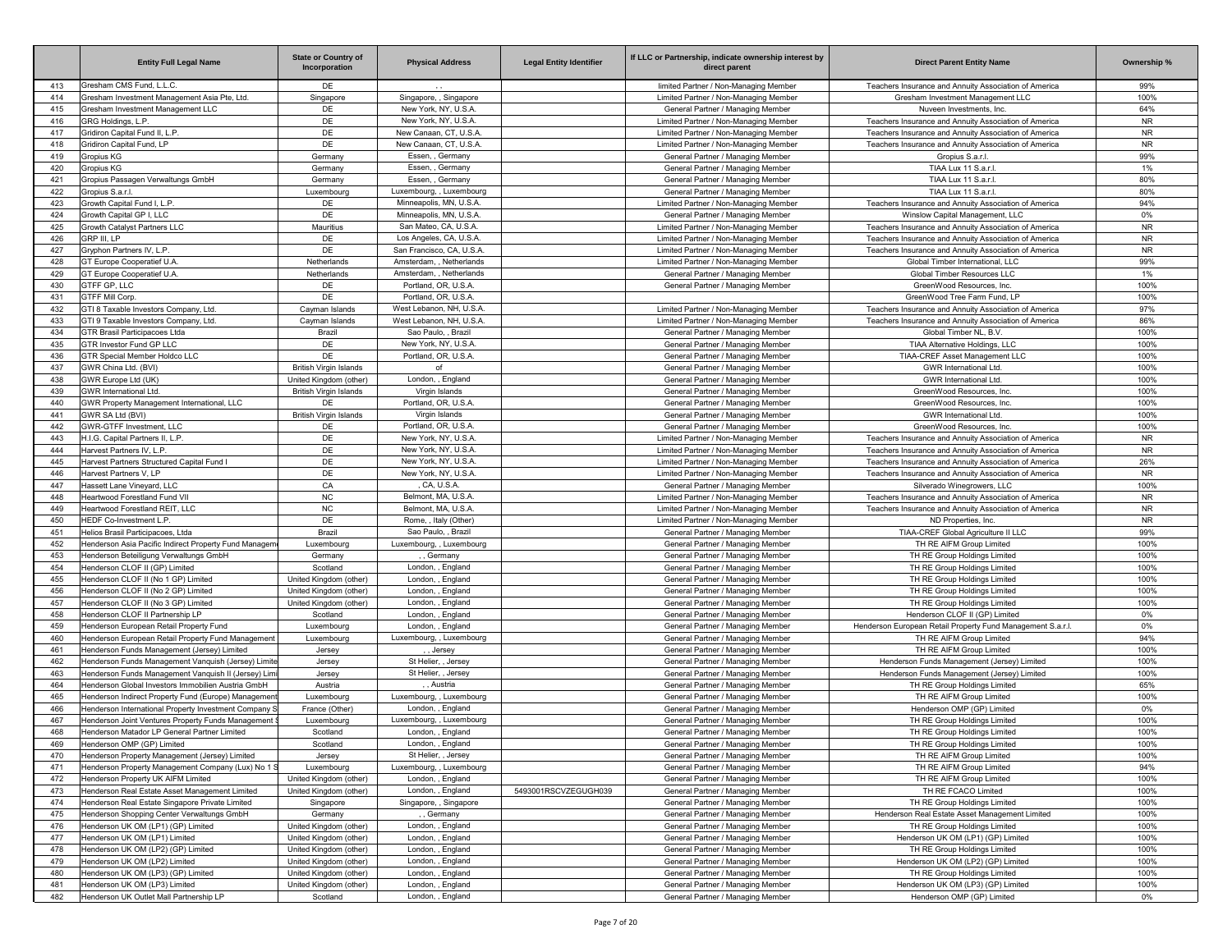| | Entity Full Legal Name | State or Country of Incorporation | Physical Address | Legal Entity Identifier | If LLC or Partnership, indicate ownership interest by direct parent | Direct Parent Entity Name | Ownership % |
|---|---|---|---|---|---|---|---|
| 413 | Gresham CMS Fund, L.L.C. | DE | , , | | limited Partner / Non-Managing Member | Teachers Insurance and Annuity Association of America | 99% |
| 414 | Gresham Investment Management Asia Pte, Ltd. | Singapore | Singapore, , Singapore | | Limited Partner / Non-Managing Member | Gresham Investment Management LLC | 100% |
| 415 | Gresham Investment Management LLC | DE | New York, NY, U.S.A. | | General Partner / Managing Member | Nuveen Investments, Inc. | 64% |
| 416 | GRG Holdings, L.P. | DE | New York, NY, U.S.A. | | Limited Partner / Non-Managing Member | Teachers Insurance and Annuity Association of America | NR |
| 417 | Gridiron Capital Fund II, L.P. | DE | New Canaan, CT, U.S.A. | | Limited Partner / Non-Managing Member | Teachers Insurance and Annuity Association of America | NR |
| 418 | Gridiron Capital Fund, LP | DE | New Canaan, CT, U.S.A. | | Limited Partner / Non-Managing Member | Teachers Insurance and Annuity Association of America | NR |
| 419 | Gropius KG | Germany | Essen, , Germany | | General Partner / Managing Member | Gropius S.a.r.l. | 99% |
| 420 | Gropius KG | Germany | Essen, , Germany | | General Partner / Managing Member | TIAA Lux 11 S.a.r.l. | 1% |
| 421 | Gropius Passagen Verwaltungs GmbH | Germany | Essen, , Germany | | General Partner / Managing Member | TIAA Lux 11 S.a.r.l. | 80% |
| 422 | Gropius S.a.r.l. | Luxembourg | Luxembourg, , Luxembourg | | General Partner / Managing Member | TIAA Lux 11 S.a.r.l. | 80% |
| 423 | Growth Capital Fund I, L.P. | DE | Minneapolis, MN, U.S.A. | | Limited Partner / Non-Managing Member | Teachers Insurance and Annuity Association of America | 94% |
| 424 | Growth Capital GP I, LLC | DE | Minneapolis, MN, U.S.A. | | General Partner / Managing Member | Winslow Capital Management, LLC | 0% |
| 425 | Growth Catalyst Partners LLC | Mauritius | San Mateo, CA, U.S.A. | | Limited Partner / Non-Managing Member | Teachers Insurance and Annuity Association of America | NR |
| 426 | GRP III, LP | DE | Los Angeles, CA, U.S.A. | | Limited Partner / Non-Managing Member | Teachers Insurance and Annuity Association of America | NR |
| 427 | Gryphon Partners IV, L.P. | DE | San Francisco, CA, U.S.A. | | Limited Partner / Non-Managing Member | Teachers Insurance and Annuity Association of America | NR |
| 428 | GT Europe Cooperatief U.A. | Netherlands | Amsterdam, , Netherlands | | Limited Partner / Non-Managing Member | Global Timber International, LLC | 99% |
| 429 | GT Europe Cooperatief U.A. | Netherlands | Amsterdam, , Netherlands | | General Partner / Managing Member | Global Timber Resources LLC | 1% |
| 430 | GTFF GP, LLC | DE | Portland, OR, U.S.A. | | General Partner / Managing Member | GreenWood Resources, Inc. | 100% |
| 431 | GTFF Mill Corp. | DE | Portland, OR, U.S.A. | | | GreenWood Tree Farm Fund, LP | 100% |
| 432 | GTI 8 Taxable Investors Company, Ltd. | Cayman Islands | West Lebanon, NH, U.S.A. | | Limited Partner / Non-Managing Member | Teachers Insurance and Annuity Association of America | 97% |
| 433 | GTI 9 Taxable Investors Company, Ltd. | Cayman Islands | West Lebanon, NH, U.S.A. | | Limited Partner / Non-Managing Member | Teachers Insurance and Annuity Association of America | 86% |
| 434 | GTR Brasil Participacoes Ltda | Brazil | Sao Paulo, , Brazil | | General Partner / Managing Member | Global Timber NL, B.V. | 100% |
| 435 | GTR Investor Fund GP LLC | DE | New York, NY, U.S.A. | | General Partner / Managing Member | TIAA Alternative Holdings, LLC | 100% |
| 436 | GTR Special Member Holdco LLC | DE | Portland, OR, U.S.A. | | General Partner / Managing Member | TIAA-CREF Asset Management LLC | 100% |
| 437 | GWR China Ltd. (BVI) | British Virgin Islands | of | | General Partner / Managing Member | GWR International Ltd. | 100% |
| 438 | GWR Europe Ltd (UK) | United Kingdom (other) | London, , England | | General Partner / Managing Member | GWR International Ltd. | 100% |
| 439 | GWR International Ltd. | British Virgin Islands | Virgin Islands | | General Partner / Managing Member | GreenWood Resources, Inc. | 100% |
| 440 | GWR Property Management International, LLC | DE | Portland, OR, U.S.A. | | General Partner / Managing Member | GreenWood Resources, Inc. | 100% |
| 441 | GWR SA Ltd (BVI) | British Virgin Islands | Virgin Islands | | General Partner / Managing Member | GWR International Ltd. | 100% |
| 442 | GWR-GTFF Investment, LLC | DE | Portland, OR, U.S.A. | | General Partner / Managing Member | GreenWood Resources, Inc. | 100% |
| 443 | H.I.G. Capital Partners II, L.P. | DE | New York, NY, U.S.A. | | Limited Partner / Non-Managing Member | Teachers Insurance and Annuity Association of America | NR |
| 444 | Harvest Partners IV, L.P. | DE | New York, NY, U.S.A. | | Limited Partner / Non-Managing Member | Teachers Insurance and Annuity Association of America | NR |
| 445 | Harvest Partners Structured Capital Fund I | DE | New York, NY, U.S.A. | | Limited Partner / Non-Managing Member | Teachers Insurance and Annuity Association of America | 26% |
| 446 | Harvest Partners V, LP | DE | New York, NY, U.S.A. | | Limited Partner / Non-Managing Member | Teachers Insurance and Annuity Association of America | NR |
| 447 | Hassett Lane Vineyard, LLC | CA | , CA, U.S.A. | | General Partner / Managing Member | Silverado Winegrowers, LLC | 100% |
| 448 | Heartwood Forestland Fund VII | NC | Belmont, MA, U.S.A. | | Limited Partner / Non-Managing Member | Teachers Insurance and Annuity Association of America | NR |
| 449 | Heartwood Forestland REIT, LLC | NC | Belmont, MA, U.S.A. | | Limited Partner / Non-Managing Member | Teachers Insurance and Annuity Association of America | NR |
| 450 | HEDF Co-Investment L.P. | DE | Rome, , Italy (Other) | | Limited Partner / Non-Managing Member | ND Properties, Inc. | NR |
| 451 | Helios Brasil Participacoes, Ltda | Brazil | Sao Paulo, , Brazil | | General Partner / Managing Member | TIAA-CREF Global Agriculture II LLC | 99% |
| 452 | Henderson Asia Pacific Indirect Property Fund Managem | Luxembourg | Luxembourg, , Luxembourg | | General Partner / Managing Member | TH RE AIFM Group Limited | 100% |
| 453 | Henderson Beteiligung Verwaltungs GmbH | Germany | , , Germany | | General Partner / Managing Member | TH RE Group Holdings Limited | 100% |
| 454 | Henderson CLOF II (GP) Limited | Scotland | London, , England | | General Partner / Managing Member | TH RE Group Holdings Limited | 100% |
| 455 | Henderson CLOF II (No 1 GP) Limited | United Kingdom (other) | London, , England | | General Partner / Managing Member | TH RE Group Holdings Limited | 100% |
| 456 | Henderson CLOF II (No 2 GP) Limited | United Kingdom (other) | London, , England | | General Partner / Managing Member | TH RE Group Holdings Limited | 100% |
| 457 | Henderson CLOF II (No 3 GP) Limited | United Kingdom (other) | London, , England | | General Partner / Managing Member | TH RE Group Holdings Limited | 100% |
| 458 | Henderson CLOF II Partnership LP | Scotland | London, , England | | General Partner / Managing Member | Henderson CLOF II (GP) Limited | 0% |
| 459 | Henderson European Retail Property Fund | Luxembourg | London, , England | | General Partner / Managing Member | Henderson European Retail Property Fund Management S.a.r.l. | 0% |
| 460 | Henderson European Retail Property Fund Management | Luxembourg | Luxembourg, , Luxembourg | | General Partner / Managing Member | TH RE AIFM Group Limited | 94% |
| 461 | Henderson Funds Management (Jersey) Limited | Jersey | , , Jersey | | General Partner / Managing Member | TH RE AIFM Group Limited | 100% |
| 462 | Henderson Funds Management Vanquish (Jersey) Limite | Jersey | St Helier, , Jersey | | General Partner / Managing Member | Henderson Funds Management (Jersey) Limited | 100% |
| 463 | Henderson Funds Management Vanquish II (Jersey) Limi | Jersey | St Helier, , Jersey | | General Partner / Managing Member | Henderson Funds Management (Jersey) Limited | 100% |
| 464 | Henderson Global Investors Immobilien Austria GmbH | Austria | , , Austria | | General Partner / Managing Member | TH RE Group Holdings Limited | 65% |
| 465 | Henderson Indirect Property Fund (Europe) Management | Luxembourg | Luxembourg, , Luxembourg | | General Partner / Managing Member | TH RE AIFM Group Limited | 100% |
| 466 | Henderson International Property Investment Company S | France (Other) | London, , England | | General Partner / Managing Member | Henderson OMP (GP) Limited | 0% |
| 467 | Henderson Joint Ventures Property Funds Management S | Luxembourg | Luxembourg, , Luxembourg | | General Partner / Managing Member | TH RE Group Holdings Limited | 100% |
| 468 | Henderson Matador LP General Partner Limited | Scotland | London, , England | | General Partner / Managing Member | TH RE Group Holdings Limited | 100% |
| 469 | Henderson OMP (GP) Limited | Scotland | London, , England | | General Partner / Managing Member | TH RE Group Holdings Limited | 100% |
| 470 | Henderson Property Management (Jersey) Limited | Jersey | St Helier, , Jersey | | General Partner / Managing Member | TH RE AIFM Group Limited | 100% |
| 471 | Henderson Property Management Company (Lux) No 1 S | Luxembourg | Luxembourg, , Luxembourg | | General Partner / Managing Member | TH RE AIFM Group Limited | 94% |
| 472 | Henderson Property UK AIFM Limited | United Kingdom (other) | London, , England | | General Partner / Managing Member | TH RE AIFM Group Limited | 100% |
| 473 | Henderson Real Estate Asset Management Limited | United Kingdom (other) | London, , England | 5493001RSCVZEGUGH039 | General Partner / Managing Member | TH RE FCACO Limited | 100% |
| 474 | Henderson Real Estate Singapore Private Limited | Singapore | Singapore, , Singapore | | General Partner / Managing Member | TH RE Group Holdings Limited | 100% |
| 475 | Henderson Shopping Center Verwaltungs GmbH | Germany | , , Germany | | General Partner / Managing Member | Henderson Real Estate Asset Management Limited | 100% |
| 476 | Henderson UK OM (LP1) (GP) Limited | United Kingdom (other) | London, , England | | General Partner / Managing Member | TH RE Group Holdings Limited | 100% |
| 477 | Henderson UK OM (LP1) Limited | United Kingdom (other) | London, , England | | General Partner / Managing Member | Henderson UK OM (LP1) (GP) Limited | 100% |
| 478 | Henderson UK OM (LP2) (GP) Limited | United Kingdom (other) | London, , England | | General Partner / Managing Member | TH RE Group Holdings Limited | 100% |
| 479 | Henderson UK OM (LP2) Limited | United Kingdom (other) | London, , England | | General Partner / Managing Member | Henderson UK OM (LP2) (GP) Limited | 100% |
| 480 | Henderson UK OM (LP3) (GP) Limited | United Kingdom (other) | London, , England | | General Partner / Managing Member | TH RE Group Holdings Limited | 100% |
| 481 | Henderson UK OM (LP3) Limited | United Kingdom (other) | London, , England | | General Partner / Managing Member | Henderson UK OM (LP3) (GP) Limited | 100% |
| 482 | Henderson UK Outlet Mall Partnership LP | Scotland | London, , England | | General Partner / Managing Member | Henderson OMP (GP) Limited | 0% |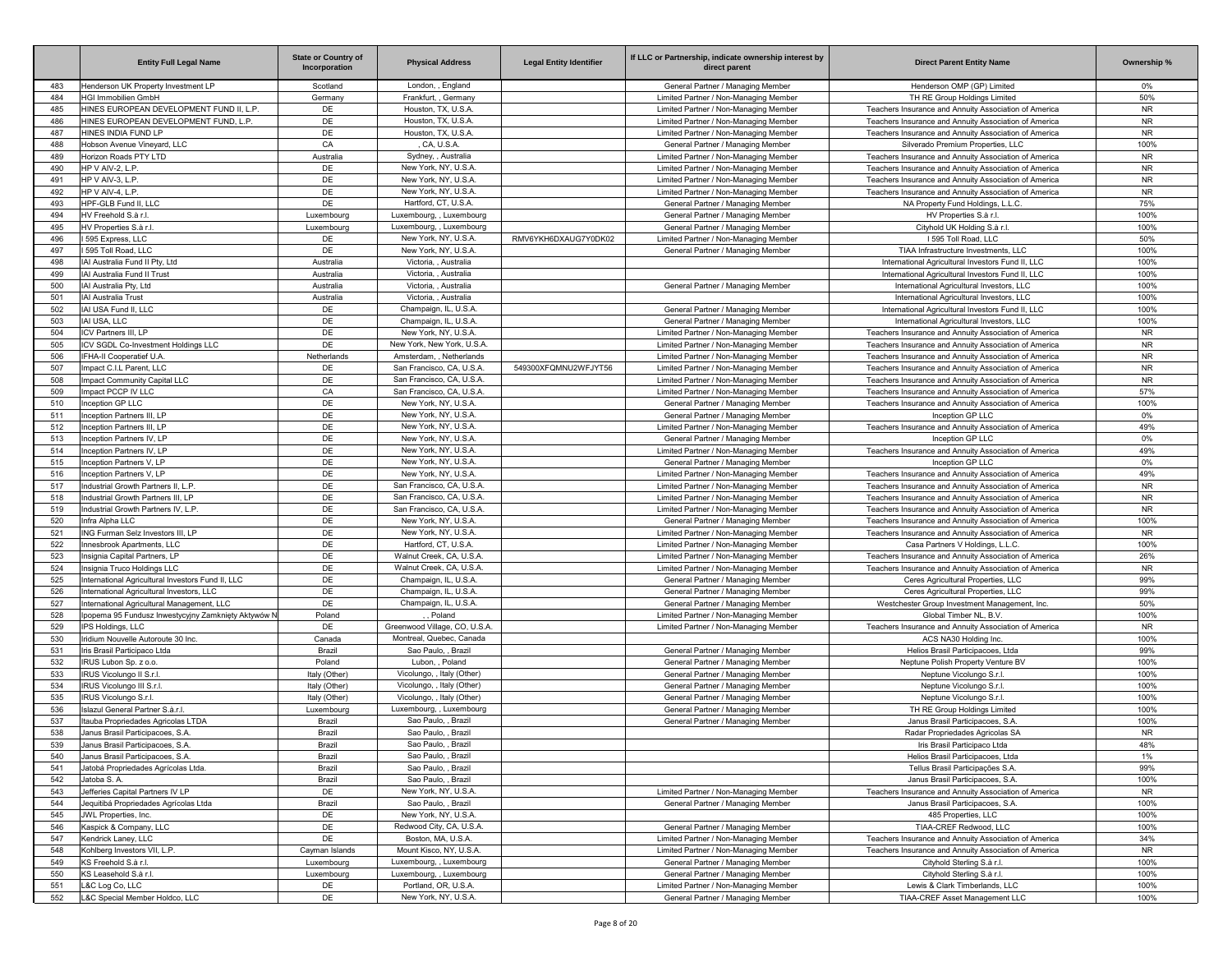| | Entity Full Legal Name | State or Country of Incorporation | Physical Address | Legal Entity Identifier | If LLC or Partnership, indicate ownership interest by direct parent | Direct Parent Entity Name | Ownership % |
|---|---|---|---|---|---|---|---|
| 483 | Henderson UK Property Investment LP | Scotland | London, , England | | General Partner / Managing Member | Henderson OMP (GP) Limited | 0% |
| 484 | HGI Immobilien GmbH | Germany | Frankfurt, , Germany | | Limited Partner / Non-Managing Member | TH RE Group Holdings Limited | 50% |
| 485 | HINES EUROPEAN DEVELOPMENT FUND II, L.P. | DE | Houston, TX, U.S.A. | | Limited Partner / Non-Managing Member | Teachers Insurance and Annuity Association of America | NR |
| 486 | HINES EUROPEAN DEVELOPMENT FUND, L.P. | DE | Houston, TX, U.S.A. | | Limited Partner / Non-Managing Member | Teachers Insurance and Annuity Association of America | NR |
| 487 | HINES INDIA FUND LP | DE | Houston, TX, U.S.A. | | Limited Partner / Non-Managing Member | Teachers Insurance and Annuity Association of America | NR |
| 488 | Hobson Avenue Vineyard, LLC | CA | , CA, U.S.A. | | General Partner / Managing Member | Silverado Premium Properties, LLC | 100% |
| 489 | Horizon Roads PTY LTD | Australia | Sydney, , Australia | | Limited Partner / Non-Managing Member | Teachers Insurance and Annuity Association of America | NR |
| 490 | HP V AIV-2, L.P. | DE | New York, NY, U.S.A. | | Limited Partner / Non-Managing Member | Teachers Insurance and Annuity Association of America | NR |
| 491 | HP V AIV-3, L.P. | DE | New York, NY, U.S.A. | | Limited Partner / Non-Managing Member | Teachers Insurance and Annuity Association of America | NR |
| 492 | HP V AIV-4, L.P. | DE | New York, NY, U.S.A. | | Limited Partner / Non-Managing Member | Teachers Insurance and Annuity Association of America | NR |
| 493 | HPF-GLB Fund II, LLC | DE | Hartford, CT, U.S.A. | | General Partner / Managing Member | NA Property Fund Holdings, L.L.C. | 75% |
| 494 | HV Freehold S.à r.l. | Luxembourg | Luxembourg, , Luxembourg | | General Partner / Managing Member | HV Properties S.à r.l. | 100% |
| 495 | HV Properties S.à r.l. | Luxembourg | Luxembourg, , Luxembourg | | General Partner / Managing Member | Cityhold UK Holding S.à r.l. | 100% |
| 496 | I 595 Express, LLC | DE | New York, NY, U.S.A. | RMV6YKH6DXAUG7Y0DK02 | Limited Partner / Non-Managing Member | I 595 Toll Road, LLC | 50% |
| 497 | I 595 Toll Road, LLC | DE | New York, NY, U.S.A. | | General Partner / Managing Member | TIAA Infrastructure Investments, LLC | 100% |
| 498 | IAI Australia Fund II Pty, Ltd | Australia | Victoria, , Australia | | | International Agricultural Investors Fund II, LLC | 100% |
| 499 | IAI Australia Fund II Trust | Australia | Victoria, , Australia | | | International Agricultural Investors Fund II, LLC | 100% |
| 500 | IAI Australia Pty, Ltd | Australia | Victoria, , Australia | | General Partner / Managing Member | International Agricultural Investors, LLC | 100% |
| 501 | IAI Australia Trust | Australia | Victoria, , Australia | | | International Agricultural Investors, LLC | 100% |
| 502 | IAI USA Fund II, LLC | DE | Champaign, IL, U.S.A. | | General Partner / Managing Member | International Agricultural Investors Fund II, LLC | 100% |
| 503 | IAI USA, LLC | DE | Champaign, IL, U.S.A. | | General Partner / Managing Member | International Agricultural Investors, LLC | 100% |
| 504 | ICV Partners III, LP | DE | New York, NY, U.S.A. | | Limited Partner / Non-Managing Member | Teachers Insurance and Annuity Association of America | NR |
| 505 | ICV SGDL Co-Investment Holdings LLC | DE | New York, New York, U.S.A. | | Limited Partner / Non-Managing Member | Teachers Insurance and Annuity Association of America | NR |
| 506 | IFHA-II Cooperatief U.A. | Netherlands | Amsterdam, , Netherlands | | Limited Partner / Non-Managing Member | Teachers Insurance and Annuity Association of America | NR |
| 507 | Impact C.I.L Parent, LLC | DE | San Francisco, CA, U.S.A. | 549300XFQMNU2WFJYT56 | Limited Partner / Non-Managing Member | Teachers Insurance and Annuity Association of America | NR |
| 508 | Impact Community Capital LLC | DE | San Francisco, CA, U.S.A. | | Limited Partner / Non-Managing Member | Teachers Insurance and Annuity Association of America | NR |
| 509 | Impact PCCP IV LLC | CA | San Francisco, CA, U.S.A. | | Limited Partner / Non-Managing Member | Teachers Insurance and Annuity Association of America | 57% |
| 510 | Inception GP LLC | DE | New York, NY, U.S.A. | | General Partner / Managing Member | Teachers Insurance and Annuity Association of America | 100% |
| 511 | Inception Partners III, LP | DE | New York, NY, U.S.A. | | General Partner / Managing Member | Inception GP LLC | 0% |
| 512 | Inception Partners III, LP | DE | New York, NY, U.S.A. | | Limited Partner / Non-Managing Member | Teachers Insurance and Annuity Association of America | 49% |
| 513 | Inception Partners IV, LP | DE | New York, NY, U.S.A. | | General Partner / Managing Member | Inception GP LLC | 0% |
| 514 | Inception Partners IV, LP | DE | New York, NY, U.S.A. | | Limited Partner / Non-Managing Member | Teachers Insurance and Annuity Association of America | 49% |
| 515 | Inception Partners V, LP | DE | New York, NY, U.S.A. | | General Partner / Managing Member | Inception GP LLC | 0% |
| 516 | Inception Partners V, LP | DE | New York, NY, U.S.A. | | Limited Partner / Non-Managing Member | Teachers Insurance and Annuity Association of America | 49% |
| 517 | Industrial Growth Partners II, L.P. | DE | San Francisco, CA, U.S.A. | | Limited Partner / Non-Managing Member | Teachers Insurance and Annuity Association of America | NR |
| 518 | Industrial Growth Partners III, LP | DE | San Francisco, CA, U.S.A. | | Limited Partner / Non-Managing Member | Teachers Insurance and Annuity Association of America | NR |
| 519 | Industrial Growth Partners IV, L.P. | DE | San Francisco, CA, U.S.A. | | Limited Partner / Non-Managing Member | Teachers Insurance and Annuity Association of America | NR |
| 520 | Infra Alpha LLC | DE | New York, NY, U.S.A. | | General Partner / Managing Member | Teachers Insurance and Annuity Association of America | 100% |
| 521 | ING Furman Selz Investors III, LP | DE | New York, NY, U.S.A. | | Limited Partner / Non-Managing Member | Teachers Insurance and Annuity Association of America | NR |
| 522 | Innesbrook Apartments, LLC | DE | Hartford, CT, U.S.A. | | Limited Partner / Non-Managing Member | Casa Partners V Holdings, L.L.C. | 100% |
| 523 | Insignia Capital Partners, LP | DE | Walnut Creek, CA, U.S.A. | | Limited Partner / Non-Managing Member | Teachers Insurance and Annuity Association of America | 26% |
| 524 | Insignia Truco Holdings LLC | DE | Walnut Creek, CA, U.S.A. | | Limited Partner / Non-Managing Member | Teachers Insurance and Annuity Association of America | NR |
| 525 | International Agricultural Investors Fund II, LLC | DE | Champaign, IL, U.S.A. | | General Partner / Managing Member | Ceres Agricultural Properties, LLC | 99% |
| 526 | International Agricultural Investors, LLC | DE | Champaign, IL, U.S.A. | | General Partner / Managing Member | Ceres Agricultural Properties, LLC | 99% |
| 527 | International Agricultural Management, LLC | DE | Champaign, IL, U.S.A. | | General Partner / Managing Member | Westchester Group Investment Management, Inc. | 50% |
| 528 | Ipopema 95 Fundusz Inwestycyjny Zamknięty Aktywów N | Poland | , , Poland | | Limited Partner / Non-Managing Member | Global Timber NL, B.V. | 100% |
| 529 | IPS Holdings, LLC | DE | Greenwood Village, CO, U.S.A. | | Limited Partner / Non-Managing Member | Teachers Insurance and Annuity Association of America | NR |
| 530 | Iridium Nouvelle Autoroute 30 Inc. | Canada | Montreal, Quebec, Canada | | | ACS NA30 Holding Inc. | 100% |
| 531 | Iris Brasil Participacoes Ltda | Brazil | Sao Paulo, , Brazil | | General Partner / Managing Member | Helios Brasil Participacoes, Ltda | 99% |
| 532 | IRUS Lubon Sp. z o.o. | Poland | Lubon, , Poland | | General Partner / Managing Member | Neptune Polish Property Venture BV | 100% |
| 533 | IRUS Vicolungo II S.r.l. | Italy (Other) | Vicolungo, , Italy (Other) | | General Partner / Managing Member | Neptune Vicolungo S.r.l. | 100% |
| 534 | IRUS Vicolungo III S.r.l. | Italy (Other) | Vicolungo, , Italy (Other) | | General Partner / Managing Member | Neptune Vicolungo S.r.l. | 100% |
| 535 | IRUS Vicolungo S.r.l. | Italy (Other) | Vicolungo, , Italy (Other) | | General Partner / Managing Member | Neptune Vicolungo S.r.l. | 100% |
| 536 | Islazul General Partner S.à.r.l. | Luxembourg | Luxembourg, , Luxembourg | | General Partner / Managing Member | TH RE Group Holdings Limited | 100% |
| 537 | Itauba Propriedades Agricolas LTDA | Brazil | Sao Paulo, , Brazil | | General Partner / Managing Member | Janus Brasil Participacoes, S.A. | 100% |
| 538 | Janus Brasil Participacoes, S.A. | Brazil | Sao Paulo, , Brazil | | | Radar Propriedades Agricolas SA | NR |
| 539 | Janus Brasil Participacoes, S.A. | Brazil | Sao Paulo, , Brazil | | | Iris Brasil Participaco Ltda | 48% |
| 540 | Janus Brasil Participacoes, S.A. | Brazil | Sao Paulo, , Brazil | | | Helios Brasil Participacoes, Ltda | 1% |
| 541 | Jatobá Propriedades Agrícolas Ltda. | Brazil | Sao Paulo, , Brazil | | | Tellus Brasil Participações S.A. | 99% |
| 542 | Jatoba S. A. | Brazil | Sao Paulo, , Brazil | | | Janus Brasil Participacoes, S.A. | 100% |
| 543 | Jefferies Capital Partners IV LP | DE | New York, NY, U.S.A. | | Limited Partner / Non-Managing Member | Teachers Insurance and Annuity Association of America | NR |
| 544 | Jequitibá Propriedades Agrícolas Ltda | Brazil | Sao Paulo, , Brazil | | General Partner / Managing Member | Janus Brasil Participacoes, S.A. | 100% |
| 545 | JWL Properties, Inc. | DE | New York, NY, U.S.A. | | | 485 Properties, LLC | 100% |
| 546 | Kaspick & Company, LLC | DE | Redwood City, CA, U.S.A. | | General Partner / Managing Member | TIAA-CREF Redwood, LLC | 100% |
| 547 | Kendrick Laney, LLC | DE | Boston, MA, U.S.A. | | Limited Partner / Non-Managing Member | Teachers Insurance and Annuity Association of America | 34% |
| 548 | Kohlberg Investors VII, L.P. | Cayman Islands | Mount Kisco, NY, U.S.A. | | Limited Partner / Non-Managing Member | Teachers Insurance and Annuity Association of America | NR |
| 549 | KS Freehold S.à r.l. | Luxembourg | Luxembourg, , Luxembourg | | General Partner / Managing Member | Cityhold Sterling S.à r.l. | 100% |
| 550 | KS Leasehold S.à r.l. | Luxembourg | Luxembourg, , Luxembourg | | General Partner / Managing Member | Cityhold Sterling S.à r.l. | 100% |
| 551 | L&C Log Co, LLC | DE | Portland, OR, U.S.A. | | Limited Partner / Non-Managing Member | Lewis & Clark Timberlands, LLC | 100% |
| 552 | L&C Special Member Holdco, LLC | DE | New York, NY, U.S.A. | | General Partner / Managing Member | TIAA-CREF Asset Management LLC | 100% |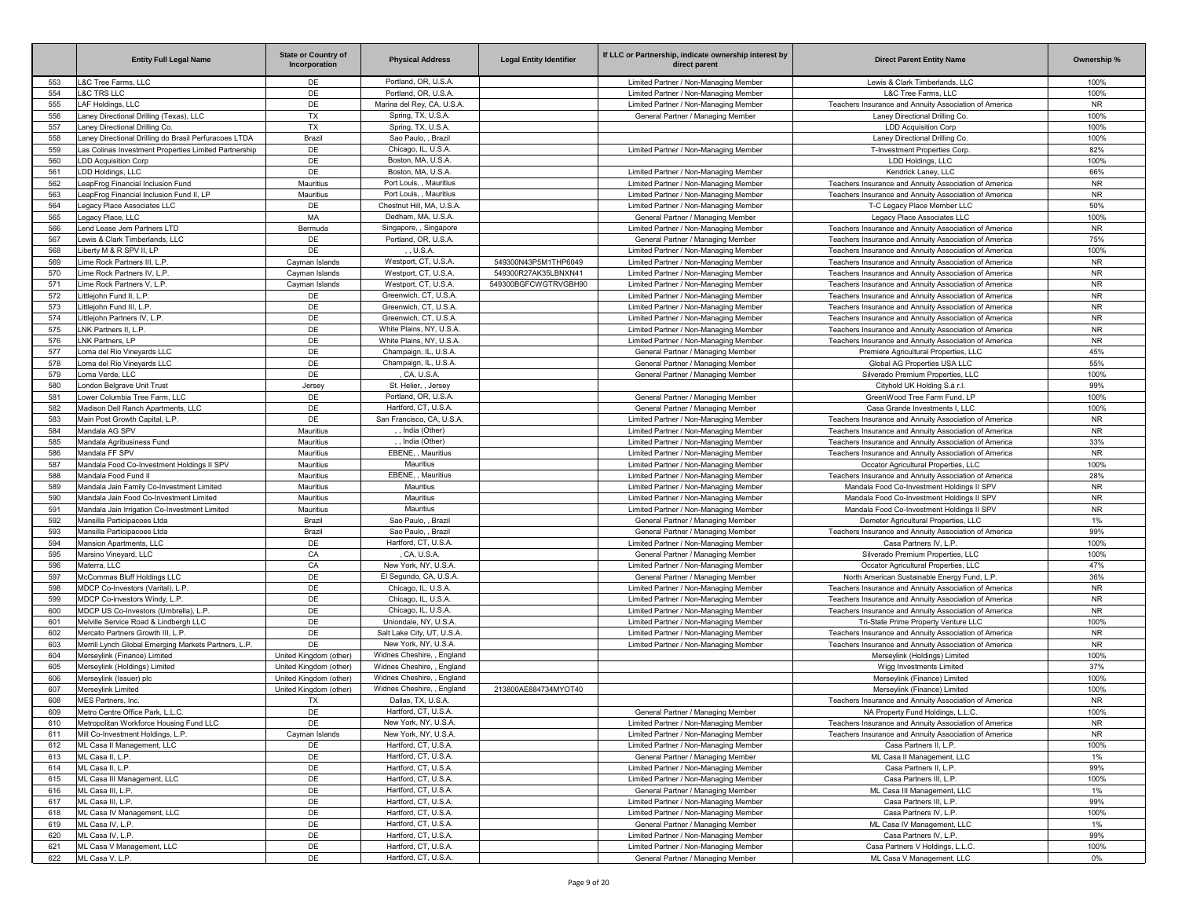| | Entity Full Legal Name | State or Country of Incorporation | Physical Address | Legal Entity Identifier | If LLC or Partnership, indicate ownership interest by direct parent | Direct Parent Entity Name | Ownership % |
|---|---|---|---|---|---|---|---|
| 553 | L&C Tree Farms, LLC | DE | Portland, OR, U.S.A. | | Limited Partner / Non-Managing Member | Lewis & Clark Timberlands, LLC | 100% |
| 554 | L&C TRS LLC | DE | Portland, OR, U.S.A. | | Limited Partner / Non-Managing Member | L&C Tree Farms, LLC | 100% |
| 555 | LAF Holdings, LLC | DE | Marina del Rey, CA, U.S.A. | | Limited Partner / Non-Managing Member | Teachers Insurance and Annuity Association of America | NR |
| 556 | Laney Directional Drilling (Texas), LLC | TX | Spring, TX, U.S.A. | | General Partner / Managing Member | Laney Directional Drilling Co. | 100% |
| 557 | Laney Directional Drilling Co. | TX | Spring, TX, U.S.A. | | | LDD Acquisition Corp | 100% |
| 558 | Laney Directional Drilling do Brasil Perfuracoes LTDA | Brazil | Sao Paulo, , Brazil | | | Laney Directional Drilling Co. | 100% |
| 559 | Las Colinas Investment Properties Limited Partnership | DE | Chicago, IL, U.S.A. | | Limited Partner / Non-Managing Member | T-Investment Properties Corp. | 82% |
| 560 | LDD Acquisition Corp | DE | Boston, MA, U.S.A. | | | LDD Holdings, LLC | 100% |
| 561 | LDD Holdings, LLC | DE | Boston, MA, U.S.A. | | Limited Partner / Non-Managing Member | Kendrick Laney, LLC | 66% |
| 562 | LeapFrog Financial Inclusion Fund | Mauritius | Port Louis, , Mauritius | | Limited Partner / Non-Managing Member | Teachers Insurance and Annuity Association of America | NR |
| 563 | LeapFrog Financial Inclusion Fund II, LP | Mauritius | Port Louis, , Mauritius | | Limited Partner / Non-Managing Member | Teachers Insurance and Annuity Association of America | NR |
| 564 | Legacy Place Associates LLC | DE | Chestnut Hill, MA, U.S.A. | | Limited Partner / Non-Managing Member | T-C Legacy Place Member LLC | 50% |
| 565 | Legacy Place, LLC | MA | Dedham, MA, U.S.A. | | General Partner / Managing Member | Legacy Place Associates LLC | 100% |
| 566 | Lend Lease Jem Partners LTD | Bermuda | Singapore, , Singapore | | Limited Partner / Non-Managing Member | Teachers Insurance and Annuity Association of America | NR |
| 567 | Lewis & Clark Timberlands, LLC | DE | Portland, OR, U.S.A. | | General Partner / Managing Member | Teachers Insurance and Annuity Association of America | 75% |
| 568 | Liberty M & R SPV II, LP | DE | , , U.S.A. | | Limited Partner / Non-Managing Member | Teachers Insurance and Annuity Association of America | 100% |
| 569 | Lime Rock Partners III, L.P. | Cayman Islands | Westport, CT, U.S.A. | 549300N43P5M1THP6049 | Limited Partner / Non-Managing Member | Teachers Insurance and Annuity Association of America | NR |
| 570 | Lime Rock Partners IV, L.P. | Cayman Islands | Westport, CT, U.S.A. | 549300R27AK35LBNXN41 | Limited Partner / Non-Managing Member | Teachers Insurance and Annuity Association of America | NR |
| 571 | Lime Rock Partners V, L.P. | Cayman Islands | Westport, CT, U.S.A. | 549300BGFCWGTRVGBH90 | Limited Partner / Non-Managing Member | Teachers Insurance and Annuity Association of America | NR |
| 572 | Littlejohn Fund II, L.P. | DE | Greenwich, CT, U.S.A. | | Limited Partner / Non-Managing Member | Teachers Insurance and Annuity Association of America | NR |
| 573 | Littlejohn Fund III, L.P. | DE | Greenwich, CT, U.S.A. | | Limited Partner / Non-Managing Member | Teachers Insurance and Annuity Association of America | NR |
| 574 | Littlejohn Partners IV, L.P. | DE | Greenwich, CT, U.S.A. | | Limited Partner / Non-Managing Member | Teachers Insurance and Annuity Association of America | NR |
| 575 | LNK Partners II, L.P. | DE | White Plains, NY, U.S.A. | | Limited Partner / Non-Managing Member | Teachers Insurance and Annuity Association of America | NR |
| 576 | LNK Partners, LP | DE | White Plains, NY, U.S.A. | | Limited Partner / Non-Managing Member | Teachers Insurance and Annuity Association of America | NR |
| 577 | Loma del Rio Vineyards LLC | DE | Champaign, IL, U.S.A. | | General Partner / Managing Member | Premiere Agricultural Properties, LLC | 45% |
| 578 | Loma del Rio Vineyards LLC | DE | Champaign, IL, U.S.A. | | General Partner / Managing Member | Global AG Properties USA LLC | 55% |
| 579 | Loma Verde, LLC | DE | , CA, U.S.A. | | General Partner / Managing Member | Silverado Premium Properties, LLC | 100% |
| 580 | London Belgrave Unit Trust | Jersey | St. Helier, , Jersey | | | Cityhold UK Holding S.à r.l. | 99% |
| 581 | Lower Columbia Tree Farm, LLC | DE | Portland, OR, U.S.A. | | General Partner / Managing Member | GreenWood Tree Farm Fund, LP | 100% |
| 582 | Madison Dell Ranch Apartments, LLC | DE | Hartford, CT, U.S.A. | | General Partner / Managing Member | Casa Grande Investments I, LLC | 100% |
| 583 | Main Post Growth Capital, L.P. | DE | San Francisco, CA, U.S.A. | | Limited Partner / Non-Managing Member | Teachers Insurance and Annuity Association of America | NR |
| 584 | Mandala AG SPV | Mauritius | , , India (Other) | | Limited Partner / Non-Managing Member | Teachers Insurance and Annuity Association of America | NR |
| 585 | Mandala Agribusiness Fund | Mauritius | , , India (Other) | | Limited Partner / Non-Managing Member | Teachers Insurance and Annuity Association of America | 33% |
| 586 | Mandala FF SPV | Mauritius | EBENE, , Mauritius | | Limited Partner / Non-Managing Member | Teachers Insurance and Annuity Association of America | NR |
| 587 | Mandala Food Co-Investment Holdings II SPV | Mauritius | Mauritius | | Limited Partner / Non-Managing Member | Occator Agricultural Properties, LLC | 100% |
| 588 | Mandala Food Fund II | Mauritius | EBENE, , Mauritius | | Limited Partner / Non-Managing Member | Teachers Insurance and Annuity Association of America | 28% |
| 589 | Mandala Jain Family Co-Investment Limited | Mauritius | Mauritius | | Limited Partner / Non-Managing Member | Mandala Food Co-Investment Holdings II SPV | NR |
| 590 | Mandala Jain Food Co-Investment Limited | Mauritius | Mauritius | | Limited Partner / Non-Managing Member | Mandala Food Co-Investment Holdings II SPV | NR |
| 591 | Mandala Jain Irrigation Co-Investment Limited | Mauritius | Mauritius | | Limited Partner / Non-Managing Member | Mandala Food Co-Investment Holdings II SPV | NR |
| 592 | Mansilla Participacoes Ltda | Brazil | Sao Paulo, , Brazil | | General Partner / Managing Member | Demeter Agricultural Properties, LLC | 1% |
| 593 | Mansilla Participacoes Ltda | Brazil | Sao Paulo, , Brazil | | General Partner / Managing Member | Teachers Insurance and Annuity Association of America | 99% |
| 594 | Mansion Apartments, LLC | DE | Hartford, CT, U.S.A. | | Limited Partner / Non-Managing Member | Casa Partners IV, L.P. | 100% |
| 595 | Marsino Vineyard, LLC | CA | , CA, U.S.A. | | General Partner / Managing Member | Silverado Premium Properties, LLC | 100% |
| 596 | Materra, LLC | CA | New York, NY, U.S.A. | | Limited Partner / Non-Managing Member | Occator Agricultural Properties, LLC | 47% |
| 597 | McCommas Bluff Holdings LLC | DE | El Segundo, CA, U.S.A. | | General Partner / Managing Member | North American Sustainable Energy Fund, L.P. | 36% |
| 598 | MDCP Co-Investors (Varital), L.P. | DE | Chicago, IL, U.S.A. | | Limited Partner / Non-Managing Member | Teachers Insurance and Annuity Association of America | NR |
| 599 | MDCP Co-investors Windy, L.P. | DE | Chicago, IL, U.S.A. | | Limited Partner / Non-Managing Member | Teachers Insurance and Annuity Association of America | NR |
| 600 | MDCP US Co-Investors (Umbrella), L.P. | DE | Chicago, IL, U.S.A. | | Limited Partner / Non-Managing Member | Teachers Insurance and Annuity Association of America | NR |
| 601 | Melville Service Road & Lindbergh LLC | DE | Uniondale, NY, U.S.A. | | Limited Partner / Non-Managing Member | Tri-State Prime Property Venture LLC | 100% |
| 602 | Mercato Partners Growth III, L.P. | DE | Salt Lake City, UT, U.S.A. | | Limited Partner / Non-Managing Member | Teachers Insurance and Annuity Association of America | NR |
| 603 | Merrill Lynch Global Emerging Markets Partners, L.P. | DE | New York, NY, U.S.A. | | Limited Partner / Non-Managing Member | Teachers Insurance and Annuity Association of America | NR |
| 604 | Merseylink (Finance) Limited | United Kingdom (other) | Widnes Cheshire, , England | | | Merseylink (Holdings) Limited | 100% |
| 605 | Merseylink (Holdings) Limited | United Kingdom (other) | Widnes Cheshire, , England | | | Wigg Investments Limited | 37% |
| 606 | Merseylink (Issuer) plc | United Kingdom (other) | Widnes Cheshire, , England | | | Merseylink (Finance) Limited | 100% |
| 607 | Merseylink Limited | United Kingdom (other) | Widnes Cheshire, , England | 213800AE884734MYOT40 | | Merseylink (Finance) Limited | 100% |
| 608 | MES Partners, Inc. | TX | Dallas, TX, U.S.A. | | | Teachers Insurance and Annuity Association of America | NR |
| 609 | Metro Centre Office Park, L.L.C. | DE | Hartford, CT, U.S.A. | | General Partner / Managing Member | NA Property Fund Holdings, L.L.C. | 100% |
| 610 | Metropolitan Workforce Housing Fund LLC | DE | New York, NY, U.S.A. | | Limited Partner / Non-Managing Member | Teachers Insurance and Annuity Association of America | NR |
| 611 | Mill Co-Investment Holdings, L.P. | Cayman Islands | New York, NY, U.S.A. | | Limited Partner / Non-Managing Member | Teachers Insurance and Annuity Association of America | NR |
| 612 | ML Casa II Management, LLC | DE | Hartford, CT, U.S.A. | | Limited Partner / Non-Managing Member | Casa Partners II, L.P. | 100% |
| 613 | ML Casa II, L.P. | DE | Hartford, CT, U.S.A. | | General Partner / Managing Member | ML Casa II Management, LLC | 1% |
| 614 | ML Casa II, L.P. | DE | Hartford, CT, U.S.A. | | Limited Partner / Non-Managing Member | Casa Partners II, L.P. | 99% |
| 615 | ML Casa III Management, LLC | DE | Hartford, CT, U.S.A. | | Limited Partner / Non-Managing Member | Casa Partners III, L.P. | 100% |
| 616 | ML Casa III, L.P. | DE | Hartford, CT, U.S.A. | | General Partner / Managing Member | ML Casa III Management, LLC | 1% |
| 617 | ML Casa III, L.P. | DE | Hartford, CT, U.S.A. | | Limited Partner / Non-Managing Member | Casa Partners III, L.P. | 99% |
| 618 | ML Casa IV Management, LLC | DE | Hartford, CT, U.S.A. | | Limited Partner / Non-Managing Member | Casa Partners IV, L.P. | 100% |
| 619 | ML Casa IV, L.P. | DE | Hartford, CT, U.S.A. | | General Partner / Managing Member | ML Casa IV Management, LLC | 1% |
| 620 | ML Casa IV, L.P. | DE | Hartford, CT, U.S.A. | | Limited Partner / Non-Managing Member | Casa Partners IV, L.P. | 99% |
| 621 | ML Casa V Management, LLC | DE | Hartford, CT, U.S.A. | | Limited Partner / Non-Managing Member | Casa Partners V Holdings, L.L.C. | 100% |
| 622 | ML Casa V, L.P. | DE | Hartford, CT, U.S.A. | | General Partner / Managing Member | ML Casa V Management, LLC | 0% |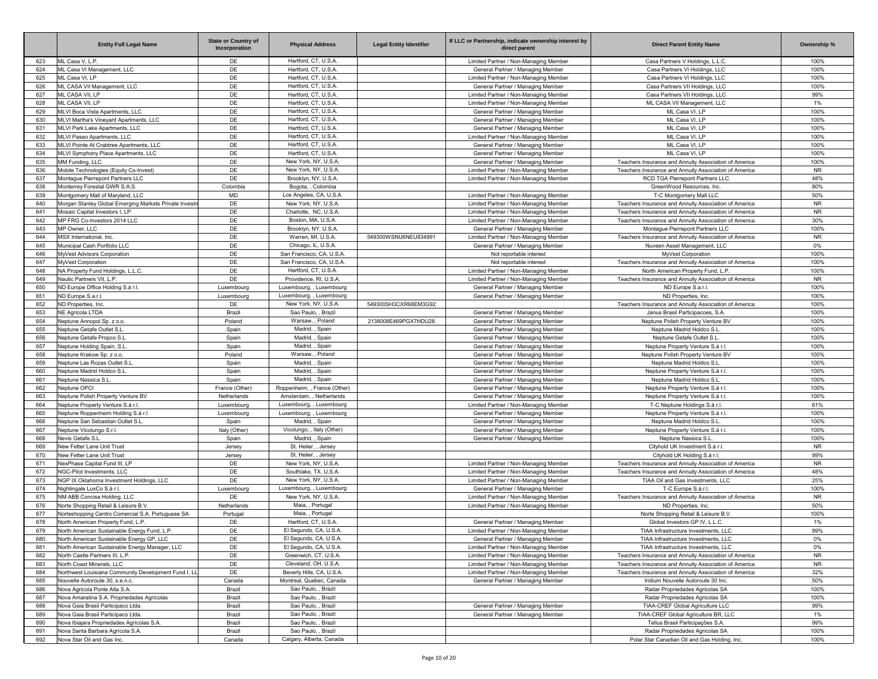| | Entity Full Legal Name | State or Country of Incorporation | Physical Address | Legal Entity Identifier | If LLC or Partnership, indicate ownership interest by direct parent | Direct Parent Entity Name | Ownership % |
|---|---|---|---|---|---|---|---|
| 623 | ML Casa V, L.P. | DE | Hartford, CT, U.S.A. | | Limited Partner / Non-Managing Member | Casa Partners V Holdings, L.L.C. | 100% |
| 624 | ML Casa VI Management, LLC | DE | Hartford, CT, U.S.A. | | General Partner / Managing Member | Casa Partners VI Holdings, LLC | 100% |
| 625 | ML Casa VI, LP | DE | Hartford, CT, U.S.A. | | Limited Partner / Non-Managing Member | Casa Partners VI Holdings, LLC | 100% |
| 626 | ML CASA VII Management, LLC | DE | Hartford, CT, U.S.A. | | General Partner / Managing Member | Casa Partners VII Holdings, LLC | 100% |
| 627 | ML CASA VII, LP | DE | Hartford, CT, U.S.A. | | Limited Partner / Non-Managing Member | Casa Partners VII Holdings, LLC | 99% |
| 628 | ML CASA VII, LP | DE | Hartford, CT, U.S.A. | | Limited Partner / Non-Managing Member | ML CASA VII Management, LLC | 1% |
| 629 | MLVI Boca Vista Apartments, LLC | DE | Hartford, CT, U.S.A. | | General Partner / Managing Member | ML Casa VI, LP | 100% |
| 630 | MLVI Martha's Vineyard Apartments, LLC | DE | Hartford, CT, U.S.A. | | General Partner / Managing Member | ML Casa VI, LP | 100% |
| 631 | MLVI Park Lake Apartments, LLC | DE | Hartford, CT, U.S.A. | | General Partner / Managing Member | ML Casa VI, LP | 100% |
| 632 | MLVI Paseo Apartments, LLC | DE | Hartford, CT, U.S.A. | | Limited Partner / Non-Managing Member | ML Casa VI, LP | 100% |
| 633 | MLVI Pointe At Crabtree Apartments, LLC | DE | Hartford, CT, U.S.A. | | General Partner / Managing Member | ML Casa VI, LP | 100% |
| 634 | MLVI Symphony Place Apartments, LLC | DE | Hartford, CT, U.S.A. | | General Partner / Managing Member | ML Casa VI, LP | 100% |
| 635 | MM Funding, LLC | DE | New York, NY, U.S.A. | | General Partner / Managing Member | Teachers Insurance and Annuity Association of America | 100% |
| 636 | Mobile Technologies (Equity Co-Invest) | DE | New York, NY, U.S.A. | | Limited Partner / Non-Managing Member | Teachers Insurance and Annuity Association of America | NR |
| 637 | Montague Pierrepont Partners LLC | DE | Brooklyn, NY, U.S.A. | | Limited Partner / Non-Managing Member | RCD TGA Pierrepont Partners LLC | 48% |
| 638 | Monterrey Forestal GWR S.A.S. | Colombia | Bogota, , Colombia | | | GreenWood Resources, Inc. | 80% |
| 639 | Montgomery Mall of Maryland, LLC | MD | Los Angeles, CA, U.S.A. | | Limited Partner / Non-Managing Member | T-C Montgomery Mall LLC | 50% |
| 640 | Morgan Stanley Global Emerging Markets Private Investn | DE | New York, NY, U.S.A. | | Limited Partner / Non-Managing Member | Teachers Insurance and Annuity Association of America | NR |
| 641 | Mosaic Capital Investors I, LP | DE | Charlotte, NC, U.S.A. | | Limited Partner / Non-Managing Member | Teachers Insurance and Annuity Association of America | NR |
| 642 | MP FRG Co-Investors 2014 LLC | DE | Boston, MA, U.S.A. | | Limited Partner / Non-Managing Member | Teachers Insurance and Annuity Association of America | 30% |
| 643 | MP Owner, LLC | DE | Brooklyn, NY, U.S.A. | | General Partner / Managing Member | Montague Pierrepont Partners LLC | 100% |
| 644 | MSX International, Inc. | DE | Warren, MI, U.S.A. | 549300WSNU6NEU834991 | Limited Partner / Non-Managing Member | Teachers Insurance and Annuity Association of America | NR |
| 645 | Municipal Cash Portfolio LLC | DE | Chicago, IL, U.S.A. | | General Partner / Managing Member | Nuveen Asset Management, LLC | 0% |
| 646 | MyVest Advisors Corporation | DE | San Francisco, CA, U.S.A. | | Not reportable interest | MyVest Corporation | 100% |
| 647 | MyVest Corporation | DE | San Francisco, CA, U.S.A. | | Not reportable interest | Teachers Insurance and Annuity Association of America | 100% |
| 648 | NA Property Fund Holdings, L.L.C. | DE | Hartford, CT, U.S.A. | | Limited Partner / Non-Managing Member | North American Property Fund, L.P. | 100% |
| 649 | Nautic Partners VII, L.P. | DE | Providence, RI, U.S.A. | | Limited Partner / Non-Managing Member | Teachers Insurance and Annuity Association of America | NR |
| 650 | ND Europe Office Holding S.à r.l. | Luxembourg | Luxembourg, , Luxembourg | | General Partner / Managing Member | ND Europe S.a.r.l. | 100% |
| 651 | ND Europe S.a.r.l. | Luxembourg | Luxembourg, , Luxembourg | | General Partner / Managing Member | ND Properties, Inc. | 100% |
| 652 | ND Properties, Inc. | DE | New York, NY, U.S.A. | 549300SH3CXR68EM3G92 | | Teachers Insurance and Annuity Association of America | 100% |
| 653 | NE Agricola LTDA | Brazil | Sao Paulo, , Brazil | | General Partner / Managing Member | Janus Brasil Participacoes, S.A. | 100% |
| 654 | Neptune Annopol Sp. z o.o. | Poland | Warsaw, , Poland | 2138008E469PGX7HDU28 | General Partner / Managing Member | Neptune Polish Property Venture BV | 100% |
| 655 | Neptune Getafe Outlet S.L. | Spain | Madrid, , Spain | | General Partner / Managing Member | Neptune Madrid Holdco S.L. | 100% |
| 656 | Neptune Getafe Propco S.L. | Spain | Madrid, , Spain | | General Partner / Managing Member | Neptune Getafe Outlet S.L. | 100% |
| 657 | Neptune Holding Spain, S.L. | Spain | Madrid, , Spain | | General Partner / Managing Member | Neptune Property Venture S.à r.l. | 100% |
| 658 | Neptune Krakow Sp. z o.o. | Poland | Warsaw, , Poland | | General Partner / Managing Member | Neptune Polish Property Venture BV | 100% |
| 659 | Neptune Las Rozas Outlet S.L. | Spain | Madrid, , Spain | | General Partner / Managing Member | Neptune Madrid Holdco S.L. | 100% |
| 660 | Neptune Madrid Holdco S.L. | Spain | Madrid, , Spain | | General Partner / Managing Member | Neptune Property Venture S.à r.l. | 100% |
| 661 | Neptune Nassica S.L. | Spain | Madrid, , Spain | | General Partner / Managing Member | Neptune Madrid Holdco S.L. | 100% |
| 662 | Neptune OPCI | France (Other) | Roppenheim, , France (Other) | | General Partner / Managing Member | Neptune Property Venture S.à r.l. | 100% |
| 663 | Neptune Polish Property Venture BV | Netherlands | Amsterdam, , Netherlands | | General Partner / Managing Member | Neptune Property Venture S.à r.l. | 100% |
| 664 | Neptune Property Venture S.à r.l. | Luxembourg | Luxembourg, , Luxembourg | | Limited Partner / Non-Managing Member | T-C Neptune Holdings S.à r.l. | 61% |
| 665 | Neptune Roppenheim Holding S.à r.l | Luxembourg | Luxembourg, , Luxembourg | | General Partner / Managing Member | Neptune Property Venture S.à r.l. | 100% |
| 666 | Neptune San Sebastian Outlet S.L. | Spain | Madrid, , Spain | | General Partner / Managing Member | Neptune Madrid Holdco S.L. | 100% |
| 667 | Neptune Vicolungo S.r.l. | Italy (Other) | Vicolungo, , Italy (Other) | | General Partner / Managing Member | Neptune Property Venture S.à r.l. | 100% |
| 668 | Nevis Getafe S.L. | Spain | Madrid, , Spain | | General Partner / Managing Member | Neptune Nassica S.L. | 100% |
| 669 | New Fetter Lane Unit Trust | Jersey | St. Helier, , Jersey | | | Cityhold UK Investment S.à r.l. | NR |
| 670 | New Fetter Lane Unit Trust | Jersey | St. Helier, , Jersey | | | Cityhold UK Holding S.à r.l. | 99% |
| 671 | NexPhase Capital Fund III, LP | DE | New York, NY, U.S.A. | | Limited Partner / Non-Managing Member | Teachers Insurance and Annuity Association of America | NR |
| 672 | NGC-Pilot Investments, LLC | DE | Southlake, TX, U.S.A. | | Limited Partner / Non-Managing Member | Teachers Insurance and Annuity Association of America | 48% |
| 673 | NGP IX Oklahoma Investment Holdings, LLC | DE | New York, NY, U.S.A. | | Limited Partner / Non-Managing Member | TIAA Oil and Gas Investments, LLC | 25% |
| 674 | Nightingale LuxCo S.à r.l. | Luxembourg | Luxembourg, , Luxembourg | | General Partner / Managing Member | T-C Europe S.à.r.l. | 100% |
| 675 | NM ABB Concise Holding, LLC | DE | New York, NY, U.S.A. | | Limited Partner / Non-Managing Member | Teachers Insurance and Annuity Association of America | NR |
| 676 | Norte Shopping Retail & Leisure B.V. | Netherlands | Maia, , Portugal | | Limited Partner / Non-Managing Member | ND Properties, Inc. | 50% |
| 677 | Norteshopping Centro Comercial S.A. Portuguese SA | Portugal | Maia, , Portugal | | | Norte Shopping Retail & Leisure B.V. | 100% |
| 678 | North American Property Fund, L.P. | DE | Hartford, CT, U.S.A. | | General Partner / Managing Member | Global Investors GP IV, L.L.C. | 1% |
| 679 | North American Sustainable Energy Fund, L.P. | DE | El Segundo, CA, U.S.A. | | Limited Partner / Non-Managing Member | TIAA Infrastructure Investments, LLC | 99% |
| 680 | North American Sustainable Energy GP, LLC | DE | El Segundo, CA, U.S.A. | | General Partner / Managing Member | TIAA Infrastructure Investments, LLC | 0% |
| 681 | North American Sustainable Energy Manager, LLC | DE | El Segundo, CA, U.S.A. | | Limited Partner / Non-Managing Member | TIAA Infrastructure Investments, LLC | 0% |
| 682 | North Castle Partners III, L.P. | DE | Greenwich, CT, U.S.A. | | Limited Partner / Non-Managing Member | Teachers Insurance and Annuity Association of America | NR |
| 683 | North Coast Minerals, LLC | DE | Cleveland, OH, U.S.A. | | Limited Partner / Non-Managing Member | Teachers Insurance and Annuity Association of America | NR |
| 684 | Northwest Louisiana Community Development Fund I, LL | DE | Beverly Hills, CA, U.S.A. | | Limited Partner / Non-Managing Member | Teachers Insurance and Annuity Association of America | 32% |
| 685 | Nouvelle Autoroute 30, s.e.n.c. | Canada | Montreal, Quebec, Canada | | General Partner / Managing Member | Iridium Nouvelle Autoroute 30 Inc. | 50% |
| 686 | Nova Agricola Ponte Alta S.A. | Brazil | Sao Paulo, , Brazil | | | Radar Propriedades Agricolas SA | 100% |
| 687 | Nova Amaralina S.A. Propriedades Agrícolas | Brazil | Sao Paulo, , Brazil | | | Radar Propriedades Agricolas SA | 100% |
| 688 | Nova Gaia Brasil Participaco Ltda. | Brazil | Sao Paulo, , Brazil | | General Partner / Managing Member | TIAA-CREF Global Agriculture LLC | 99% |
| 689 | Nova Gaia Brasil Participaco Ltda. | Brazil | Sao Paulo, , Brazil | | General Partner / Managing Member | TIAA-CREF Global Agriculture BR, LLC | 1% |
| 690 | Nova Ibiajara Propriedades Agrícolas S.A. | Brazil | Sao Paulo, , Brazil | | | Tellus Brasil Participações S.A. | 99% |
| 691 | Nova Santa Barbara Agricola S.A. | Brazil | Sao Paulo, , Brazil | | | Radar Propriedades Agricolas SA | 100% |
| 692 | Nova Star Oil and Gas Inc. | Canada | Calgary, Alberta, Canada | | | Polar Star Canadian Oil and Gas Holding, Inc. | 100% |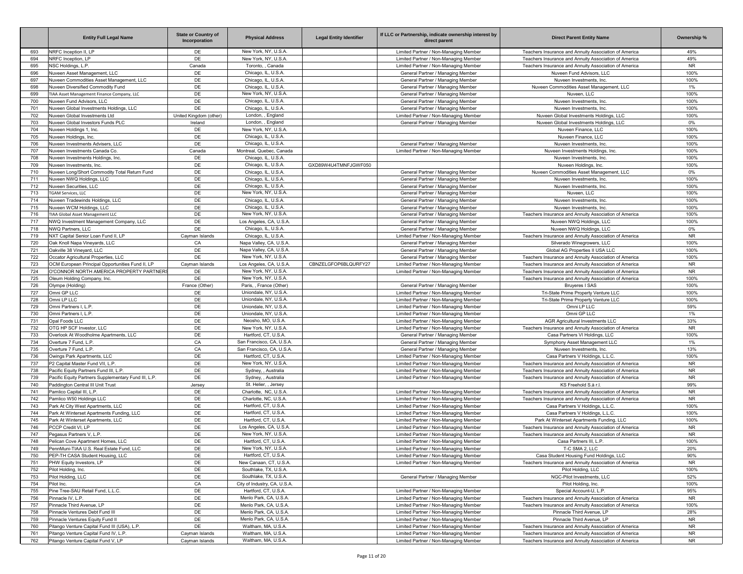|  | Entity Full Legal Name | State or Country of Incorporation | Physical Address | Legal Entity Identifier | If LLC or Partnership, indicate ownership interest by direct parent | Direct Parent Entity Name | Ownership % |
|---|---|---|---|---|---|---|---|
| 693 | NRFC Inception II, LP | DE | New York, NY, U.S.A. |  | Limited Partner / Non-Managing Member | Teachers Insurance and Annuity Association of America | 49% |
| 694 | NRFC Inception, LP | DE | New York, NY, U.S.A. |  | Limited Partner / Non-Managing Member | Teachers Insurance and Annuity Association of America | 49% |
| 695 | NSC Holdings, L.P. | Canada | Toronto, , Canada |  | Limited Partner / Non-Managing Member | Teachers Insurance and Annuity Association of America | NR |
| 696 | Nuveen Asset Management, LLC | DE | Chicago, IL, U.S.A. |  | General Partner / Managing Member | Nuveen Fund Advisors, LLC | 100% |
| 697 | Nuveen Commodities Asset Management, LLC | DE | Chicago, IL, U.S.A. |  | General Partner / Managing Member | Nuveen Investments, Inc. | 100% |
| 698 | Nuveen Diversified Commodity Fund | DE | Chicago, IL, U.S.A. |  | General Partner / Managing Member | Nuveen Commodities Asset Management, LLC | 1% |
| 699 | TIAA Asset Management Finance Company, LLC | DE | New York, NY, U.S.A. |  | General Partner / Managing Member | Nuveen, LLC | 100% |
| 700 | Nuveen Fund Advisors, LLC | DE | Chicago, IL, U.S.A. |  | General Partner / Managing Member | Nuveen Investments, Inc. | 100% |
| 701 | Nuveen Global Investments Holdings, LLC | DE | Chicago, IL, U.S.A. |  | General Partner / Managing Member | Nuveen Investments, Inc. | 100% |
| 702 | Nuveen Global Investments Ltd | United Kingdom (other) | London, , England |  | Limited Partner / Non-Managing Member | Nuveen Global Investments Holdings, LLC | 100% |
| 703 | Nuveen Global Investors Funds PLC | Ireland | London, , England |  | General Partner / Managing Member | Nuveen Global Investments Holdings, LLC | 0% |
| 704 | Nuveen Holdings 1, Inc. | DE | New York, NY, U.S.A. |  |  | Nuveen Finance, LLC | 100% |
| 705 | Nuveen Holdings, Inc. | DE | Chicago, IL, U.S.A. |  |  | Nuveen Finance, LLC | 100% |
| 706 | Nuveen Investments Advisers, LLC | DE | Chicago, IL, U.S.A. |  | General Partner / Managing Member | Nuveen Investments, Inc. | 100% |
| 707 | Nuveen Investments Canada Co. | Canada | Montreal, Quebec, Canada |  | Limited Partner / Non-Managing Member | Nuveen Investments Holdings, Inc. | 100% |
| 708 | Nuveen Investments Holdings, Inc. | DE | Chicago, IL, U.S.A. |  |  | Nuveen Investments, Inc. | 100% |
| 709 | Nuveen Investments, Inc. | DE | Chicago, IL, U.S.A. | GXD89W4U4TMNFJGWF050 |  | Nuveen Holdings, Inc. | 100% |
| 710 | Nuveen Long/Short Commodity Total Return Fund | DE | Chicago, IL, U.S.A. |  | General Partner / Managing Member | Nuveen Commodities Asset Management, LLC | 0% |
| 711 | Nuveen NWQ Holdings, LLC | DE | Chicago, IL, U.S.A. |  | General Partner / Managing Member | Nuveen Investments, Inc. | 100% |
| 712 | Nuveen Securities, LLC | DE | Chicago, IL, U.S.A. |  | General Partner / Managing Member | Nuveen Investments, Inc. | 100% |
| 713 | TGAM Services, LLC | DE | New York, NY, U.S.A. |  | General Partner / Managing Member | Nuveen, LLC | 100% |
| 714 | Nuveen Tradewinds Holdings, LLC | DE | Chicago, IL, U.S.A. |  | General Partner / Managing Member | Nuveen Investments, Inc. | 100% |
| 715 | Nuveen WCM Holdings, LLC | DE | Chicago, IL, U.S.A. |  | General Partner / Managing Member | Nuveen Investments, Inc. | 100% |
| 716 | TIAA Global Asset Management LLC | DE | New York, NY, U.S.A. |  | General Partner / Managing Member | Teachers Insurance and Annuity Association of America | 100% |
| 717 | NWQ Investment Management Company, LLC | DE | Los Angeles, CA, U.S.A. |  | General Partner / Managing Member | Nuveen NWQ Holdings, LLC | 100% |
| 718 | NWQ Partners, LLC | DE | Chicago, IL, U.S.A. |  | General Partner / Managing Member | Nuveen NWQ Holdings, LLC | 0% |
| 719 | NXT Capital Senior Loan Fund II, LP | Cayman Islands | Chicago, IL, U.S.A. |  | Limited Partner / Non-Managing Member | Teachers Insurance and Annuity Association of America | NR |
| 720 | Oak Knoll Napa Vineyards, LLC | CA | Napa Valley, CA, U.S.A. |  | General Partner / Managing Member | Silverado Winegrowers, LLC | 100% |
| 721 | Oakville 38 Vineyard, LLC | DE | Napa Valley, CA, U.S.A. |  | General Partner / Managing Member | Global AG Properties II USA LLC | 100% |
| 722 | Occator Agricultural Properties, LLC | DE | New York, NY, U.S.A. |  | General Partner / Managing Member | Teachers Insurance and Annuity Association of America | 100% |
| 723 | OCM European Principal Opportunities Fund II, LP | Cayman Islands | Los Angeles, CA, U.S.A. | CBNZELGFOP6BLQURFY27 | Limited Partner / Non-Managing Member | Teachers Insurance and Annuity Association of America | NR |
| 724 | O'CONNOR NORTH AMERICA PROPERTY PARTNERS | DE | New York, NY, U.S.A. |  | Limited Partner / Non-Managing Member | Teachers Insurance and Annuity Association of America | NR |
| 725 | Oleum Holding Company, Inc. | DE | New York, NY, U.S.A. |  |  | Teachers Insurance and Annuity Association of America | 100% |
| 726 | Olympe (Holding) | France (Other) | Paris, , France (Other) |  | General Partner / Managing Member | Bruyeres I SAS | 100% |
| 727 | Omni GP LLC | DE | Uniondale, NY, U.S.A. |  | Limited Partner / Non-Managing Member | Tri-State Prime Property Venture LLC | 100% |
| 728 | Omni LP LLC | DE | Uniondale, NY, U.S.A. |  | Limited Partner / Non-Managing Member | Tri-State Prime Property Venture LLC | 100% |
| 729 | Omni Partners I, L.P. | DE | Uniondale, NY, U.S.A. |  | Limited Partner / Non-Managing Member | Omni LP LLC | 59% |
| 730 | Omni Partners I, L.P. | DE | Uniondale, NY, U.S.A. |  | Limited Partner / Non-Managing Member | Omni GP LLC | 1% |
| 731 | Opal Foods LLC | DE | Neosho, MO, U.S.A. |  | Limited Partner / Non-Managing Member | AGR Agricultural Investments LLC | 33% |
| 732 | OTG HP SCF Investor, LLC | DE | New York, NY, U.S.A. |  | Limited Partner / Non-Managing Member | Teachers Insurance and Annuity Association of America | NR |
| 733 | Overlook At Woodholme Apartments, LLC | DE | Hartford, CT, U.S.A. |  | General Partner / Managing Member | Casa Partners VI Holdings, LLC | 100% |
| 734 | Overture 7 Fund, L.P. | CA | San Francisco, CA, U.S.A. |  | General Partner / Managing Member | Symphony Asset Management LLC | 1% |
| 735 | Overture 7 Fund, L.P. | CA | San Francisco, CA, U.S.A. |  | General Partner / Managing Member | Nuveen Investments, Inc. | 13% |
| 736 | Owings Park Apartments, LLC | DE | Hartford, CT, U.S.A. |  | Limited Partner / Non-Managing Member | Casa Partners V Holdings, L.L.C. | 100% |
| 737 | P2 Capital Master Fund VII, L.P. | DE | New York, NY, U.S.A. |  | Limited Partner / Non-Managing Member | Teachers Insurance and Annuity Association of America | NR |
| 738 | Pacific Equity Partners Fund III, L.P. | DE | Sydney, , Australia |  | Limited Partner / Non-Managing Member | Teachers Insurance and Annuity Association of America | NR |
| 739 | Pacific Equity Partners Supplementary Fund III, L.P. | DE | Sydney, , Australia |  | Limited Partner / Non-Managing Member | Teachers Insurance and Annuity Association of America | NR |
| 740 | Paddington Central III Unit Trust | Jersey | St. Helier, , Jersey |  |  | KS Freehold S.à r.l. | 99% |
| 741 | Pamlico Capital III, L.P. | DE | Charlotte, NC, U.S.A. |  | Limited Partner / Non-Managing Member | Teachers Insurance and Annuity Association of America | NR |
| 742 | Pamlico W50 Holdings LLC | DE | Charlotte, NC, U.S.A. |  | Limited Partner / Non-Managing Member | Teachers Insurance and Annuity Association of America | NR |
| 743 | Park At City West Apartments, LLC | DE | Hartford, CT, U.S.A. |  | Limited Partner / Non-Managing Member | Casa Partners V Holdings, L.L.C. | 100% |
| 744 | Park At Winterset Apartments Funding, LLC | DE | Hartford, CT, U.S.A. |  | Limited Partner / Non-Managing Member | Casa Partners V Holdings, L.L.C. | 100% |
| 745 | Park At Winterset Apartments, LLC | DE | Hartford, CT, U.S.A. |  | Limited Partner / Non-Managing Member | Park At Winterset Apartments Funding, LLC | 100% |
| 746 | PCCP Credit VI, LP | DE | Los Angeles, CA, U.S.A. |  | Limited Partner / Non-Managing Member | Teachers Insurance and Annuity Association of America | NR |
| 747 | Pegasus Partners V, L.P. | DE | New York, NY, U.S.A. |  | Limited Partner / Non-Managing Member | Teachers Insurance and Annuity Association of America | NR |
| 748 | Pelican Cove Apartment Homes, LLC | DE | Hartford, CT, U.S.A. |  | Limited Partner / Non-Managing Member | Casa Partners III, L.P. | 100% |
| 749 | PennMuni-TIAA U.S. Real Estate Fund, LLC | DE | New York, NY, U.S.A. |  | Limited Partner / Non-Managing Member | T-C SMA 2, LLC | 20% |
| 750 | PEP-TH CASA Student Housing, LLC | DE | Hartford, CT, U.S.A. |  | Limited Partner / Non-Managing Member | Casa Student Housing Fund Holdings, LLC | 90% |
| 751 | PHW Equity Investors, LP | DE | New Canaan, CT, U.S.A. |  | Limited Partner / Non-Managing Member | Teachers Insurance and Annuity Association of America | NR |
| 752 | Pilot Holding, Inc. | DE | Southlake, TX, U.S.A. |  |  | Pilot Holding, LLC | 100% |
| 753 | Pilot Holding, LLC | DE | Southlake, TX, U.S.A. |  | General Partner / Managing Member | NGC-Pilot Investments, LLC | 52% |
| 754 | Pilot Inc. | CA | City of Industry, CA, U.S.A. |  |  | Pilot Holding, Inc. | 100% |
| 755 | Pine Tree-SAU Retail Fund, L.L.C. | DE | Hartford, CT, U.S.A. |  | Limited Partner / Non-Managing Member | Special Account-U, L.P. | 95% |
| 756 | Pinnacle IV, L.P. | DE | Menlo Park, CA, U.S.A. |  | Limited Partner / Non-Managing Member | Teachers Insurance and Annuity Association of America | NR |
| 757 | Pinnacle Third Avenue, LP | DE | Menlo Park, CA, U.S.A. |  | Limited Partner / Non-Managing Member | Teachers Insurance and Annuity Association of America | 100% |
| 758 | Pinnacle Ventures Debt Fund III | DE | Menlo Park, CA, U.S.A. |  | Limited Partner / Non-Managing Member | Pinnacle Third Avenue, LP | 28% |
| 759 | Pinnacle Ventures Equity Fund II | DE | Menlo Park, CA, U.S.A. |  | Limited Partner / Non-Managing Member | Pinnacle Third Avenue, LP | NR |
| 760 | Pitango Venture Capital Fund III (USA), L.P. | DE | Waltham, MA, U.S.A. |  | Limited Partner / Non-Managing Member | Teachers Insurance and Annuity Association of America | NR |
| 761 | Pitango Venture Capital Fund IV, L.P. | Cayman Islands | Waltham, MA, U.S.A. |  | Limited Partner / Non-Managing Member | Teachers Insurance and Annuity Association of America | NR |
| 762 | Pitango Venture Capital Fund V, LP | Cayman Islands | Waltham, MA, U.S.A. |  | Limited Partner / Non-Managing Member | Teachers Insurance and Annuity Association of America | NR |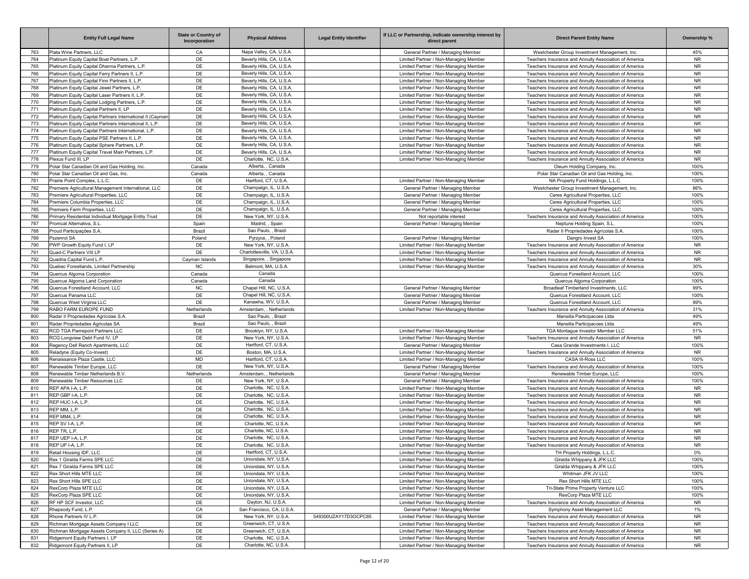|  | Entity Full Legal Name | State or Country of Incorporation | Physical Address | Legal Entity Identifier | If LLC or Partnership, indicate ownership interest by direct parent | Direct Parent Entity Name | Ownership % |
|---|---|---|---|---|---|---|---|
| 763 | Plata Wine Partners, LLC | CA | Napa Valley, CA, U.S.A. |  | General Partner / Managing Member | Westchester Group Investment Management, Inc. | 45% |
| 764 | Platinum Equity Capital Boat Partners, L.P. | DE | Beverly Hills, CA, U.S.A. |  | Limited Partner / Non-Managing Member | Teachers Insurance and Annuity Association of America | NR |
| 765 | Platinum Equity Capital Dharma Partners, L.P. | DE | Beverly Hills, CA, U.S.A. |  | Limited Partner / Non-Managing Member | Teachers Insurance and Annuity Association of America | NR |
| 766 | Platinum Equity Capital Ferry Partners II, L.P. | DE | Beverly Hills, CA, U.S.A. |  | Limited Partner / Non-Managing Member | Teachers Insurance and Annuity Association of America | NR |
| 767 | Platinum Equity Capital Finn Partners II, L.P. | DE | Beverly Hills, CA, U.S.A. |  | Limited Partner / Non-Managing Member | Teachers Insurance and Annuity Association of America | NR |
| 768 | Platinum Equity Capital Jewel Partners, L.P. | DE | Beverly Hills, CA, U.S.A. |  | Limited Partner / Non-Managing Member | Teachers Insurance and Annuity Association of America | NR |
| 769 | Platinum Equity Capital Laser Partners II, L.P. | DE | Beverly Hills, CA, U.S.A. |  | Limited Partner / Non-Managing Member | Teachers Insurance and Annuity Association of America | NR |
| 770 | Platinum Equity Capital Lodging Partners, L.P. | DE | Beverly Hills, CA, U.S.A. |  | Limited Partner / Non-Managing Member | Teachers Insurance and Annuity Association of America | NR |
| 771 | Platinum Equity Capital Partners II, LP | DE | Beverly Hills, CA, U.S.A. |  | Limited Partner / Non-Managing Member | Teachers Insurance and Annuity Association of America | NR |
| 772 | Platinum Equity Capital Partners International II (Cayman | DE | Beverly Hills, CA, U.S.A. |  | Limited Partner / Non-Managing Member | Teachers Insurance and Annuity Association of America | NR |
| 773 | Platinum Equity Capital Partners International II, L.P. | DE | Beverly Hills, CA, U.S.A. |  | Limited Partner / Non-Managing Member | Teachers Insurance and Annuity Association of America | NR |
| 774 | Platinum Equity Capital Partners International, L.P. | DE | Beverly Hills, CA, U.S.A. |  | Limited Partner / Non-Managing Member | Teachers Insurance and Annuity Association of America | NR |
| 775 | Platinum Equity Capital PSE Partners II, L.P. | DE | Beverly Hills, CA, U.S.A. |  | Limited Partner / Non-Managing Member | Teachers Insurance and Annuity Association of America | NR |
| 776 | Platinum Equity Capital Sphere Partners, L.P. | DE | Beverly Hills, CA, U.S.A. |  | Limited Partner / Non-Managing Member | Teachers Insurance and Annuity Association of America | NR |
| 777 | Platinum Equity Capital Travel Main Partners, L.P. | DE | Beverly Hills, CA, U.S.A. |  | Limited Partner / Non-Managing Member | Teachers Insurance and Annuity Association of America | NR |
| 778 | Plexus Fund III, LP | DE | Charlotte, NC, U.S.A. |  | Limited Partner / Non-Managing Member | Teachers Insurance and Annuity Association of America | NR |
| 779 | Polar Star Canadian Oil and Gas Holding, Inc. | Canada | Alberta, , Canada |  |  | Oleum Holding Company, Inc. | 100% |
| 780 | Polar Star Canadian Oil and Gas, Inc. | Canada | Alberta, , Canada |  |  | Polar Star Canadian Oil and Gas Holding, Inc. | 100% |
| 781 | Prairie Point Complex, L.L.C. | DE | Hartford, CT, U.S.A. |  | Limited Partner / Non-Managing Member | NA Property Fund Holdings, L.L.C. | 100% |
| 782 | Premiere Agricultural Management International, LLC | DE | Champaign, IL, U.S.A. |  | General Partner / Managing Member | Westchester Group Investment Management, Inc. | 86% |
| 783 | Premiere Agricultural Properties, LLC | DE | Champaign, IL, U.S.A. |  | General Partner / Managing Member | Ceres Agricultural Properties, LLC | 100% |
| 784 | Premiere Columbia Properties, LLC | DE | Champaign, IL, U.S.A. |  | General Partner / Managing Member | Ceres Agricultural Properties, LLC | 100% |
| 785 | Premiere Farm Properties, LLC | DE | Champaign, IL, U.S.A. |  | General Partner / Managing Member | Ceres Agricultural Properties, LLC | 100% |
| 786 | Primary Residential Individual Mortgage Entity Trust | DE | New York, NY, U.S.A. |  | Not reportable interest | Teachers Insurance and Annuity Association of America | 100% |
| 787 | Promcat Alternativa, S.L. | Spain | Madrid, , Spain |  | General Partner / Managing Member | Neptune Holding Spain, S.L. | 100% |
| 788 | Proud Participações S.A. | Brazil | Sao Paulo, , Brazil |  |  | Radar II Propriedades Agrícolas S.A. | 100% |
| 789 | Pszenrol SA | Poland | Pyrzyce, , Poland |  | General Partner / Managing Member | Dangro Invest SA | 100% |
| 790 | PWP Growth Equity Fund I, LP | DE | New York, NY, U.S.A. |  | Limited Partner / Non-Managing Member | Teachers Insurance and Annuity Association of America | NR |
| 791 | Quad-C Partners VIII LP | DE | Charlottesville, VA, U.S.A. |  | Limited Partner / Non-Managing Member | Teachers Insurance and Annuity Association of America | NR |
| 792 | Quadria Capital Fund L.P. | Cayman Islands | Singapore, , Singapore |  | Limited Partner / Non-Managing Member | Teachers Insurance and Annuity Association of America | NR |
| 793 | Quebec Forestlands, Limited Partnership | NC | Belmont, MA, U.S.A. |  | Limited Partner / Non-Managing Member | Teachers Insurance and Annuity Association of America | 30% |
| 794 | Quercus Algoma Corporation | Canada | Canada |  |  | Quercus Forestland Account, LLC | 100% |
| 795 | Quercus Algoma Land Corporation | Canada | Canada |  |  | Quercus Algoma Corporation | 100% |
| 796 | Quercus Forestland Account, LLC | NC | Chapel Hill, NC, U.S.A. |  | General Partner / Managing Member | Broadleaf Timberland Investments, LLC | 99% |
| 797 | Quercus Panama LLC | DE | Chapel Hill, NC, U.S.A. |  | General Partner / Managing Member | Quercus Forestland Account, LLC | 100% |
| 798 | Quercus West Virginia LLC | DE | Kanawha, WV, U.S.A. |  | General Partner / Managing Member | Quercus Forestland Account, LLC | 99% |
| 799 | RABO FARM EUROPE FUND | Netherlands | Amsterdam, , Netherlands |  | Limited Partner / Non-Managing Member | Teachers Insurance and Annuity Association of America | 31% |
| 800 | Radar II Propriedades Agrícolas S.A. | Brazil | Sao Paulo, , Brazil |  |  | Mansilla Participacoes Ltda | 49% |
| 801 | Radar Propriedades Agricolas SA | Brazil | Sao Paulo, , Brazil |  |  | Mansilla Participacoes Ltda | 49% |
| 802 | RCD TGA Pierrepont Partners LLC | DE | Brooklyn, NY, U.S.A. |  | Limited Partner / Non-Managing Member | TGA Montague Investor Member LLC | 51% |
| 803 | RCG Longview Debt Fund IV, LP | DE | New York, NY, U.S.A. |  | Limited Partner / Non-Managing Member | Teachers Insurance and Annuity Association of America | NR |
| 804 | Regency Dell Ranch Apartments, LLC | DE | Hartford, CT, U.S.A. |  | General Partner / Managing Member | Casa Grande Investments I, LLC | 100% |
| 805 | Reladyne (Equity Co-Invest) | DE | Boston, MA, U.S.A. |  | Limited Partner / Non-Managing Member | Teachers Insurance and Annuity Association of America | NR |
| 806 | Renaissance Plaza Castle, LLC | MD | Hartford, CT, U.S.A. |  | Limited Partner / Non-Managing Member | CASA III-Ross LLC | 100% |
| 807 | Renewable Timber Europe, LLC | DE | New York, NY, U.S.A. |  | General Partner / Managing Member | Teachers Insurance and Annuity Association of America | 100% |
| 808 | Renewable Timber Netherlands B.V. | Netherlands | Amsterdam, , Netherlands |  | General Partner / Managing Member | Renewable Timber Europe, LLC | 100% |
| 809 | Renewable Timber Resources LLC | DE | New York, NY, U.S.A. |  | General Partner / Managing Member | Teachers Insurance and Annuity Association of America | 100% |
| 810 | REP APA I-A, L.P. | DE | Charlotte, NC, U.S.A. |  | Limited Partner / Non-Managing Member | Teachers Insurance and Annuity Association of America | NR |
| 811 | REP GBP I-A, L.P. | DE | Charlotte, NC, U.S.A. |  | Limited Partner / Non-Managing Member | Teachers Insurance and Annuity Association of America | NR |
| 812 | REP HUC I-A, L.P. | DE | Charlotte, NC, U.S.A. |  | Limited Partner / Non-Managing Member | Teachers Insurance and Annuity Association of America | NR |
| 813 | REP MM, L.P. | DE | Charlotte, NC, U.S.A. |  | Limited Partner / Non-Managing Member | Teachers Insurance and Annuity Association of America | NR |
| 814 | REP MM4, L.P. | DE | Charlotte, NC, U.S.A. |  | Limited Partner / Non-Managing Member | Teachers Insurance and Annuity Association of America | NR |
| 815 | REP SV I-A, L.P. | DE | Charlotte, NC, U.S.A. |  | Limited Partner / Non-Managing Member | Teachers Insurance and Annuity Association of America | NR |
| 816 | REP TR, L.P. | DE | Charlotte, NC, U.S.A. |  | Limited Partner / Non-Managing Member | Teachers Insurance and Annuity Association of America | NR |
| 817 | REP UEP I-A, L.P. | DE | Charlotte, NC, U.S.A. |  | Limited Partner / Non-Managing Member | Teachers Insurance and Annuity Association of America | NR |
| 818 | REP UP I-A, L.P. | DE | Charlotte, NC, U.S.A. |  | Limited Partner / Non-Managing Member | Teachers Insurance and Annuity Association of America | NR |
| 819 | Retail Housing IDF, LLC | DE | Hartford, CT, U.S.A. |  | Limited Partner / Non-Managing Member | TH Property Holdings, L.L.C. | 0% |
| 820 | Rex 1 Giralda Farms SPE LLC | DE | Uniondale, NY, U.S.A. |  | Limited Partner / Non-Managing Member | Giralda Whippany & JFK LLC | 100% |
| 821 | Rex 7 Giralda Farms SPE LLC | DE | Uniondale, NY, U.S.A. |  | Limited Partner / Non-Managing Member | Giralda Whippany & JFK LLC | 100% |
| 822 | Rex Short Hills MTE LLC | DE | Uniondale, NY, U.S.A. |  | Limited Partner / Non-Managing Member | Whitman JFK JV LLC | 100% |
| 823 | Rex Short Hills SPE LLC | DE | Uniondale, NY, U.S.A. |  | Limited Partner / Non-Managing Member | Rex Short Hills MTE LLC | 100% |
| 824 | RexCorp Plaza MTE LLC | DE | Uniondale, NY, U.S.A. |  | Limited Partner / Non-Managing Member | Tri-State Prime Property Venture LLC | 100% |
| 825 | RexCorp Plaza SPE LLC | DE | Uniondale, NY, U.S.A. |  | Limited Partner / Non-Managing Member | RexCorp Plaza MTE LLC | 100% |
| 826 | RF HP SCF Investor, LLC | DE | Dayton, NJ, U.S.A. |  | Limited Partner / Non-Managing Member | Teachers Insurance and Annuity Association of America | NR |
| 827 | Rhapsody Fund, L.P. | CA | San Francisco, CA, U.S.A. |  | General Partner / Managing Member | Symphony Asset Management LLC | 1% |
| 828 | Rhone Partners IV L.P. | DE | New York, NY, U.S.A. | 549300UZAY17D3OCPC85 | Limited Partner / Non-Managing Member | Teachers Insurance and Annuity Association of America | NR |
| 829 | Richman Mortgage Assets Company I LLC | DE | Greenwich, CT, U.S.A. |  | Limited Partner / Non-Managing Member | Teachers Insurance and Annuity Association of America | NR |
| 830 | Richman Mortgage Assets Company II, LLC (Series A) | DE | Greenwich, CT, U.S.A. |  | Limited Partner / Non-Managing Member | Teachers Insurance and Annuity Association of America | NR |
| 831 | Ridgemont Equity Partners I, LP | DE | Charlotte, NC, U.S.A. |  | Limited Partner / Non-Managing Member | Teachers Insurance and Annuity Association of America | NR |
| 832 | Ridgemont Equity Partners II, LP | DE | Charlotte, NC, U.S.A. |  | Limited Partner / Non-Managing Member | Teachers Insurance and Annuity Association of America | NR |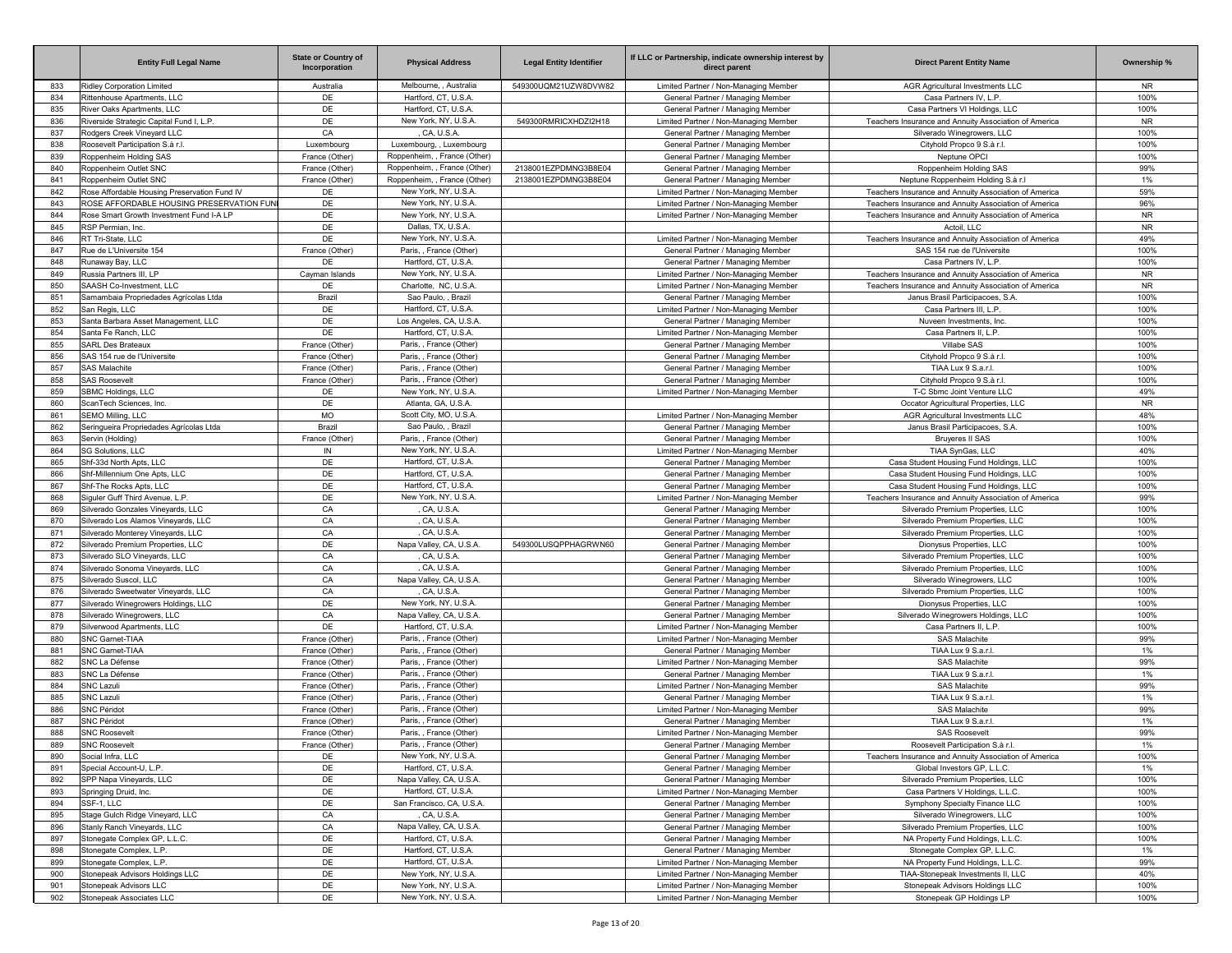| | Entity Full Legal Name | State or Country of Incorporation | Physical Address | Legal Entity Identifier | If LLC or Partnership, indicate ownership interest by direct parent | Direct Parent Entity Name | Ownership % |
|---|---|---|---|---|---|---|---|
| 833 | Ridley Corporation Limited | Australia | Melbourne, , Australia | 549300UQM21UZW8DVW82 | Limited Partner / Non-Managing Member | AGR Agricultural Investments LLC | NR |
| 834 | Rittenhouse Apartments, LLC | DE | Hartford, CT, U.S.A. | | General Partner / Managing Member | Casa Partners IV, L.P. | 100% |
| 835 | River Oaks Apartments, LLC | DE | Hartford, CT, U.S.A. | | General Partner / Managing Member | Casa Partners VI Holdings, LLC | 100% |
| 836 | Riverside Strategic Capital Fund I, L.P. | DE | New York, NY, U.S.A. | 549300RMRICXHDZI2H18 | Limited Partner / Non-Managing Member | Teachers Insurance and Annuity Association of America | NR |
| 837 | Rodgers Creek Vineyard LLC | CA | , CA, U.S.A. | | General Partner / Managing Member | Silverado Winegrowers, LLC | 100% |
| 838 | Roosevelt Participation S.à r.l. | Luxembourg | Luxembourg, , Luxembourg | | General Partner / Managing Member | Cityhold Propco 9 S.à r.l. | 100% |
| 839 | Roppenheim Holding SAS | France (Other) | Roppenheim, , France (Other) | | General Partner / Managing Member | Neptune OPCI | 100% |
| 840 | Roppenheim Outlet SNC | France (Other) | Roppenheim, , France (Other) | 2138001EZPDMNG3B8E04 | General Partner / Managing Member | Roppenheim Holding SAS | 99% |
| 841 | Roppenheim Outlet SNC | France (Other) | Roppenheim, , France (Other) | 2138001EZPDMNG3B8E04 | General Partner / Managing Member | Neptune Roppenheim Holding S.à r.l | 1% |
| 842 | Rose Affordable Housing Preservation Fund IV | DE | New York, NY, U.S.A. | | Limited Partner / Non-Managing Member | Teachers Insurance and Annuity Association of America | 59% |
| 843 | ROSE AFFORDABLE HOUSING PRESERVATION FUNI | DE | New York, NY, U.S.A. | | Limited Partner / Non-Managing Member | Teachers Insurance and Annuity Association of America | 96% |
| 844 | Rose Smart Growth Investment Fund I-A LP | DE | New York, NY, U.S.A. | | Limited Partner / Non-Managing Member | Teachers Insurance and Annuity Association of America | NR |
| 845 | RSP Permian, Inc. | DE | Dallas, TX, U.S.A. | | | Actoil, LLC | NR |
| 846 | RT Tri-State, LLC | DE | New York, NY, U.S.A. | | Limited Partner / Non-Managing Member | Teachers Insurance and Annuity Association of America | 49% |
| 847 | Rue de L'Universite 154 | France (Other) | Paris, , France (Other) | | General Partner / Managing Member | SAS 154 rue de l'Universite | 100% |
| 848 | Runaway Bay, LLC | DE | Hartford, CT, U.S.A. | | General Partner / Managing Member | Casa Partners IV, L.P. | 100% |
| 849 | Russia Partners III, LP | Cayman Islands | New York, NY, U.S.A. | | Limited Partner / Non-Managing Member | Teachers Insurance and Annuity Association of America | NR |
| 850 | SAASH Co-Investment, LLC | DE | Charlotte, NC, U.S.A. | | Limited Partner / Non-Managing Member | Teachers Insurance and Annuity Association of America | NR |
| 851 | Samambaia Propriedades Agrícolas Ltda | Brazil | Sao Paulo, , Brazil | | General Partner / Managing Member | Janus Brasil Participacoes, S.A. | 100% |
| 852 | San Regis, LLC | DE | Hartford, CT, U.S.A. | | Limited Partner / Non-Managing Member | Casa Partners III, L.P. | 100% |
| 853 | Santa Barbara Asset Management, LLC | DE | Los Angeles, CA, U.S.A. | | General Partner / Managing Member | Nuveen Investments, Inc. | 100% |
| 854 | Santa Fe Ranch, LLC | DE | Hartford, CT, U.S.A. | | Limited Partner / Non-Managing Member | Casa Partners II, L.P. | 100% |
| 855 | SARL Des Brateaux | France (Other) | Paris, , France (Other) | | General Partner / Managing Member | Villabe SAS | 100% |
| 856 | SAS 154 rue de l'Universite | France (Other) | Paris, , France (Other) | | General Partner / Managing Member | Cityhold Propco 9 S.à r.l. | 100% |
| 857 | SAS Malachite | France (Other) | Paris, , France (Other) | | General Partner / Managing Member | TIAA Lux 9 S.a.r.l. | 100% |
| 858 | SAS Roosevelt | France (Other) | Paris, , France (Other) | | General Partner / Managing Member | Cityhold Propco 9 S.à r.l. | 100% |
| 859 | SBMC Holdings, LLC | DE | New York, NY, U.S.A. | | Limited Partner / Non-Managing Member | T-C Sbmc Joint Venture LLC | 49% |
| 860 | ScanTech Sciences, Inc. | DE | Atlanta, GA, U.S.A. | | | Occator Agricultural Properties, LLC | NR |
| 861 | SEMO Milling, LLC | MO | Scott City, MO, U.S.A. | | Limited Partner / Non-Managing Member | AGR Agricultural Investments LLC | 48% |
| 862 | Seringueira Propriedades Agrícolas Ltda | Brazil | Sao Paulo, , Brazil | | General Partner / Managing Member | Janus Brasil Participacoes, S.A. | 100% |
| 863 | Servin (Holding) | France (Other) | Paris, , France (Other) | | General Partner / Managing Member | Bruyeres II SAS | 100% |
| 864 | SG Solutions, LLC | IN | New York, NY, U.S.A. | | Limited Partner / Non-Managing Member | TIAA SynGas, LLC | 40% |
| 865 | Shf-33d North Apts, LLC | DE | Hartford, CT, U.S.A. | | General Partner / Managing Member | Casa Student Housing Fund Holdings, LLC | 100% |
| 866 | Shf-Millennium One Apts, LLC | DE | Hartford, CT, U.S.A. | | General Partner / Managing Member | Casa Student Housing Fund Holdings, LLC | 100% |
| 867 | Shf-The Rocks Apts, LLC | DE | Hartford, CT, U.S.A. | | General Partner / Managing Member | Casa Student Housing Fund Holdings, LLC | 100% |
| 868 | Siguler Guff Third Avenue, L.P. | DE | New York, NY, U.S.A. | | Limited Partner / Non-Managing Member | Teachers Insurance and Annuity Association of America | 99% |
| 869 | Silverado Gonzales Vineyards, LLC | CA | , CA, U.S.A. | | General Partner / Managing Member | Silverado Premium Properties, LLC | 100% |
| 870 | Silverado Los Alamos Vineyards, LLC | CA | , CA, U.S.A. | | General Partner / Managing Member | Silverado Premium Properties, LLC | 100% |
| 871 | Silverado Monterey Vineyards, LLC | CA | , CA, U.S.A. | | General Partner / Managing Member | Silverado Premium Properties, LLC | 100% |
| 872 | Silverado Premium Properties, LLC | DE | Napa Valley, CA, U.S.A. | 549300LUSQPPHAGRWN60 | General Partner / Managing Member | Dionysus Properties, LLC | 100% |
| 873 | Silverado SLO Vineyards, LLC | CA | , CA, U.S.A. | | General Partner / Managing Member | Silverado Premium Properties, LLC | 100% |
| 874 | Silverado Sonoma Vineyards, LLC | CA | , CA, U.S.A. | | General Partner / Managing Member | Silverado Premium Properties, LLC | 100% |
| 875 | Silverado Suscol, LLC | CA | Napa Valley, CA, U.S.A. | | General Partner / Managing Member | Silverado Winegrowers, LLC | 100% |
| 876 | Silverado Sweetwater Vineyards, LLC | CA | , CA, U.S.A. | | General Partner / Managing Member | Silverado Premium Properties, LLC | 100% |
| 877 | Silverado Winegrowers Holdings, LLC | DE | New York, NY, U.S.A. | | General Partner / Managing Member | Dionysus Properties, LLC | 100% |
| 878 | Silverado Winegrowers, LLC | CA | Napa Valley, CA, U.S.A. | | General Partner / Managing Member | Silverado Winegrowers Holdings, LLC | 100% |
| 879 | Silverwood Apartments, LLC | DE | Hartford, CT, U.S.A. | | Limited Partner / Non-Managing Member | Casa Partners II, L.P. | 100% |
| 880 | SNC Garnet-TIAA | France (Other) | Paris, , France (Other) | | Limited Partner / Non-Managing Member | SAS Malachite | 99% |
| 881 | SNC Garnet-TIAA | France (Other) | Paris, , France (Other) | | General Partner / Managing Member | TIAA Lux 9 S.a.r.l. | 1% |
| 882 | SNC La Défense | France (Other) | Paris, , France (Other) | | Limited Partner / Non-Managing Member | SAS Malachite | 99% |
| 883 | SNC La Défense | France (Other) | Paris, , France (Other) | | General Partner / Managing Member | TIAA Lux 9 S.a.r.l. | 1% |
| 884 | SNC Lazuli | France (Other) | Paris, , France (Other) | | Limited Partner / Non-Managing Member | SAS Malachite | 99% |
| 885 | SNC Lazuli | France (Other) | Paris, , France (Other) | | General Partner / Managing Member | TIAA Lux 9 S.a.r.l. | 1% |
| 886 | SNC Péridot | France (Other) | Paris, , France (Other) | | Limited Partner / Non-Managing Member | SAS Malachite | 99% |
| 887 | SNC Péridot | France (Other) | Paris, , France (Other) | | General Partner / Managing Member | TIAA Lux 9 S.a.r.l. | 1% |
| 888 | SNC Roosevelt | France (Other) | Paris, , France (Other) | | Limited Partner / Non-Managing Member | SAS Roosevelt | 99% |
| 889 | SNC Roosevelt | France (Other) | Paris, , France (Other) | | General Partner / Managing Member | Roosevelt Participation S.à r.l. | 1% |
| 890 | Social Infra, LLC | DE | New York, NY, U.S.A. | | General Partner / Managing Member | Teachers Insurance and Annuity Association of America | 100% |
| 891 | Special Account-U, L.P. | DE | Hartford, CT, U.S.A. | | General Partner / Managing Member | Global Investors GP, L.L.C. | 1% |
| 892 | SPP Napa Vineyards, LLC | DE | Napa Valley, CA, U.S.A. | | General Partner / Managing Member | Silverado Premium Properties, LLC | 100% |
| 893 | Springing Druid, Inc. | DE | Hartford, CT, U.S.A. | | Limited Partner / Non-Managing Member | Casa Partners V Holdings, L.L.C. | 100% |
| 894 | SSF-1, LLC | DE | San Francisco, CA, U.S.A. | | General Partner / Managing Member | Symphony Specialty Finance LLC | 100% |
| 895 | Stage Gulch Ridge Vineyard, LLC | CA | , CA, U.S.A. | | General Partner / Managing Member | Silverado Winegrowers, LLC | 100% |
| 896 | Stanly Ranch Vineyards, LLC | CA | Napa Valley, CA, U.S.A. | | General Partner / Managing Member | Silverado Premium Properties, LLC | 100% |
| 897 | Stonegate Complex GP, L.L.C. | DE | Hartford, CT, U.S.A. | | General Partner / Managing Member | NA Property Fund Holdings, L.L.C. | 100% |
| 898 | Stonegate Complex, L.P. | DE | Hartford, CT, U.S.A. | | General Partner / Managing Member | Stonegate Complex GP, L.L.C. | 1% |
| 899 | Stonegate Complex, L.P. | DE | Hartford, CT, U.S.A. | | Limited Partner / Non-Managing Member | NA Property Fund Holdings, L.L.C. | 99% |
| 900 | Stonepeak Advisors Holdings LLC | DE | New York, NY, U.S.A. | | Limited Partner / Non-Managing Member | TIAA-Stonepeak Investments II, LLC | 40% |
| 901 | Stonepeak Advisors LLC | DE | New York, NY, U.S.A. | | Limited Partner / Non-Managing Member | Stonepeak Advisors Holdings LLC | 100% |
| 902 | Stonepeak Associates LLC | DE | New York, NY, U.S.A. | | Limited Partner / Non-Managing Member | Stonepeak GP Holdings LP | 100% |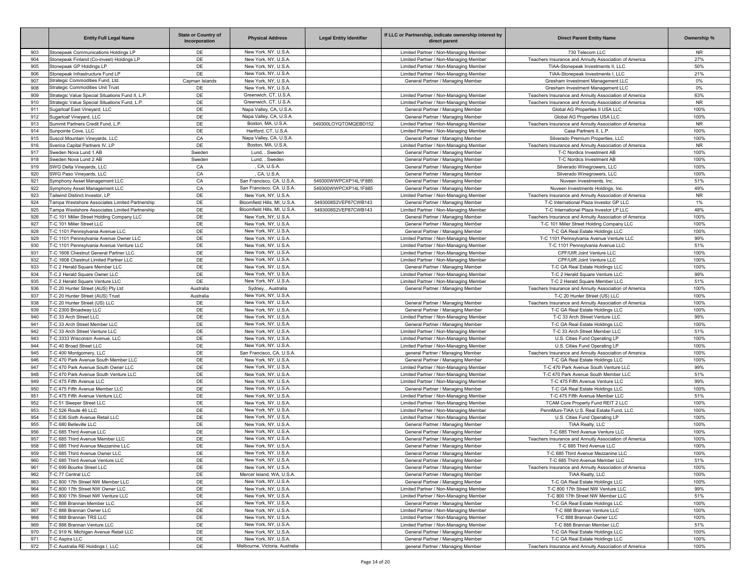| | Entity Full Legal Name | State or Country of Incorporation | Physical Address | Legal Entity Identifier | If LLC or Partnership, indicate ownership interest by direct parent | Direct Parent Entity Name | Ownership % |
|---|---|---|---|---|---|---|---|
| 903 | Stonepeak Communications Holdings LP | DE | New York, NY, U.S.A. | | Limited Partner / Non-Managing Member | 730 Telecom LLC | NR |
| 904 | Stonepeak Finland (Co-invest) Holdings LP | DE | New York, NY, U.S.A. | | Limited Partner / Non-Managing Member | Teachers Insurance and Annuity Association of America | 27% |
| 905 | Stonepeak GP Holdings LP | DE | New York, NY, U.S.A. | | Limited Partner / Non-Managing Member | TIAA-Stonepeak Investments II, LLC | 50% |
| 906 | Stonepeak Infrastructure Fund LP | DE | New York, NY, U.S.A. | | Limited Partner / Non-Managing Member | TIAA-Stonepeak Investments I, LLC | 21% |
| 907 | Strategic Commodities Fund, Ltd. | Cayman Islands | New York, NY, U.S.A. | | General Partner / Managing Member | Gresham Investment Management LLC | 0% |
| 908 | Strategic Commodities Unit Trust | DE | New York, NY, U.S.A. | | | Gresham Investment Management LLC | 0% |
| 909 | Strategic Value Special Situations Fund II, L.P. | DE | Greenwich, CT, U.S.A. | | Limited Partner / Non-Managing Member | Teachers Insurance and Annuity Association of America | 63% |
| 910 | Strategic Value Special Situations Fund, L.P. | DE | Greenwich, CT, U.S.A. | | Limited Partner / Non-Managing Member | Teachers Insurance and Annuity Association of America | NR |
| 911 | Sugarloaf East Vineyard, LLC | DE | Napa Valley, CA, U.S.A. | | General Partner / Managing Member | Global AG Properties II USA LLC | 100% |
| 912 | Sugarloaf Vineyard, LLC | DE | Napa Valley, CA, U.S.A. | | General Partner / Managing Member | Global AG Properties USA LLC | 100% |
| 913 | Summit Partners Credit Fund, L.P. | DE | Boston, MA, U.S.A. | 549300LOYQTOMQEBD152 | Limited Partner / Non-Managing Member | Teachers Insurance and Annuity Association of America | NR |
| 914 | Sunpointe Cove, LLC | DE | Hartford, CT, U.S.A. | | Limited Partner / Non-Managing Member | Casa Partners II, L.P. | 100% |
| 915 | Suscol Mountain Vineyards, LLC | CA | Napa Valley, CA, U.S.A. | | General Partner / Managing Member | Silverado Premium Properties, LLC | 100% |
| 916 | Sverica Capital Partners IV, LP | DE | Boston, MA, U.S.A. | | Limited Partner / Non-Managing Member | Teachers Insurance and Annuity Association of America | NR |
| 917 | Sweden Nova Lund 1 AB | Sweden | Lund, , Sweden | | General Partner / Managing Member | T-C Nordics Investment AB | 100% |
| 918 | Sweden Nova Lund 2 AB | Sweden | Lund, , Sweden | | General Partner / Managing Member | T-C Nordics Investment AB | 100% |
| 919 | SWG Delta Vineyards, LLC | CA | , CA, U.S.A. | | General Partner / Managing Member | Silverado Winegrowers, LLC | 100% |
| 920 | SWG Paso Vineyards, LLC | CA | , CA, U.S.A. | | General Partner / Managing Member | Silverado Winegrowers, LLC | 100% |
| 921 | Symphony Asset Management LLC | CA | San Francisco, CA, U.S.A. | 549300WWPCXP14L1F885 | General Partner / Managing Member | Nuveen Investments, Inc. | 51% |
| 922 | Symphony Asset Management LLC | CA | San Francisco, CA, U.S.A. | 549300WWPCXP14L1F885 | General Partner / Managing Member | Nuveen Investments Holdings, Inc. | 49% |
| 923 | Tailwind Distinct Investor, LP | DE | New York, NY, U.S.A. | | Limited Partner / Non-Managing Member | Teachers Insurance and Annuity Association of America | NR |
| 924 | Tampa Westshore Associates Limited Partnership | DE | Bloomfield Hills, MI, U.S.A. | 5493008S2VEP87CWB143 | General Partner / Managing Member | T-C International Plaza Investor GP LLC | 1% |
| 925 | Tampa Westshore Associates Limited Partnership | DE | Bloomfield Hills, MI, U.S.A. | 5493008S2VEP87CWB143 | Limited Partner / Non-Managing Member | T-C International Plaza Investor LP LLC | 48% |
| 926 | T-C 101 Miller Street Holding Company LLC | DE | New York, NY, U.S.A. | | General Partner / Managing Member | Teachers Insurance and Annuity Association of America | 100% |
| 927 | T-C 101 Miller Street LLC | DE | New York, NY, U.S.A. | | General Partner / Managing Member | T-C 101 Miller Street Holding Company LLC | 100% |
| 928 | T-C 1101 Pennsylvania Avenue LLC | DE | New York, NY, U.S.A. | | General Partner / Managing Member | T-C GA Real Estate Holdings LLC | 100% |
| 929 | T-C 1101 Pennsylvania Avenue Owner LLC | DE | New York, NY, U.S.A. | | Limited Partner / Non-Managing Member | T-C 1101 Pennsylvania Avenue Venture LLC | 99% |
| 930 | T-C 1101 Pennsylvania Avenue Venture LLC | DE | New York, NY, U.S.A. | | Limited Partner / Non-Managing Member | T-C 1101 Pennsylvania Avenue LLC | 51% |
| 931 | T-C 1608 Chestnut General Partner LLC | DE | New York, NY, U.S.A. | | Limited Partner / Non-Managing Member | CPF/UIR Joint Venture LLC | 100% |
| 932 | T-C 1608 Chestnut Limited Partner LLC | DE | New York, NY, U.S.A. | | Limited Partner / Non-Managing Member | CPF/UIR Joint Venture LLC | 100% |
| 933 | T-C 2 Herald Square Member LLC | DE | New York, NY, U.S.A. | | General Partner / Managing Member | T-C GA Real Estate Holdings LLC | 100% |
| 934 | T-C 2 Herald Square Owner LLC | DE | New York, NY, U.S.A. | | Limited Partner / Non-Managing Member | T-C 2 Herald Square Venture LLC | 99% |
| 935 | T-C 2 Herald Square Venture LLC | DE | New York, NY, U.S.A. | | Limited Partner / Non-Managing Member | T-C 2 Herald Square Member LLC | 51% |
| 936 | T-C 20 Hunter Street (AUS) Pty Ltd | Australia | Sydney, , Australia | | General Partner / Managing Member | Teachers Insurance and Annuity Association of America | 100% |
| 937 | T-C 20 Hunter Street (AUS) Trust | Australia | New York, NY, U.S.A. | | | T-C 20 Hunter Street (US) LLC | 100% |
| 938 | T-C 20 Hunter Street (US) LLC | DE | New York, NY, U.S.A. | | General Partner / Managing Member | Teachers Insurance and Annuity Association of America | 100% |
| 939 | T-C 2300 Broadway LLC | DE | New York, NY, U.S.A. | | General Partner / Managing Member | T-C GA Real Estate Holdings LLC | 100% |
| 940 | T-C 33 Arch Street LLC | DE | New York, NY, U.S.A. | | Limited Partner / Non-Managing Member | T-C 33 Arch Street Venture LLC | 99% |
| 941 | T-C 33 Arch Street Member LLC | DE | New York, NY, U.S.A. | | General Partner / Managing Member | T-C GA Real Estate Holdings LLC | 100% |
| 942 | T-C 33 Arch Street Venture LLC | DE | New York, NY, U.S.A. | | Limited Partner / Non-Managing Member | T-C 33 Arch Street Member LLC | 51% |
| 943 | T-C 3333 Wisconsin Avenue, LLC | DE | New York, NY, U.S.A. | | Limited Partner / Non-Managing Member | U.S. Cities Fund Operating LP | 100% |
| 944 | T-C 40 Broad Street LLC | DE | New York, NY, U.S.A. | | Limited Partner / Non-Managing Member | U.S. Cities Fund Operating LP | 100% |
| 945 | T-C 400 Montgomery, LLC | DE | San Francisco, CA, U.S.A. | | general Partner / Managing Member | Teachers Insurance and Annuity Association of America | 100% |
| 946 | T-C 470 Park Avenue South Member LLC | DE | New York, NY, U.S.A. | | General Partner / Managing Member | T-C GA Real Estate Holdings LLC | 100% |
| 947 | T-C 470 Park Avenue South Owner LLC | DE | New York, NY, U.S.A. | | Limited Partner / Non-Managing Member | T-C 470 Park Avenue South Venture LLC | 99% |
| 948 | T-C 470 Park Avenue South Venture LLC | DE | New York, NY, U.S.A. | | Limited Partner / Non-Managing Member | T-C 470 Park Avenue South Member LLC | 51% |
| 949 | T-C 475 Fifth Avenue LLC | DE | New York, NY, U.S.A. | | Limited Partner / Non-Managing Member | T-C 475 Fifth Avenue Venture LLC | 99% |
| 950 | T-C 475 Fifth Avenue Member LLC | DE | New York, NY, U.S.A. | | General Partner / Managing Member | T-C GA Real Estate Holdings LLC | 100% |
| 951 | T-C 475 Fifth Avenue Venture LLC | DE | New York, NY, U.S.A. | | Limited Partner / Non-Managing Member | T-C 475 Fifth Avenue Member LLC | 51% |
| 952 | T-C 51 Sleeper Street LLC | DE | New York, NY, U.S.A. | | Limited Partner / Non-Managing Member | TCAM Core Property Fund REIT 2 LLC | 100% |
| 953 | T-C 526 Route 46 LLC | DE | New York, NY, U.S.A. | | Limited Partner / Non-Managing Member | PennMuni-TIAA U.S. Real Estate Fund, LLC | 100% |
| 954 | T-C 636 Sixth Avenue Retail LLC | DE | New York, NY, U.S.A. | | Limited Partner / Non-Managing Member | U.S. Cities Fund Operating LP | 100% |
| 955 | T-C 680 Belleville LLC | DE | New York, NY, U.S.A. | | General Partner / Managing Member | TIAA Realty, LLC | 100% |
| 956 | T-C 685 Third Avenue LLC | DE | New York, NY, U.S.A. | | General Partner / Managing Member | T-C 685 Third Avenue Venture LLC | 100% |
| 957 | T-C 685 Third Avenue Member LLC | DE | New York, NY, U.S.A. | | General Partner / Managing Member | Teachers Insurance and Annuity Association of America | 100% |
| 958 | T-C 685 Third Avenue Mezzanine LLC | DE | New York, NY, U.S.A. | | General Partner / Managing Member | T-C 685 Third Avenue LLC | 100% |
| 959 | T-C 685 Third Avenue Owner LLC | DE | New York, NY, U.S.A. | | General Partner / Managing Member | T-C 685 Third Avenue Mezzanine LLC | 100% |
| 960 | T-C 685 Third Avenue Venture LLC | DE | New York, NY, U.S.A. | | General Partner / Managing Member | T-C 685 Third Avenue Member LLC | 51% |
| 961 | T-C 699 Bourke Street LLC | DE | New York, NY, U.S.A. | | General Partner / Managing Member | Teachers Insurance and Annuity Association of America | 100% |
| 962 | T-C 77 Central LLC | DE | Mercer Island, WA, U.S.A. | | General Partner / Managing Member | TIAA Realty, LLC | 100% |
| 963 | T-C 800 17th Street NW Member LLC | DE | New York, NY, U.S.A. | | General Partner / Managing Member | T-C GA Real Estate Holdings LLC | 100% |
| 964 | T-C 800 17th Street NW Owner LLC | DE | New York, NY, U.S.A. | | Limited Partner / Non-Managing Member | T-C 800 17th Street NW Venture LLC | 99% |
| 965 | T-C 800 17th Street NW Venture LLC | DE | New York, NY, U.S.A. | | Limited Partner / Non-Managing Member | T-C 800 17th Street NW Member LLC | 51% |
| 966 | T-C 888 Brannan Member LLC | DE | New York, NY, U.S.A. | | General Partner / Managing Member | T-C GA Real Estate Holdings LLC | 100% |
| 967 | T-C 888 Brannan Owner LLC | DE | New York, NY, U.S.A. | | Limited Partner / Non-Managing Member | T-C 888 Brannan Venture LLC | 100% |
| 968 | T-C 888 Brannan TRS LLC | DE | New York, NY, U.S.A. | | Limited Partner / Non-Managing Member | T-C 888 Brannan Owner LLC | 100% |
| 969 | T-C 888 Brannan Venture LLC | DE | New York, NY, U.S.A. | | Limited Partner / Non-Managing Member | T-C 888 Brannan Member LLC | 51% |
| 970 | T-C 919 N. Michigan Avenue Retail LLC | DE | New York, NY, U.S.A. | | General Partner / Managing Member | T-C GA Real Estate Holdings LLC | 100% |
| 971 | T-C Aspira LLC | DE | New York, NY, U.S.A. | | General Partner / Managing Member | T-C GA Real Estate Holdings LLC | 100% |
| 972 | T-C Australia RE Holdings I, LLC | DE | Melbourne, Victoria, Australia | | general Partner / Managing Member | Teachers Insurance and Annuity Association of America | 100% |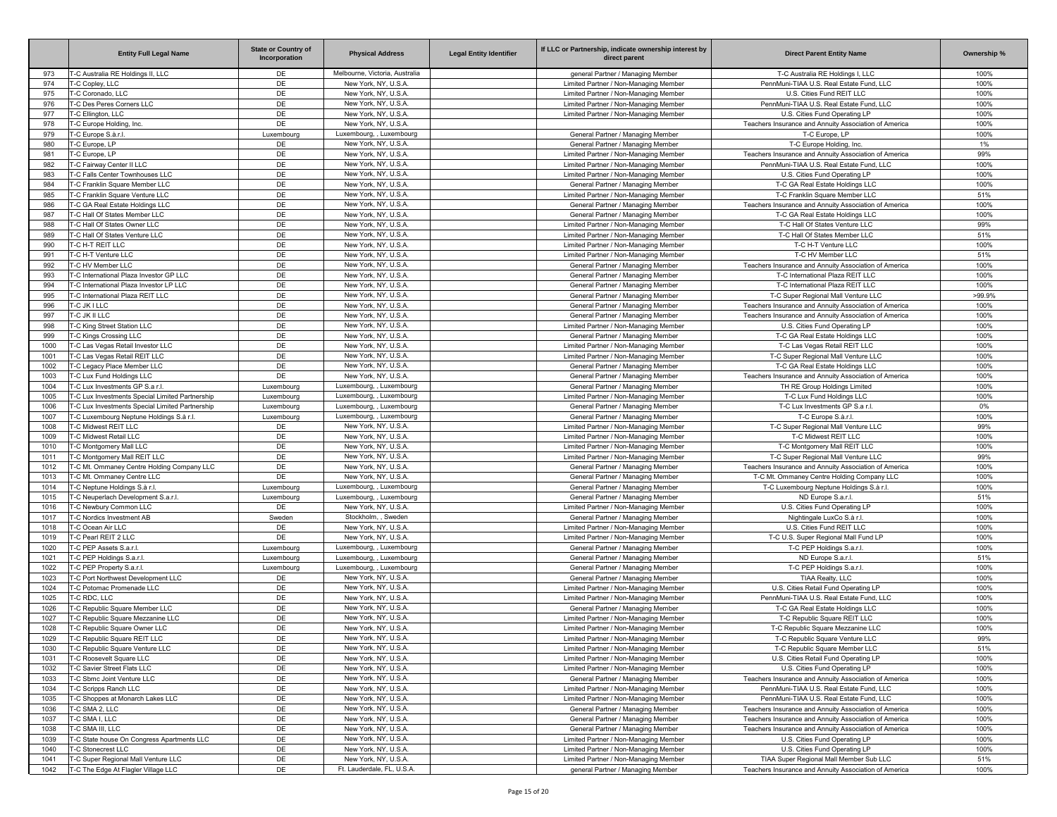| | Entity Full Legal Name | State or Country of Incorporation | Physical Address | Legal Entity Identifier | If LLC or Partnership, indicate ownership interest by direct parent | Direct Parent Entity Name | Ownership % |
|---|---|---|---|---|---|---|---|
| 973 | T-C Australia RE Holdings II, LLC | DE | Melbourne, Victoria, Australia | | general Partner / Managing Member | T-C Australia RE Holdings I, LLC | 100% |
| 974 | T-C Copley, LLC | DE | New York, NY, U.S.A. | | Limited Partner / Non-Managing Member | PennMuni-TIAA U.S. Real Estate Fund, LLC | 100% |
| 975 | T-C Coronado, LLC | DE | New York, NY, U.S.A. | | Limited Partner / Non-Managing Member | U.S. Cities Fund REIT LLC | 100% |
| 976 | T-C Des Peres Corners LLC | DE | New York, NY, U.S.A. | | Limited Partner / Non-Managing Member | PennMuni-TIAA U.S. Real Estate Fund, LLC | 100% |
| 977 | T-C Ellington, LLC | DE | New York, NY, U.S.A. | | Limited Partner / Non-Managing Member | U.S. Cities Fund Operating LP | 100% |
| 978 | T-C Europe Holding, Inc. | DE | New York, NY, U.S.A. | | | Teachers Insurance and Annuity Association of America | 100% |
| 979 | T-C Europe S.à.r.l. | Luxembourg | Luxembourg, , Luxembourg | | General Partner / Managing Member | T-C Europe, LP | 100% |
| 980 | T-C Europe, LP | DE | New York, NY, U.S.A. | | General Partner / Managing Member | T-C Europe Holding, Inc. | 1% |
| 981 | T-C Europe, LP | DE | New York, NY, U.S.A. | | Limited Partner / Non-Managing Member | Teachers Insurance and Annuity Association of America | 99% |
| 982 | T-C Fairway Center II LLC | DE | New York, NY, U.S.A. | | Limited Partner / Non-Managing Member | PennMuni-TIAA U.S. Real Estate Fund, LLC | 100% |
| 983 | T-C Falls Center Townhouses LLC | DE | New York, NY, U.S.A. | | Limited Partner / Non-Managing Member | U.S. Cities Fund Operating LP | 100% |
| 984 | T-C Franklin Square Member LLC | DE | New York, NY, U.S.A. | | General Partner / Managing Member | T-C GA Real Estate Holdings LLC | 100% |
| 985 | T-C Franklin Square Venture LLC | DE | New York, NY, U.S.A. | | Limited Partner / Non-Managing Member | T-C Franklin Square Member LLC | 51% |
| 986 | T-C GA Real Estate Holdings LLC | DE | New York, NY, U.S.A. | | General Partner / Managing Member | Teachers Insurance and Annuity Association of America | 100% |
| 987 | T-C Hall Of States Member LLC | DE | New York, NY, U.S.A. | | General Partner / Managing Member | T-C GA Real Estate Holdings LLC | 100% |
| 988 | T-C Hall Of States Owner LLC | DE | New York, NY, U.S.A. | | Limited Partner / Non-Managing Member | T-C Hall Of States Venture LLC | 99% |
| 989 | T-C Hall Of States Venture LLC | DE | New York, NY, U.S.A. | | Limited Partner / Non-Managing Member | T-C Hall Of States Member LLC | 51% |
| 990 | T-C H-T REIT LLC | DE | New York, NY, U.S.A. | | Limited Partner / Non-Managing Member | T-C H-T Venture LLC | 100% |
| 991 | T-C H-T Venture LLC | DE | New York, NY, U.S.A. | | Limited Partner / Non-Managing Member | T-C HV Member LLC | 51% |
| 992 | T-C HV Member LLC | DE | New York, NY, U.S.A. | | General Partner / Managing Member | Teachers Insurance and Annuity Association of America | 100% |
| 993 | T-C International Plaza Investor GP LLC | DE | New York, NY, U.S.A. | | General Partner / Managing Member | T-C International Plaza REIT LLC | 100% |
| 994 | T-C International Plaza Investor LP LLC | DE | New York, NY, U.S.A. | | General Partner / Managing Member | T-C International Plaza REIT LLC | 100% |
| 995 | T-C International Plaza REIT LLC | DE | New York, NY, U.S.A. | | General Partner / Managing Member | T-C Super Regional Mall Venture LLC | >99.9% |
| 996 | T-C JK I LLC | DE | New York, NY, U.S.A. | | General Partner / Managing Member | Teachers Insurance and Annuity Association of America | 100% |
| 997 | T-C JK II LLC | DE | New York, NY, U.S.A. | | General Partner / Managing Member | Teachers Insurance and Annuity Association of America | 100% |
| 998 | T-C King Street Station LLC | DE | New York, NY, U.S.A. | | Limited Partner / Non-Managing Member | U.S. Cities Fund Operating LP | 100% |
| 999 | T-C Kings Crossing LLC | DE | New York, NY, U.S.A. | | General Partner / Managing Member | T-C GA Real Estate Holdings LLC | 100% |
| 1000 | T-C Las Vegas Retail Investor LLC | DE | New York, NY, U.S.A. | | Limited Partner / Non-Managing Member | T-C Las Vegas Retail REIT LLC | 100% |
| 1001 | T-C Las Vegas Retail REIT LLC | DE | New York, NY, U.S.A. | | Limited Partner / Non-Managing Member | T-C Super Regional Mall Venture LLC | 100% |
| 1002 | T-C Legacy Place Member LLC | DE | New York, NY, U.S.A. | | General Partner / Managing Member | T-C GA Real Estate Holdings LLC | 100% |
| 1003 | T-C Lux Fund Holdings LLC | DE | New York, NY, U.S.A. | | General Partner / Managing Member | Teachers Insurance and Annuity Association of America | 100% |
| 1004 | T-C Lux Investments GP S.a r.l. | Luxembourg | Luxembourg, , Luxembourg | | General Partner / Managing Member | TH RE Group Holdings Limited | 100% |
| 1005 | T-C Lux Investments Special Limited Partnership | Luxembourg | Luxembourg, , Luxembourg | | Limited Partner / Non-Managing Member | T-C Lux Fund Holdings LLC | 100% |
| 1006 | T-C Lux Investments Special Limited Partnership | Luxembourg | Luxembourg, , Luxembourg | | General Partner / Managing Member | T-C Lux Investments GP S.a r.l. | 0% |
| 1007 | T-C Luxembourg Neptune Holdings S.à r.l. | Luxembourg | Luxembourg, , Luxembourg | | General Partner / Managing Member | T-C Europe S.à.r.l. | 100% |
| 1008 | T-C Midwest REIT LLC | DE | New York, NY, U.S.A. | | Limited Partner / Non-Managing Member | T-C Super Regional Mall Venture LLC | 99% |
| 1009 | T-C Midwest Retail LLC | DE | New York, NY, U.S.A. | | Limited Partner / Non-Managing Member | T-C Midwest REIT LLC | 100% |
| 1010 | T-C Montgomery Mall LLC | DE | New York, NY, U.S.A. | | Limited Partner / Non-Managing Member | T-C Montgomery Mall REIT LLC | 100% |
| 1011 | T-C Montgomery Mall REIT LLC | DE | New York, NY, U.S.A. | | Limited Partner / Non-Managing Member | T-C Super Regional Mall Venture LLC | 99% |
| 1012 | T-C Mt. Ommaney Centre Holding Company LLC | DE | New York, NY, U.S.A. | | General Partner / Managing Member | Teachers Insurance and Annuity Association of America | 100% |
| 1013 | T-C Mt. Ommaney Centre LLC | DE | New York, NY, U.S.A. | | General Partner / Managing Member | T-C Mt. Ommaney Centre Holding Company LLC | 100% |
| 1014 | T-C Neptune Holdings S.à r.l. | Luxembourg | Luxembourg, , Luxembourg | | General Partner / Managing Member | T-C Luxembourg Neptune Holdings S.à r.l. | 100% |
| 1015 | T-C Neuperlach Development S.a.r.l. | Luxembourg | Luxembourg, , Luxembourg | | General Partner / Managing Member | ND Europe S.a.r.l. | 51% |
| 1016 | T-C Newbury Common LLC | DE | New York, NY, U.S.A. | | Limited Partner / Non-Managing Member | U.S. Cities Fund Operating LP | 100% |
| 1017 | T-C Nordics Investment AB | Sweden | Stockholm, , Sweden | | General Partner / Managing Member | Nightingale LuxCo S.à r.l. | 100% |
| 1018 | T-C Ocean Air LLC | DE | New York, NY, U.S.A. | | Limited Partner / Non-Managing Member | U.S. Cities Fund REIT LLC | 100% |
| 1019 | T-C Pearl REIT 2 LLC | DE | New York, NY, U.S.A. | | Limited Partner / Non-Managing Member | T-C U.S. Super Regional Mall Fund LP | 100% |
| 1020 | T-C PEP Assets S.a.r.l. | Luxembourg | Luxembourg, , Luxembourg | | General Partner / Managing Member | T-C PEP Holdings S.a.r.l. | 100% |
| 1021 | T-C PEP Holdings S.a.r.l. | Luxembourg | Luxembourg, , Luxembourg | | General Partner / Managing Member | ND Europe S.a.r.l. | 51% |
| 1022 | T-C PEP Property S.a.r.l. | Luxembourg | Luxembourg, , Luxembourg | | General Partner / Managing Member | T-C PEP Holdings S.a.r.l. | 100% |
| 1023 | T-C Port Northwest Development LLC | DE | New York, NY, U.S.A. | | General Partner / Managing Member | TIAA Realty, LLC | 100% |
| 1024 | T-C Potomac Promenade LLC | DE | New York, NY, U.S.A. | | Limited Partner / Non-Managing Member | U.S. Cities Retail Fund Operating LP | 100% |
| 1025 | T-C RDC, LLC | DE | New York, NY, U.S.A. | | Limited Partner / Non-Managing Member | PennMuni-TIAA U.S. Real Estate Fund, LLC | 100% |
| 1026 | T-C Republic Square Member LLC | DE | New York, NY, U.S.A. | | General Partner / Managing Member | T-C GA Real Estate Holdings LLC | 100% |
| 1027 | T-C Republic Square Mezzanine LLC | DE | New York, NY, U.S.A. | | Limited Partner / Non-Managing Member | T-C Republic Square REIT LLC | 100% |
| 1028 | T-C Republic Square Owner LLC | DE | New York, NY, U.S.A. | | Limited Partner / Non-Managing Member | T-C Republic Square Mezzanine LLC | 100% |
| 1029 | T-C Republic Square REIT LLC | DE | New York, NY, U.S.A. | | Limited Partner / Non-Managing Member | T-C Republic Square Venture LLC | 99% |
| 1030 | T-C Republic Square Venture LLC | DE | New York, NY, U.S.A. | | Limited Partner / Non-Managing Member | T-C Republic Square Member LLC | 51% |
| 1031 | T-C Roosevelt Square LLC | DE | New York, NY, U.S.A. | | Limited Partner / Non-Managing Member | U.S. Cities Retail Fund Operating LP | 100% |
| 1032 | T-C Savier Street Flats LLC | DE | New York, NY, U.S.A. | | Limited Partner / Non-Managing Member | U.S. Cities Fund Operating LP | 100% |
| 1033 | T-C Sbmc Joint Venture LLC | DE | New York, NY, U.S.A. | | General Partner / Managing Member | Teachers Insurance and Annuity Association of America | 100% |
| 1034 | T-C Scripps Ranch LLC | DE | New York, NY, U.S.A. | | Limited Partner / Non-Managing Member | PennMuni-TIAA U.S. Real Estate Fund, LLC | 100% |
| 1035 | T-C Shoppes at Monarch Lakes LLC | DE | New York, NY, U.S.A. | | Limited Partner / Non-Managing Member | PennMuni-TIAA U.S. Real Estate Fund, LLC | 100% |
| 1036 | T-C SMA 2, LLC | DE | New York, NY, U.S.A. | | General Partner / Managing Member | Teachers Insurance and Annuity Association of America | 100% |
| 1037 | T-C SMA I, LLC | DE | New York, NY, U.S.A. | | General Partner / Managing Member | Teachers Insurance and Annuity Association of America | 100% |
| 1038 | T-C SMA III, LLC | DE | New York, NY, U.S.A. | | General Partner / Managing Member | Teachers Insurance and Annuity Association of America | 100% |
| 1039 | T-C State house On Congress Apartments LLC | DE | New York, NY, U.S.A. | | Limited Partner / Non-Managing Member | U.S. Cities Fund Operating LP | 100% |
| 1040 | T-C Stonecrest LLC | DE | New York, NY, U.S.A. | | Limited Partner / Non-Managing Member | U.S. Cities Fund Operating LP | 100% |
| 1041 | T-C Super Regional Mall Venture LLC | DE | New York, NY, U.S.A. | | Limited Partner / Non-Managing Member | TIAA Super Regional Mall Member Sub LLC | 51% |
| 1042 | T-C The Edge At Flagler Village LLC | DE | Ft. Lauderdale, FL, U.S.A. | | general Partner / Managing Member | Teachers Insurance and Annuity Association of America | 100% |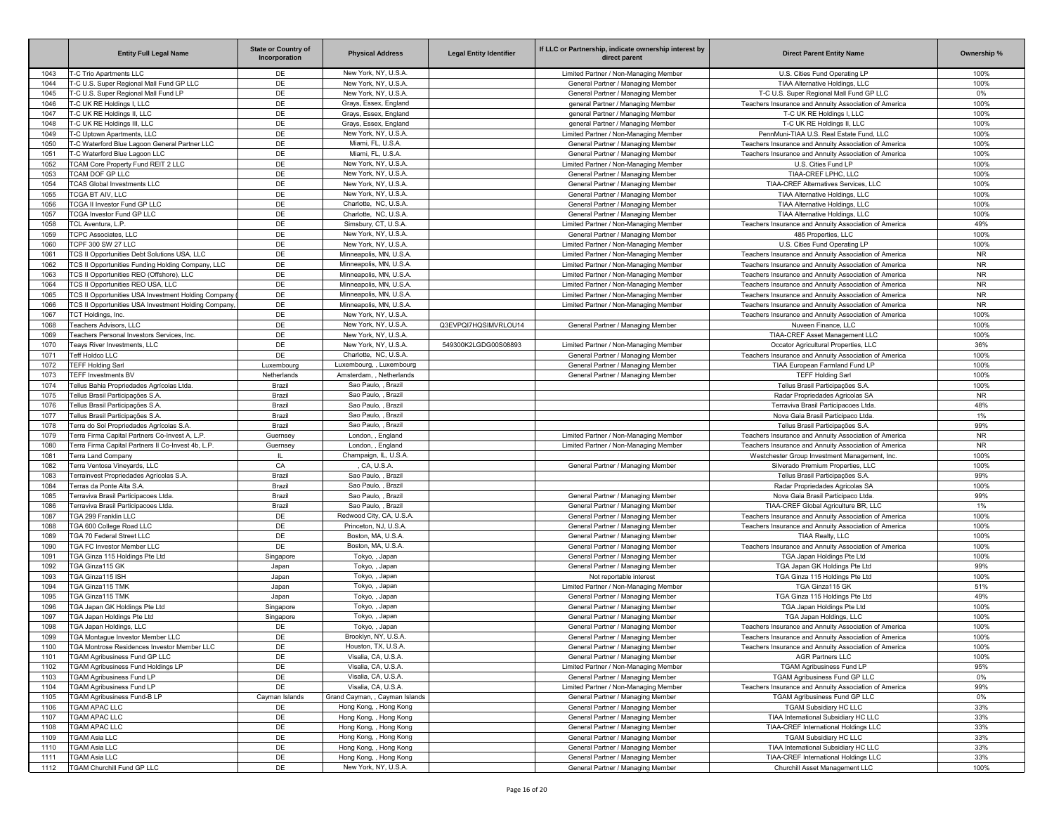| | Entity Full Legal Name | State or Country of Incorporation | Physical Address | Legal Entity Identifier | If LLC or Partnership, indicate ownership interest by direct parent | Direct Parent Entity Name | Ownership % |
|---|---|---|---|---|---|---|---|
| 1043 | T-C Trio Apartments LLC | DE | New York, NY, U.S.A. | | Limited Partner / Non-Managing Member | U.S. Cities Fund Operating LP | 100% |
| 1044 | T-C U.S. Super Regional Mall Fund GP LLC | DE | New York, NY, U.S.A. | | General Partner / Managing Member | TIAA Alternative Holdings, LLC | 100% |
| 1045 | T-C U.S. Super Regional Mall Fund LP | DE | New York, NY, U.S.A. | | General Partner / Managing Member | T-C U.S. Super Regional Mall Fund GP LLC | 0% |
| 1046 | T-C UK RE Holdings I, LLC | DE | Grays, Essex, England | | general Partner / Managing Member | Teachers Insurance and Annuity Association of America | 100% |
| 1047 | T-C UK RE Holdings II, LLC | DE | Grays, Essex, England | | general Partner / Managing Member | T-C UK RE Holdings I, LLC | 100% |
| 1048 | T-C UK RE Holdings III, LLC | DE | Grays, Essex, England | | general Partner / Managing Member | T-C UK RE Holdings II, LLC | 100% |
| 1049 | T-C Uptown Apartments, LLC | DE | New York, NY, U.S.A. | | Limited Partner / Non-Managing Member | PennMuni-TIAA U.S. Real Estate Fund, LLC | 100% |
| 1050 | T-C Waterford Blue Lagoon General Partner LLC | DE | Miami, FL, U.S.A. | | General Partner / Managing Member | Teachers Insurance and Annuity Association of America | 100% |
| 1051 | T-C Waterford Blue Lagoon LLC | DE | Miami, FL, U.S.A. | | General Partner / Managing Member | Teachers Insurance and Annuity Association of America | 100% |
| 1052 | TCAM Core Property Fund REIT 2 LLC | DE | New York, NY, U.S.A. | | Limited Partner / Non-Managing Member | U.S. Cities Fund LP | 100% |
| 1053 | TCAM DOF GP LLC | DE | New York, NY, U.S.A. | | General Partner / Managing Member | TIAA-CREF LPHC, LLC | 100% |
| 1054 | TCAS Global Investments LLC | DE | New York, NY, U.S.A. | | General Partner / Managing Member | TIAA-CREF Alternatives Services, LLC | 100% |
| 1055 | TCGA BT AIV, LLC | DE | New York, NY, U.S.A. | | General Partner / Managing Member | TIAA Alternative Holdings, LLC | 100% |
| 1056 | TCGA II Investor Fund GP LLC | DE | Charlotte, NC, U.S.A. | | General Partner / Managing Member | TIAA Alternative Holdings, LLC | 100% |
| 1057 | TCGA Investor Fund GP LLC | DE | Charlotte, NC, U.S.A. | | General Partner / Managing Member | TIAA Alternative Holdings, LLC | 100% |
| 1058 | TCL Aventura, L.P. | DE | Simsbury, CT, U.S.A. | | Limited Partner / Non-Managing Member | Teachers Insurance and Annuity Association of America | 49% |
| 1059 | TCPC Associates, LLC | DE | New York, NY, U.S.A. | | General Partner / Managing Member | 485 Properties, LLC | 100% |
| 1060 | TCPF 300 SW 27 LLC | DE | New York, NY, U.S.A. | | Limited Partner / Non-Managing Member | U.S. Cities Fund Operating LP | 100% |
| 1061 | TCS II Opportunities Debt Solutions USA, LLC | DE | Minneapolis, MN, U.S.A. | | Limited Partner / Non-Managing Member | Teachers Insurance and Annuity Association of America | NR |
| 1062 | TCS II Opportunities Funding Holding Company, LLC | DE | Minneapolis, MN, U.S.A. | | Limited Partner / Non-Managing Member | Teachers Insurance and Annuity Association of America | NR |
| 1063 | TCS II Opportunities REO (Offshore), LLC | DE | Minneapolis, MN, U.S.A. | | Limited Partner / Non-Managing Member | Teachers Insurance and Annuity Association of America | NR |
| 1064 | TCS II Opportunities REO USA, LLC | DE | Minneapolis, MN, U.S.A. | | Limited Partner / Non-Managing Member | Teachers Insurance and Annuity Association of America | NR |
| 1065 | TCS II Opportunities USA Investment Holding Company ( | DE | Minneapolis, MN, U.S.A. | | Limited Partner / Non-Managing Member | Teachers Insurance and Annuity Association of America | NR |
| 1066 | TCS II Opportunities USA Investment Holding Company, | DE | Minneapolis, MN, U.S.A. | | Limited Partner / Non-Managing Member | Teachers Insurance and Annuity Association of America | NR |
| 1067 | TCT Holdings, Inc. | DE | New York, NY, U.S.A. | | | Teachers Insurance and Annuity Association of America | 100% |
| 1068 | Teachers Advisors, LLC | DE | New York, NY, U.S.A. | Q3EVPQI7HQSIMVRLOU14 | General Partner / Managing Member | Nuveen Finance, LLC | 100% |
| 1069 | Teachers Personal Investors Services, Inc. | DE | New York, NY, U.S.A. | | | TIAA-CREF Asset Management LLC | 100% |
| 1070 | Teays River Investments, LLC | DE | New York, NY, U.S.A. | 549300K2LGDG00S08893 | Limited Partner / Non-Managing Member | Occator Agricultural Properties, LLC | 36% |
| 1071 | Teff Holdco LLC | DE | Charlotte, NC, U.S.A. | | General Partner / Managing Member | Teachers Insurance and Annuity Association of America | 100% |
| 1072 | TEFF Holding Sarl | Luxembourg | Luxembourg, , Luxembourg | | General Partner / Managing Member | TIAA European Farmland Fund LP | 100% |
| 1073 | TEFF Investments BV | Netherlands | Amsterdam, , Netherlands | | General Partner / Managing Member | TEFF Holding Sarl | 100% |
| 1074 | Tellus Bahia Propriedades Agricolas Ltda. | Brazil | Sao Paulo, , Brazil | | | Tellus Brasil Participações S.A. | 100% |
| 1075 | Tellus Brasil Participações S.A. | Brazil | Sao Paulo, , Brazil | | | Radar Propriedades Agricolas SA | NR |
| 1076 | Tellus Brasil Participações S.A. | Brazil | Sao Paulo, , Brazil | | | Terraviva Brasil Participacoes Ltda. | 48% |
| 1077 | Tellus Brasil Participações S.A. | Brazil | Sao Paulo, , Brazil | | | Nova Gaia Brasil Participaco Ltda. | 1% |
| 1078 | Terra do Sol Propriedades Agricolas S.A. | Brazil | Sao Paulo, , Brazil | | | Tellus Brasil Participações S.A. | 99% |
| 1079 | Terra Firma Capital Partners Co-Invest A, L.P. | Guernsey | London, , England | | Limited Partner / Non-Managing Member | Teachers Insurance and Annuity Association of America | NR |
| 1080 | Terra Firma Capital Partners II Co-Invest 4b, L.P. | Guernsey | London, , England | | Limited Partner / Non-Managing Member | Teachers Insurance and Annuity Association of America | NR |
| 1081 | Terra Land Company | IL | Champaign, IL, U.S.A. | | | Westchester Group Investment Management, Inc. | 100% |
| 1082 | Terra Ventosa Vineyards, LLC | CA | , CA, U.S.A. | | General Partner / Managing Member | Silverado Premium Properties, LLC | 100% |
| 1083 | Terrainvest Propriedades Agricolas S.A. | Brazil | Sao Paulo, , Brazil | | | Tellus Brasil Participações S.A. | 99% |
| 1084 | Terras da Ponte Alta S.A. | Brazil | Sao Paulo, , Brazil | | | Radar Propriedades Agricolas SA | 100% |
| 1085 | Terraviva Brasil Participacoes Ltda. | Brazil | Sao Paulo, , Brazil | | General Partner / Managing Member | Nova Gaia Brasil Participaco Ltda. | 99% |
| 1086 | Terraviva Brasil Participacoes Ltda. | Brazil | Sao Paulo, , Brazil | | General Partner / Managing Member | TIAA-CREF Global Agriculture BR, LLC | 1% |
| 1087 | TGA 299 Franklin LLC | DE | Redwood City, CA, U.S.A. | | General Partner / Managing Member | Teachers Insurance and Annuity Association of America | 100% |
| 1088 | TGA 600 College Road LLC | DE | Princeton, NJ, U.S.A. | | General Partner / Managing Member | Teachers Insurance and Annuity Association of America | 100% |
| 1089 | TGA 70 Federal Street LLC | DE | Boston, MA, U.S.A. | | General Partner / Managing Member | TIAA Realty, LLC | 100% |
| 1090 | TGA FC Investor Member LLC | DE | Boston, MA, U.S.A. | | General Partner / Managing Member | Teachers Insurance and Annuity Association of America | 100% |
| 1091 | TGA Ginza 115 Holdings Pte Ltd | Singapore | Tokyo, , Japan | | General Partner / Managing Member | TGA Japan Holdings Pte Ltd | 100% |
| 1092 | TGA Ginza115 GK | Japan | Tokyo, , Japan | | General Partner / Managing Member | TGA Japan GK Holdings Pte Ltd | 99% |
| 1093 | TGA Ginza115 ISH | Japan | Tokyo, , Japan | | Not reportable interest | TGA Ginza 115 Holdings Pte Ltd | 100% |
| 1094 | TGA Ginza115 TMK | Japan | Tokyo, , Japan | | Limited Partner / Non-Managing Member | TGA Ginza115 GK | 51% |
| 1095 | TGA Ginza115 TMK | Japan | Tokyo, , Japan | | General Partner / Managing Member | TGA Ginza 115 Holdings Pte Ltd | 49% |
| 1096 | TGA Japan GK Holdings Pte Ltd | Singapore | Tokyo, , Japan | | General Partner / Managing Member | TGA Japan Holdings Pte Ltd | 100% |
| 1097 | TGA Japan Holdings Pte Ltd | Singapore | Tokyo, , Japan | | General Partner / Managing Member | TGA Japan Holdings, LLC | 100% |
| 1098 | TGA Japan Holdings, LLC | DE | Tokyo, , Japan | | General Partner / Managing Member | Teachers Insurance and Annuity Association of America | 100% |
| 1099 | TGA Montague Investor Member LLC | DE | Brooklyn, NY, U.S.A. | | General Partner / Managing Member | Teachers Insurance and Annuity Association of America | 100% |
| 1100 | TGA Montrose Residences Investor Member LLC | DE | Houston, TX, U.S.A. | | General Partner / Managing Member | Teachers Insurance and Annuity Association of America | 100% |
| 1101 | TGAM Agribusiness Fund GP LLC | DE | Visalia, CA, U.S.A. | | General Partner / Managing Member | AGR Partners LLC | 100% |
| 1102 | TGAM Agribusiness Fund Holdings LP | DE | Visalia, CA, U.S.A. | | Limited Partner / Non-Managing Member | TGAM Agribusiness Fund LP | 95% |
| 1103 | TGAM Agribusiness Fund LP | DE | Visalia, CA, U.S.A. | | General Partner / Managing Member | TGAM Agribusiness Fund GP LLC | 0% |
| 1104 | TGAM Agribusiness Fund LP | DE | Visalia, CA, U.S.A. | | Limited Partner / Non-Managing Member | Teachers Insurance and Annuity Association of America | 99% |
| 1105 | TGAM Agribusiness Fund-B LP | Cayman Islands | Grand Cayman, , Cayman Islands | | General Partner / Managing Member | TGAM Agribusiness Fund GP LLC | 0% |
| 1106 | TGAM APAC LLC | DE | Hong Kong, , Hong Kong | | General Partner / Managing Member | TGAM Subsidiary HC LLC | 33% |
| 1107 | TGAM APAC LLC | DE | Hong Kong, , Hong Kong | | General Partner / Managing Member | TIAA International Subsidiary HC LLC | 33% |
| 1108 | TGAM APAC LLC | DE | Hong Kong, , Hong Kong | | General Partner / Managing Member | TIAA-CREF International Holdings LLC | 33% |
| 1109 | TGAM Asia LLC | DE | Hong Kong, , Hong Kong | | General Partner / Managing Member | TGAM Subsidiary HC LLC | 33% |
| 1110 | TGAM Asia LLC | DE | Hong Kong, , Hong Kong | | General Partner / Managing Member | TIAA International Subsidiary HC LLC | 33% |
| 1111 | TGAM Asia LLC | DE | Hong Kong, , Hong Kong | | General Partner / Managing Member | TIAA-CREF International Holdings LLC | 33% |
| 1112 | TGAM Churchill Fund GP LLC | DE | New York, NY, U.S.A. | | General Partner / Managing Member | Churchill Asset Management LLC | 100% |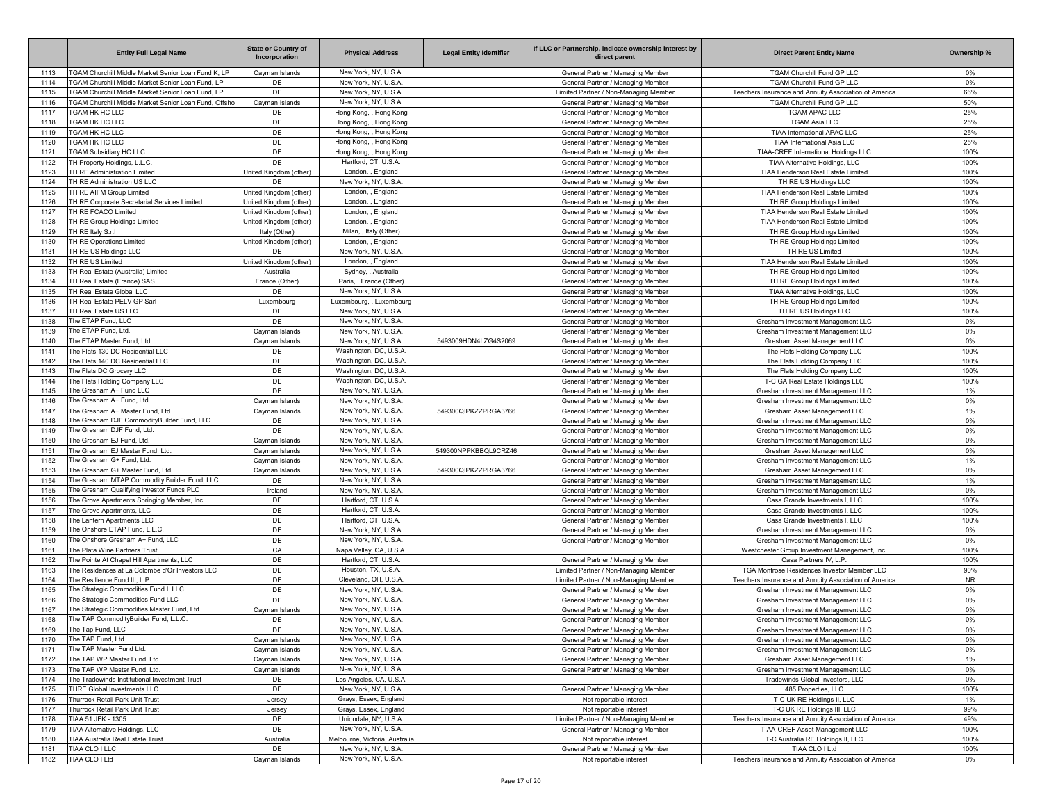| | Entity Full Legal Name | State or Country of Incorporation | Physical Address | Legal Entity Identifier | If LLC or Partnership, indicate ownership interest by direct parent | Direct Parent Entity Name | Ownership % |
|---|---|---|---|---|---|---|---|
| 1113 | TGAM Churchill Middle Market Senior Loan Fund K, LP | Cayman Islands | New York, NY, U.S.A. | | General Partner / Managing Member | TGAM Churchill Fund GP LLC | 0% |
| 1114 | TGAM Churchill Middle Market Senior Loan Fund, LP | DE | New York, NY, U.S.A. | | General Partner / Managing Member | TGAM Churchill Fund GP LLC | 0% |
| 1115 | TGAM Churchill Middle Market Senior Loan Fund, LP | DE | New York, NY, U.S.A. | | Limited Partner / Non-Managing Member | Teachers Insurance and Annuity Association of America | 66% |
| 1116 | TGAM Churchill Middle Market Senior Loan Fund, Offsho | Cayman Islands | New York, NY, U.S.A. | | General Partner / Managing Member | TGAM Churchill Fund GP LLC | 50% |
| 1117 | TGAM HK HC LLC | DE | Hong Kong, , Hong Kong | | General Partner / Managing Member | TGAM APAC LLC | 25% |
| 1118 | TGAM HK HC LLC | DE | Hong Kong, , Hong Kong | | General Partner / Managing Member | TGAM Asia LLC | 25% |
| 1119 | TGAM HK HC LLC | DE | Hong Kong, , Hong Kong | | General Partner / Managing Member | TIAA International APAC LLC | 25% |
| 1120 | TGAM HK HC LLC | DE | Hong Kong, , Hong Kong | | General Partner / Managing Member | TIAA International Asia LLC | 25% |
| 1121 | TGAM Subsidiary HC LLC | DE | Hong Kong, , Hong Kong | | General Partner / Managing Member | TIAA-CREF International Holdings LLC | 100% |
| 1122 | TH Property Holdings, L.L.C. | DE | Hartford, CT, U.S.A. | | General Partner / Managing Member | TIAA Alternative Holdings, LLC | 100% |
| 1123 | TH RE Administration Limited | United Kingdom (other) | London, , England | | General Partner / Managing Member | TIAA Henderson Real Estate Limited | 100% |
| 1124 | TH RE Administration US LLC | DE | New York, NY, U.S.A. | | General Partner / Managing Member | TH RE US Holdings LLC | 100% |
| 1125 | TH RE AIFM Group Limited | United Kingdom (other) | London, , England | | General Partner / Managing Member | TIAA Henderson Real Estate Limited | 100% |
| 1126 | TH RE Corporate Secretarial Services Limited | United Kingdom (other) | London, , England | | General Partner / Managing Member | TH RE Group Holdings Limited | 100% |
| 1127 | TH RE FCACO Limited | United Kingdom (other) | London, , England | | General Partner / Managing Member | TIAA Henderson Real Estate Limited | 100% |
| 1128 | TH RE Group Holdings Limited | United Kingdom (other) | London, , England | | General Partner / Managing Member | TIAA Henderson Real Estate Limited | 100% |
| 1129 | TH RE Italy S.r.l | Italy (Other) | Milan, , Italy (Other) | | General Partner / Managing Member | TH RE Group Holdings Limited | 100% |
| 1130 | TH RE Operations Limited | United Kingdom (other) | London, , England | | General Partner / Managing Member | TH RE Group Holdings Limited | 100% |
| 1131 | TH RE US Holdings LLC | DE | New York, NY, U.S.A. | | General Partner / Managing Member | TH RE US Limited | 100% |
| 1132 | TH RE US Limited | United Kingdom (other) | London, , England | | General Partner / Managing Member | TIAA Henderson Real Estate Limited | 100% |
| 1133 | TH Real Estate (Australia) Limited | Australia | Sydney, , Australia | | General Partner / Managing Member | TH RE Group Holdings Limited | 100% |
| 1134 | TH Real Estate (France) SAS | France (Other) | Paris, , France (Other) | | General Partner / Managing Member | TH RE Group Holdings Limited | 100% |
| 1135 | TH Real Estate Global LLC | DE | New York, NY, U.S.A. | | General Partner / Managing Member | TIAA Alternative Holdings, LLC | 100% |
| 1136 | TH Real Estate PELV GP Sarl | Luxembourg | Luxembourg, , Luxembourg | | General Partner / Managing Member | TH RE Group Holdings Limited | 100% |
| 1137 | TH Real Estate US LLC | DE | New York, NY, U.S.A. | | General Partner / Managing Member | TH RE US Holdings LLC | 100% |
| 1138 | The ETAP Fund, LLC | DE | New York, NY, U.S.A. | | General Partner / Managing Member | Gresham Investment Management LLC | 0% |
| 1139 | The ETAP Fund, Ltd. | Cayman Islands | New York, NY, U.S.A. | | General Partner / Managing Member | Gresham Investment Management LLC | 0% |
| 1140 | The ETAP Master Fund, Ltd. | Cayman Islands | New York, NY, U.S.A. | 5493009HDN4LZG4S2069 | General Partner / Managing Member | Gresham Asset Management LLC | 0% |
| 1141 | The Flats 130 DC Residential LLC | DE | Washington, DC, U.S.A. | | General Partner / Managing Member | The Flats Holding Company LLC | 100% |
| 1142 | The Flats 140 DC Residential LLC | DE | Washington, DC, U.S.A. | | General Partner / Managing Member | The Flats Holding Company LLC | 100% |
| 1143 | The Flats DC Grocery LLC | DE | Washington, DC, U.S.A. | | General Partner / Managing Member | The Flats Holding Company LLC | 100% |
| 1144 | The Flats Holding Company LLC | DE | Washington, DC, U.S.A. | | General Partner / Managing Member | T-C GA Real Estate Holdings LLC | 100% |
| 1145 | The Gresham A+ Fund LLC | DE | New York, NY, U.S.A. | | General Partner / Managing Member | Gresham Investment Management LLC | 1% |
| 1146 | The Gresham A+ Fund, Ltd. | Cayman Islands | New York, NY, U.S.A. | | General Partner / Managing Member | Gresham Investment Management LLC | 0% |
| 1147 | The Gresham A+ Master Fund, Ltd. | Cayman Islands | New York, NY, U.S.A. | 549300QIPKZZPRGA3766 | General Partner / Managing Member | Gresham Asset Management LLC | 1% |
| 1148 | The Gresham DJF CommodityBuilder Fund, LLC | DE | New York, NY, U.S.A. | | General Partner / Managing Member | Gresham Investment Management LLC | 0% |
| 1149 | The Gresham DJF Fund, Ltd. | DE | New York, NY, U.S.A. | | General Partner / Managing Member | Gresham Investment Management LLC | 0% |
| 1150 | The Gresham EJ Fund, Ltd. | Cayman Islands | New York, NY, U.S.A. | | General Partner / Managing Member | Gresham Investment Management LLC | 0% |
| 1151 | The Gresham EJ Master Fund, Ltd. | Cayman Islands | New York, NY, U.S.A. | 549300NPPKBBQL9CRZ46 | General Partner / Managing Member | Gresham Asset Management LLC | 0% |
| 1152 | The Gresham G+ Fund, Ltd. | Cayman Islands | New York, NY, U.S.A. | | General Partner / Managing Member | Gresham Investment Management LLC | 1% |
| 1153 | The Gresham G+ Master Fund, Ltd. | Cayman Islands | New York, NY, U.S.A. | 549300QIPKZZPRGA3766 | General Partner / Managing Member | Gresham Asset Management LLC | 0% |
| 1154 | The Gresham MTAP Commodity Builder Fund, LLC | DE | New York, NY, U.S.A. | | General Partner / Managing Member | Gresham Investment Management LLC | 1% |
| 1155 | The Gresham Qualifying Investor Funds PLC | Ireland | New York, NY, U.S.A. | | General Partner / Managing Member | Gresham Investment Management LLC | 0% |
| 1156 | The Grove Apartments Springing Member, Inc | DE | Hartford, CT, U.S.A. | | General Partner / Managing Member | Casa Grande Investments I, LLC | 100% |
| 1157 | The Grove Apartments, LLC | DE | Hartford, CT, U.S.A. | | General Partner / Managing Member | Casa Grande Investments I, LLC | 100% |
| 1158 | The Lantern Apartments LLC | DE | Hartford, CT, U.S.A. | | General Partner / Managing Member | Casa Grande Investments I, LLC | 100% |
| 1159 | The Onshore ETAP Fund, L.L.C. | DE | New York, NY, U.S.A. | | General Partner / Managing Member | Gresham Investment Management LLC | 0% |
| 1160 | The Onshore Gresham A+ Fund, LLC | DE | New York, NY, U.S.A. | | General Partner / Managing Member | Gresham Investment Management LLC | 0% |
| 1161 | The Plata Wine Partners Trust | CA | Napa Valley, CA, U.S.A. | | | Westchester Group Investment Management, Inc. | 100% |
| 1162 | The Pointe At Chapel Hill Apartments, LLC | DE | Hartford, CT, U.S.A. | | General Partner / Managing Member | Casa Partners IV, L.P. | 100% |
| 1163 | The Residences at La Colombe d'Or Investors LLC | DE | Houston, TX, U.S.A. | | Limited Partner / Non-Managing Member | TGA Montrose Residences Investor Member LLC | 90% |
| 1164 | The Resilience Fund III, L.P. | DE | Cleveland, OH, U.S.A. | | Limited Partner / Non-Managing Member | Teachers Insurance and Annuity Association of America | NR |
| 1165 | The Strategic Commodities Fund II LLC | DE | New York, NY, U.S.A. | | General Partner / Managing Member | Gresham Investment Management LLC | 0% |
| 1166 | The Strategic Commodities Fund LLC | DE | New York, NY, U.S.A. | | General Partner / Managing Member | Gresham Investment Management LLC | 0% |
| 1167 | The Strategic Commodities Master Fund, Ltd. | Cayman Islands | New York, NY, U.S.A. | | General Partner / Managing Member | Gresham Investment Management LLC | 0% |
| 1168 | The TAP CommodityBuilder Fund, L.L.C. | DE | New York, NY, U.S.A. | | General Partner / Managing Member | Gresham Investment Management LLC | 0% |
| 1169 | The Tap Fund, LLC | DE | New York, NY, U.S.A. | | General Partner / Managing Member | Gresham Investment Management LLC | 0% |
| 1170 | The TAP Fund, Ltd. | Cayman Islands | New York, NY, U.S.A. | | General Partner / Managing Member | Gresham Investment Management LLC | 0% |
| 1171 | The TAP Master Fund Ltd. | Cayman Islands | New York, NY, U.S.A. | | General Partner / Managing Member | Gresham Investment Management LLC | 0% |
| 1172 | The TAP WP Master Fund, Ltd. | Cayman Islands | New York, NY, U.S.A. | | General Partner / Managing Member | Gresham Asset Management LLC | 1% |
| 1173 | The TAP WP Master Fund, Ltd. | Cayman Islands | New York, NY, U.S.A. | | General Partner / Managing Member | Gresham Investment Management LLC | 0% |
| 1174 | The Tradewinds Institutional Investment Trust | DE | Los Angeles, CA, U.S.A. | | | Tradewinds Global Investors, LLC | 0% |
| 1175 | THRE Global Investments LLC | DE | New York, NY, U.S.A. | | General Partner / Managing Member | 485 Properties, LLC | 100% |
| 1176 | Thurrock Retail Park Unit Trust | Jersey | Grays, Essex, England | | Not reportable interest | T-C UK RE Holdings II, LLC | 1% |
| 1177 | Thurrock Retail Park Unit Trust | Jersey | Grays, Essex, England | | Not reportable interest | T-C UK RE Holdings III, LLC | 99% |
| 1178 | TIAA 51 JFK - 1305 | DE | Uniondale, NY, U.S.A. | | Limited Partner / Non-Managing Member | Teachers Insurance and Annuity Association of America | 49% |
| 1179 | TIAA Alternative Holdings, LLC | DE | New York, NY, U.S.A. | | General Partner / Managing Member | TIAA-CREF Asset Management LLC | 100% |
| 1180 | TIAA Australia Real Estate Trust | Australia | Melbourne, Victoria, Australia | | Not reportable interest | T-C Australia RE Holdings II, LLC | 100% |
| 1181 | TIAA CLO I LLC | DE | New York, NY, U.S.A. | | General Partner / Managing Member | TIAA CLO I Ltd | 100% |
| 1182 | TIAA CLO I Ltd | Cayman Islands | New York, NY, U.S.A. | | Not reportable interest | Teachers Insurance and Annuity Association of America | 0% |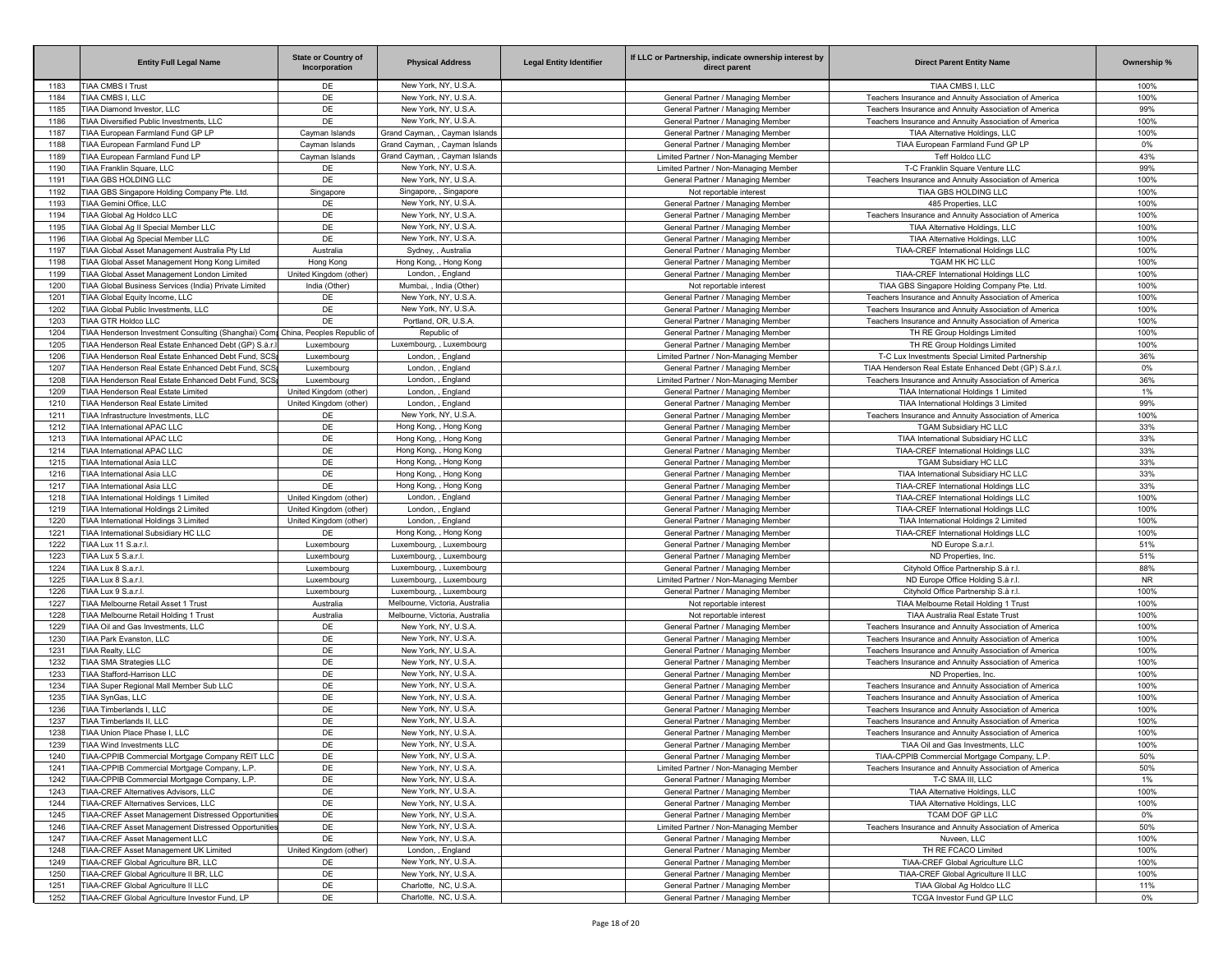| | Entity Full Legal Name | State or Country of Incorporation | Physical Address | Legal Entity Identifier | If LLC or Partnership, indicate ownership interest by direct parent | Direct Parent Entity Name | Ownership % |
|---|---|---|---|---|---|---|---|
| 1183 | TIAA CMBS I Trust | DE | New York, NY, U.S.A. | | | TIAA CMBS I, LLC | 100% |
| 1184 | TIAA CMBS I, LLC | DE | New York, NY, U.S.A. | | General Partner / Managing Member | Teachers Insurance and Annuity Association of America | 100% |
| 1185 | TIAA Diamond Investor, LLC | DE | New York, NY, U.S.A. | | General Partner / Managing Member | Teachers Insurance and Annuity Association of America | 99% |
| 1186 | TIAA Diversified Public Investments, LLC | DE | New York, NY, U.S.A. | | General Partner / Managing Member | Teachers Insurance and Annuity Association of America | 100% |
| 1187 | TIAA European Farmland Fund GP LP | Cayman Islands | Grand Cayman, , Cayman Islands | | General Partner / Managing Member | TIAA Alternative Holdings, LLC | 100% |
| 1188 | TIAA European Farmland Fund LP | Cayman Islands | Grand Cayman, , Cayman Islands | | General Partner / Managing Member | TIAA European Farmland Fund GP LP | 0% |
| 1189 | TIAA European Farmland Fund LP | Cayman Islands | Grand Cayman, , Cayman Islands | | Limited Partner / Non-Managing Member | Teff Holdco LLC | 43% |
| 1190 | TIAA Franklin Square, LLC | DE | New York, NY, U.S.A. | | Limited Partner / Non-Managing Member | T-C Franklin Square Venture LLC | 99% |
| 1191 | TIAA GBS HOLDING LLC | DE | New York, NY, U.S.A. | | General Partner / Managing Member | Teachers Insurance and Annuity Association of America | 100% |
| 1192 | TIAA GBS Singapore Holding Company Pte. Ltd. | Singapore | Singapore, , Singapore | | Not reportable interest | TIAA GBS HOLDING LLC | 100% |
| 1193 | TIAA Gemini Office, LLC | DE | New York, NY, U.S.A. | | General Partner / Managing Member | 485 Properties, LLC | 100% |
| 1194 | TIAA Global Ag Holdco LLC | DE | New York, NY, U.S.A. | | General Partner / Managing Member | Teachers Insurance and Annuity Association of America | 100% |
| 1195 | TIAA Global Ag II Special Member LLC | DE | New York, NY, U.S.A. | | General Partner / Managing Member | TIAA Alternative Holdings, LLC | 100% |
| 1196 | TIAA Global Ag Special Member LLC | DE | New York, NY, U.S.A. | | General Partner / Managing Member | TIAA Alternative Holdings, LLC | 100% |
| 1197 | TIAA Global Asset Management Australia Pty Ltd | Australia | Sydney, , Australia | | General Partner / Managing Member | TIAA-CREF International Holdings LLC | 100% |
| 1198 | TIAA Global Asset Management Hong Kong Limited | Hong Kong | Hong Kong, , Hong Kong | | General Partner / Managing Member | TGAM HK HC LLC | 100% |
| 1199 | TIAA Global Asset Management London Limited | United Kingdom (other) | London, , England | | General Partner / Managing Member | TIAA-CREF International Holdings LLC | 100% |
| 1200 | TIAA Global Business Services (India) Private Limited | India (Other) | Mumbai, , India (Other) | | Not reportable interest | TIAA GBS Singapore Holding Company Pte. Ltd. | 100% |
| 1201 | TIAA Global Equity Income, LLC | DE | New York, NY, U.S.A. | | General Partner / Managing Member | Teachers Insurance and Annuity Association of America | 100% |
| 1202 | TIAA Global Public Investments, LLC | DE | New York, NY, U.S.A. | | General Partner / Managing Member | Teachers Insurance and Annuity Association of America | 100% |
| 1203 | TIAA GTR Holdco LLC | DE | Portland, OR, U.S.A. | | General Partner / Managing Member | Teachers Insurance and Annuity Association of America | 100% |
| 1204 | TIAA Henderson Investment Consulting (Shanghai) Comp | China, Peoples Republic of | Republic of | | General Partner / Managing Member | TH RE Group Holdings Limited | 100% |
| 1205 | TIAA Henderson Real Estate Enhanced Debt (GP) S.à.r.l | Luxembourg | Luxembourg, , Luxembourg | | General Partner / Managing Member | TH RE Group Holdings Limited | 100% |
| 1206 | TIAA Henderson Real Estate Enhanced Debt Fund, SCS | Luxembourg | London, , England | | Limited Partner / Non-Managing Member | T-C Lux Investments Special Limited Partnership | 36% |
| 1207 | TIAA Henderson Real Estate Enhanced Debt Fund, SCS | Luxembourg | London, , England | | General Partner / Managing Member | TIAA Henderson Real Estate Enhanced Debt (GP) S.à.r.l. | 0% |
| 1208 | TIAA Henderson Real Estate Enhanced Debt Fund, SCS | Luxembourg | London, , England | | Limited Partner / Non-Managing Member | Teachers Insurance and Annuity Association of America | 36% |
| 1209 | TIAA Henderson Real Estate Limited | United Kingdom (other) | London, , England | | General Partner / Managing Member | TIAA International Holdings 1 Limited | 1% |
| 1210 | TIAA Henderson Real Estate Limited | United Kingdom (other) | London, , England | | General Partner / Managing Member | TIAA International Holdings 3 Limited | 99% |
| 1211 | TIAA Infrastructure Investments, LLC | DE | New York, NY, U.S.A. | | General Partner / Managing Member | Teachers Insurance and Annuity Association of America | 100% |
| 1212 | TIAA International APAC LLC | DE | Hong Kong, , Hong Kong | | General Partner / Managing Member | TGAM Subsidiary HC LLC | 33% |
| 1213 | TIAA International APAC LLC | DE | Hong Kong, , Hong Kong | | General Partner / Managing Member | TIAA International Subsidiary HC LLC | 33% |
| 1214 | TIAA International APAC LLC | DE | Hong Kong, , Hong Kong | | General Partner / Managing Member | TIAA-CREF International Holdings LLC | 33% |
| 1215 | TIAA International Asia LLC | DE | Hong Kong, , Hong Kong | | General Partner / Managing Member | TGAM Subsidiary HC LLC | 33% |
| 1216 | TIAA International Asia LLC | DE | Hong Kong, , Hong Kong | | General Partner / Managing Member | TIAA International Subsidiary HC LLC | 33% |
| 1217 | TIAA International Asia LLC | DE | Hong Kong, , Hong Kong | | General Partner / Managing Member | TIAA-CREF International Holdings LLC | 33% |
| 1218 | TIAA International Holdings 1 Limited | United Kingdom (other) | London, , England | | General Partner / Managing Member | TIAA-CREF International Holdings LLC | 100% |
| 1219 | TIAA International Holdings 2 Limited | United Kingdom (other) | London, , England | | General Partner / Managing Member | TIAA-CREF International Holdings LLC | 100% |
| 1220 | TIAA International Holdings 3 Limited | United Kingdom (other) | London, , England | | General Partner / Managing Member | TIAA International Holdings 2 Limited | 100% |
| 1221 | TIAA International Subsidiary HC LLC | DE | Hong Kong, , Hong Kong | | General Partner / Managing Member | TIAA-CREF International Holdings LLC | 100% |
| 1222 | TIAA Lux 11 S.a.r.l. | Luxembourg | Luxembourg, , Luxembourg | | General Partner / Managing Member | ND Europe S.a.r.l. | 51% |
| 1223 | TIAA Lux 5 S.a.r.l. | Luxembourg | Luxembourg, , Luxembourg | | General Partner / Managing Member | ND Properties, Inc. | 51% |
| 1224 | TIAA Lux 8 S.a.r.l. | Luxembourg | Luxembourg, , Luxembourg | | General Partner / Managing Member | Cityhold Office Partnership S.à r.l. | 88% |
| 1225 | TIAA Lux 8 S.a.r.l. | Luxembourg | Luxembourg, , Luxembourg | | Limited Partner / Non-Managing Member | ND Europe Office Holding S.à r.l. | NR |
| 1226 | TIAA Lux 9 S.a.r.l. | Luxembourg | Luxembourg, , Luxembourg | | General Partner / Managing Member | Cityhold Office Partnership S.à r.l. | 100% |
| 1227 | TIAA Melbourne Retail Asset 1 Trust | Australia | Melbourne, Victoria, Australia | | Not reportable interest | TIAA Melbourne Retail Holding 1 Trust | 100% |
| 1228 | TIAA Melbourne Retail Holding 1 Trust | Australia | Melbourne, Victoria, Australia | | Not reportable interest | TIAA Australia Real Estate Trust | 100% |
| 1229 | TIAA Oil and Gas Investments, LLC | DE | New York, NY, U.S.A. | | General Partner / Managing Member | Teachers Insurance and Annuity Association of America | 100% |
| 1230 | TIAA Park Evanston, LLC | DE | New York, NY, U.S.A. | | General Partner / Managing Member | Teachers Insurance and Annuity Association of America | 100% |
| 1231 | TIAA Realty, LLC | DE | New York, NY, U.S.A. | | General Partner / Managing Member | Teachers Insurance and Annuity Association of America | 100% |
| 1232 | TIAA SMA Strategies LLC | DE | New York, NY, U.S.A. | | General Partner / Managing Member | Teachers Insurance and Annuity Association of America | 100% |
| 1233 | TIAA Stafford-Harrison LLC | DE | New York, NY, U.S.A. | | General Partner / Managing Member | ND Properties, Inc. | 100% |
| 1234 | TIAA Super Regional Mall Member Sub LLC | DE | New York, NY, U.S.A. | | General Partner / Managing Member | Teachers Insurance and Annuity Association of America | 100% |
| 1235 | TIAA SynGas, LLC | DE | New York, NY, U.S.A. | | General Partner / Managing Member | Teachers Insurance and Annuity Association of America | 100% |
| 1236 | TIAA Timberlands I, LLC | DE | New York, NY, U.S.A. | | General Partner / Managing Member | Teachers Insurance and Annuity Association of America | 100% |
| 1237 | TIAA Timberlands II, LLC | DE | New York, NY, U.S.A. | | General Partner / Managing Member | Teachers Insurance and Annuity Association of America | 100% |
| 1238 | TIAA Union Place Phase I, LLC | DE | New York, NY, U.S.A. | | General Partner / Managing Member | Teachers Insurance and Annuity Association of America | 100% |
| 1239 | TIAA Wind Investments LLC | DE | New York, NY, U.S.A. | | General Partner / Managing Member | TIAA Oil and Gas Investments, LLC | 100% |
| 1240 | TIAA-CPPIB Commercial Mortgage Company REIT LLC | DE | New York, NY, U.S.A. | | General Partner / Managing Member | TIAA-CPPIB Commercial Mortgage Company, L.P. | 50% |
| 1241 | TIAA-CPPIB Commercial Mortgage Company, L.P. | DE | New York, NY, U.S.A. | | Limited Partner / Non-Managing Member | Teachers Insurance and Annuity Association of America | 50% |
| 1242 | TIAA-CPPIB Commercial Mortgage Company, L.P. | DE | New York, NY, U.S.A. | | General Partner / Managing Member | T-C SMA III, LLC | 1% |
| 1243 | TIAA-CREF Alternatives Advisors, LLC | DE | New York, NY, U.S.A. | | General Partner / Managing Member | TIAA Alternative Holdings, LLC | 100% |
| 1244 | TIAA-CREF Alternatives Services, LLC | DE | New York, NY, U.S.A. | | General Partner / Managing Member | TIAA Alternative Holdings, LLC | 100% |
| 1245 | TIAA-CREF Asset Management Distressed Opportunities | DE | New York, NY, U.S.A. | | General Partner / Managing Member | TCAM DOF GP LLC | 0% |
| 1246 | TIAA-CREF Asset Management Distressed Opportunities | DE | New York, NY, U.S.A. | | Limited Partner / Non-Managing Member | Teachers Insurance and Annuity Association of America | 50% |
| 1247 | TIAA-CREF Asset Management LLC | DE | New York, NY, U.S.A. | | General Partner / Managing Member | Nuveen, LLC | 100% |
| 1248 | TIAA-CREF Asset Management UK Limited | United Kingdom (other) | London, , England | | General Partner / Managing Member | TH RE FCACO Limited | 100% |
| 1249 | TIAA-CREF Global Agriculture BR, LLC | DE | New York, NY, U.S.A. | | General Partner / Managing Member | TIAA-CREF Global Agriculture LLC | 100% |
| 1250 | TIAA-CREF Global Agriculture II BR, LLC | DE | New York, NY, U.S.A. | | General Partner / Managing Member | TIAA-CREF Global Agriculture II LLC | 100% |
| 1251 | TIAA-CREF Global Agriculture II LLC | DE | Charlotte, NC, U.S.A. | | General Partner / Managing Member | TIAA Global Ag Holdco LLC | 11% |
| 1252 | TIAA-CREF Global Agriculture Investor Fund, LP | DE | Charlotte, NC, U.S.A. | | General Partner / Managing Member | TCGA Investor Fund GP LLC | 0% |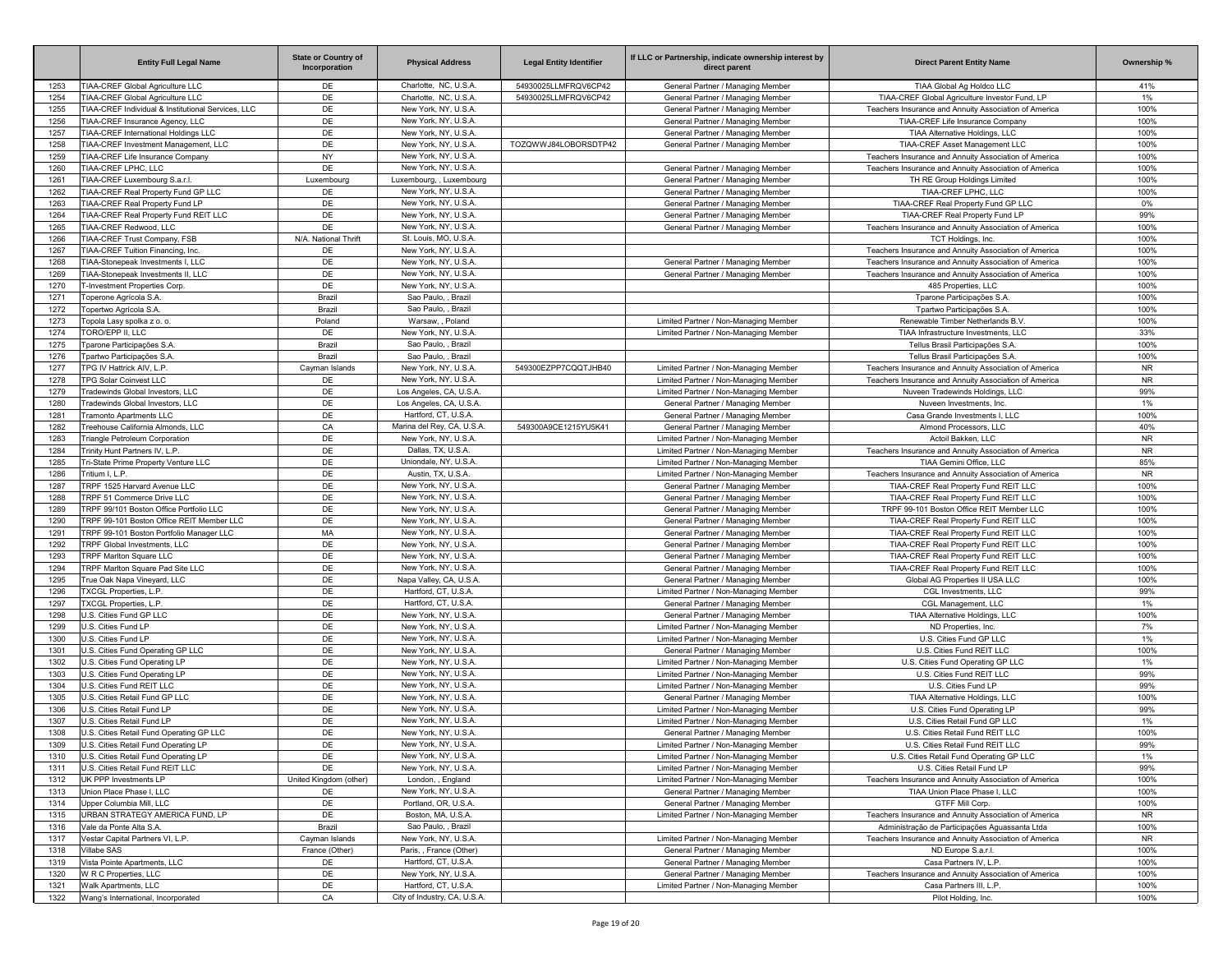| | Entity Full Legal Name | State or Country of Incorporation | Physical Address | Legal Entity Identifier | If LLC or Partnership, indicate ownership interest by direct parent | Direct Parent Entity Name | Ownership % |
|---|---|---|---|---|---|---|---|
| 1253 | TIAA-CREF Global Agriculture LLC | DE | Charlotte, NC, U.S.A. | 54930025LLMFRQV6CP42 | General Partner / Managing Member | TIAA Global Ag Holdco LLC | 41% |
| 1254 | TIAA-CREF Global Agriculture LLC | DE | Charlotte, NC, U.S.A. | 54930025LLMFRQV6CP42 | General Partner / Managing Member | TIAA-CREF Global Agriculture Investor Fund, LP | 1% |
| 1255 | TIAA-CREF Individual & Institutional Services, LLC | DE | New York, NY, U.S.A. | | General Partner / Managing Member | Teachers Insurance and Annuity Association of America | 100% |
| 1256 | TIAA-CREF Insurance Agency, LLC | DE | New York, NY, U.S.A. | | General Partner / Managing Member | TIAA-CREF Life Insurance Company | 100% |
| 1257 | TIAA-CREF International Holdings LLC | DE | New York, NY, U.S.A. | | General Partner / Managing Member | TIAA Alternative Holdings, LLC | 100% |
| 1258 | TIAA-CREF Investment Management, LLC | DE | New York, NY, U.S.A. | TOZQWWJ84LOBORSDTP42 | General Partner / Managing Member | TIAA-CREF Asset Management LLC | 100% |
| 1259 | TIAA-CREF Life Insurance Company | NY | New York, NY, U.S.A. | | | Teachers Insurance and Annuity Association of America | 100% |
| 1260 | TIAA-CREF LPHC, LLC | DE | New York, NY, U.S.A. | | General Partner / Managing Member | Teachers Insurance and Annuity Association of America | 100% |
| 1261 | TIAA-CREF Luxembourg S.a.r.l. | Luxembourg | Luxembourg, , Luxembourg | | General Partner / Managing Member | TH RE Group Holdings Limited | 100% |
| 1262 | TIAA-CREF Real Property Fund GP LLC | DE | New York, NY, U.S.A. | | General Partner / Managing Member | TIAA-CREF LPHC, LLC | 100% |
| 1263 | TIAA-CREF Real Property Fund LP | DE | New York, NY, U.S.A. | | General Partner / Managing Member | TIAA-CREF Real Property Fund GP LLC | 0% |
| 1264 | TIAA-CREF Real Property Fund REIT LLC | DE | New York, NY, U.S.A. | | General Partner / Managing Member | TIAA-CREF Real Property Fund LP | 99% |
| 1265 | TIAA-CREF Redwood, LLC | DE | New York, NY, U.S.A. | | General Partner / Managing Member | Teachers Insurance and Annuity Association of America | 100% |
| 1266 | TIAA-CREF Trust Company, FSB | N/A. National Thrift | St. Louis, MO, U.S.A. | | | TCT Holdings, Inc. | 100% |
| 1267 | TIAA-CREF Tuition Financing, Inc. | DE | New York, NY, U.S.A. | | | Teachers Insurance and Annuity Association of America | 100% |
| 1268 | TIAA-Stonepeak Investments I, LLC | DE | New York, NY, U.S.A. | | General Partner / Managing Member | Teachers Insurance and Annuity Association of America | 100% |
| 1269 | TIAA-Stonepeak Investments II, LLC | DE | New York, NY, U.S.A. | | General Partner / Managing Member | Teachers Insurance and Annuity Association of America | 100% |
| 1270 | T-Investment Properties Corp. | DE | New York, NY, U.S.A. | | | 485 Properties, LLC | 100% |
| 1271 | Toperone Agrícola S.A. | Brazil | Sao Paulo, , Brazil | | | Tparone Participações S.A. | 100% |
| 1272 | Topertwo Agrícola S.A. | Brazil | Sao Paulo, , Brazil | | | Tpartwo Participações S.A. | 100% |
| 1273 | Topola Lasy spolka z o. o. | Poland | Warsaw, , Poland | | Limited Partner / Non-Managing Member | Renewable Timber Netherlands B.V. | 100% |
| 1274 | TORO/EPP II, LLC | DE | New York, NY, U.S.A. | | Limited Partner / Non-Managing Member | TIAA Infrastructure Investments, LLC | 33% |
| 1275 | Tparone Participações S.A. | Brazil | Sao Paulo, , Brazil | | | Tellus Brasil Participações S.A. | 100% |
| 1276 | Tpartwo Participações S.A. | Brazil | Sao Paulo, , Brazil | | | Tellus Brasil Participações S.A. | 100% |
| 1277 | TPG IV Hattrick AIV, L.P. | Cayman Islands | New York, NY, U.S.A. | 549300EZPP7CQQTJHB40 | Limited Partner / Non-Managing Member | Teachers Insurance and Annuity Association of America | NR |
| 1278 | TPG Solar Coinvest LLC | DE | New York, NY, U.S.A. | | Limited Partner / Non-Managing Member | Teachers Insurance and Annuity Association of America | NR |
| 1279 | Tradewinds Global Investors, LLC | DE | Los Angeles, CA, U.S.A. | | Limited Partner / Non-Managing Member | Nuveen Tradewinds Holdings, LLC | 99% |
| 1280 | Tradewinds Global Investors, LLC | DE | Los Angeles, CA, U.S.A. | | General Partner / Managing Member | Nuveen Investments, Inc. | 1% |
| 1281 | Tramonto Apartments LLC | DE | Hartford, CT, U.S.A. | | General Partner / Managing Member | Casa Grande Investments I, LLC | 100% |
| 1282 | Treehouse California Almonds, LLC | CA | Marina del Rey, CA, U.S.A. | 549300A9CE1215YU5K41 | General Partner / Managing Member | Almond Processors, LLC | 40% |
| 1283 | Triangle Petroleum Corporation | DE | New York, NY, U.S.A. | | Limited Partner / Non-Managing Member | Actoil Bakken, LLC | NR |
| 1284 | Trinity Hunt Partners IV, L.P. | DE | Dallas, TX, U.S.A. | | Limited Partner / Non-Managing Member | Teachers Insurance and Annuity Association of America | NR |
| 1285 | Tri-State Prime Property Venture LLC | DE | Uniondale, NY, U.S.A. | | Limited Partner / Non-Managing Member | TIAA Gemini Office, LLC | 85% |
| 1286 | Tritium I, L.P. | DE | Austin, TX, U.S.A. | | Limited Partner / Non-Managing Member | Teachers Insurance and Annuity Association of America | NR |
| 1287 | TRPF 1525 Harvard Avenue LLC | DE | New York, NY, U.S.A. | | General Partner / Managing Member | TIAA-CREF Real Property Fund REIT LLC | 100% |
| 1288 | TRPF 51 Commerce Drive LLC | DE | New York, NY, U.S.A. | | General Partner / Managing Member | TIAA-CREF Real Property Fund REIT LLC | 100% |
| 1289 | TRPF 99/101 Boston Office Portfolio LLC | DE | New York, NY, U.S.A. | | General Partner / Managing Member | TRPF 99-101 Boston Office REIT Member LLC | 100% |
| 1290 | TRPF 99-101 Boston Office REIT Member LLC | DE | New York, NY, U.S.A. | | General Partner / Managing Member | TIAA-CREF Real Property Fund REIT LLC | 100% |
| 1291 | TRPF 99-101 Boston Portfolio Manager LLC | MA | New York, NY, U.S.A. | | General Partner / Managing Member | TIAA-CREF Real Property Fund REIT LLC | 100% |
| 1292 | TRPF Global Investments, LLC | DE | New York, NY, U.S.A. | | General Partner / Managing Member | TIAA-CREF Real Property Fund REIT LLC | 100% |
| 1293 | TRPF Marlton Square LLC | DE | New York, NY, U.S.A. | | General Partner / Managing Member | TIAA-CREF Real Property Fund REIT LLC | 100% |
| 1294 | TRPF Marlton Square Pad Site LLC | DE | New York, NY, U.S.A. | | General Partner / Managing Member | TIAA-CREF Real Property Fund REIT LLC | 100% |
| 1295 | True Oak Napa Vineyard, LLC | DE | Napa Valley, CA, U.S.A. | | General Partner / Managing Member | Global AG Properties II USA LLC | 100% |
| 1296 | TXCGL Properties, L.P. | DE | Hartford, CT, U.S.A. | | Limited Partner / Non-Managing Member | CGL Investments, LLC | 99% |
| 1297 | TXCGL Properties, L.P. | DE | Hartford, CT, U.S.A. | | General Partner / Managing Member | CGL Management, LLC | 1% |
| 1298 | U.S. Cities Fund GP LLC | DE | New York, NY, U.S.A. | | General Partner / Managing Member | TIAA Alternative Holdings, LLC | 100% |
| 1299 | U.S. Cities Fund LP | DE | New York, NY, U.S.A. | | Limited Partner / Non-Managing Member | ND Properties, Inc. | 7% |
| 1300 | U.S. Cities Fund LP | DE | New York, NY, U.S.A. | | Limited Partner / Non-Managing Member | U.S. Cities Fund GP LLC | 1% |
| 1301 | U.S. Cities Fund Operating GP LLC | DE | New York, NY, U.S.A. | | General Partner / Managing Member | U.S. Cities Fund REIT LLC | 100% |
| 1302 | U.S. Cities Fund Operating LP | DE | New York, NY, U.S.A. | | Limited Partner / Non-Managing Member | U.S. Cities Fund Operating GP LLC | 1% |
| 1303 | U.S. Cities Fund Operating LP | DE | New York, NY, U.S.A. | | Limited Partner / Non-Managing Member | U.S. Cities Fund REIT LLC | 99% |
| 1304 | U.S. Cities Fund REIT LLC | DE | New York, NY, U.S.A. | | Limited Partner / Non-Managing Member | U.S. Cities Fund LP | 99% |
| 1305 | U.S. Cities Retail Fund GP LLC | DE | New York, NY, U.S.A. | | General Partner / Managing Member | TIAA Alternative Holdings, LLC | 100% |
| 1306 | U.S. Cities Retail Fund LP | DE | New York, NY, U.S.A. | | Limited Partner / Non-Managing Member | U.S. Cities Fund Operating LP | 99% |
| 1307 | U.S. Cities Retail Fund LP | DE | New York, NY, U.S.A. | | Limited Partner / Non-Managing Member | U.S. Cities Retail Fund GP LLC | 1% |
| 1308 | U.S. Cities Retail Fund Operating GP LLC | DE | New York, NY, U.S.A. | | General Partner / Managing Member | U.S. Cities Retail Fund REIT LLC | 100% |
| 1309 | U.S. Cities Retail Fund Operating LP | DE | New York, NY, U.S.A. | | Limited Partner / Non-Managing Member | U.S. Cities Retail Fund REIT LLC | 99% |
| 1310 | U.S. Cities Retail Fund Operating LP | DE | New York, NY, U.S.A. | | Limited Partner / Non-Managing Member | U.S. Cities Retail Fund Operating GP LLC | 1% |
| 1311 | U.S. Cities Retail Fund REIT LLC | DE | New York, NY, U.S.A. | | Limited Partner / Non-Managing Member | U.S. Cities Retail Fund LP | 99% |
| 1312 | UK PPP Investments LP | United Kingdom (other) | London, , England | | Limited Partner / Non-Managing Member | Teachers Insurance and Annuity Association of America | 100% |
| 1313 | Union Place Phase I, LLC | DE | New York, NY, U.S.A. | | General Partner / Managing Member | TIAA Union Place Phase I, LLC | 100% |
| 1314 | Upper Columbia Mill, LLC | DE | Portland, OR, U.S.A. | | General Partner / Managing Member | GTFF Mill Corp. | 100% |
| 1315 | URBAN STRATEGY AMERICA FUND, LP | DE | Boston, MA, U.S.A. | | Limited Partner / Non-Managing Member | Teachers Insurance and Annuity Association of America | NR |
| 1316 | Vale da Ponte Alta S.A. | Brazil | Sao Paulo, , Brazil | | | Administração de Participações Aguassanta Ltda | 100% |
| 1317 | Vestar Capital Partners VI, L.P. | Cayman Islands | New York, NY, U.S.A. | | Limited Partner / Non-Managing Member | Teachers Insurance and Annuity Association of America | NR |
| 1318 | Villabe SAS | France (Other) | Paris, , France (Other) | | General Partner / Managing Member | ND Europe S.a.r.l. | 100% |
| 1319 | Vista Pointe Apartments, LLC | DE | Hartford, CT, U.S.A. | | General Partner / Managing Member | Casa Partners IV, L.P. | 100% |
| 1320 | W R C Properties, LLC | DE | New York, NY, U.S.A. | | General Partner / Managing Member | Teachers Insurance and Annuity Association of America | 100% |
| 1321 | Walk Apartments, LLC | DE | Hartford, CT, U.S.A. | | Limited Partner / Non-Managing Member | Casa Partners III, L.P. | 100% |
| 1322 | Wang's International, Incorporated | CA | City of Industry, CA, U.S.A. | | | Pilot Holding, Inc. | 100% |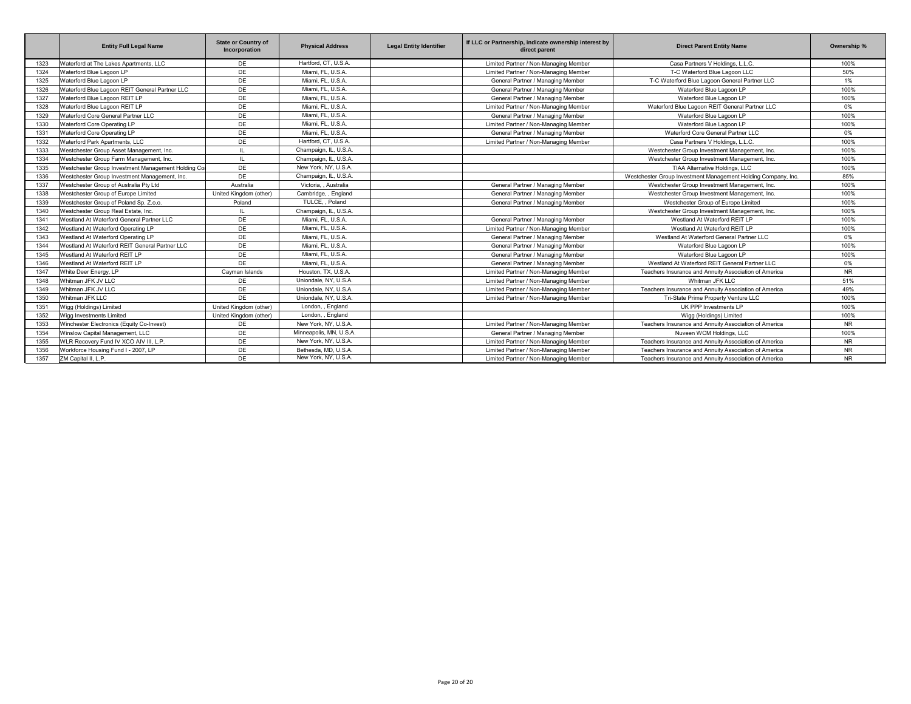| | Entity Full Legal Name | State or Country of Incorporation | Physical Address | Legal Entity Identifier | If LLC or Partnership, indicate ownership interest by direct parent | Direct Parent Entity Name | Ownership % |
|---|---|---|---|---|---|---|---|
| 1323 | Waterford at The Lakes Apartments, LLC | DE | Hartford, CT, U.S.A. | | Limited Partner / Non-Managing Member | Casa Partners V Holdings, L.L.C. | 100% |
| 1324 | Waterford Blue Lagoon LP | DE | Miami, FL, U.S.A. | | Limited Partner / Non-Managing Member | T-C Waterford Blue Lagoon LLC | 50% |
| 1325 | Waterford Blue Lagoon LP | DE | Miami, FL, U.S.A. | | General Partner / Managing Member | T-C Waterford Blue Lagoon General Partner LLC | 1% |
| 1326 | Waterford Blue Lagoon REIT General Partner LLC | DE | Miami, FL, U.S.A. | | General Partner / Managing Member | Waterford Blue Lagoon LP | 100% |
| 1327 | Waterford Blue Lagoon REIT LP | DE | Miami, FL, U.S.A. | | General Partner / Managing Member | Waterford Blue Lagoon LP | 100% |
| 1328 | Waterford Blue Lagoon REIT LP | DE | Miami, FL, U.S.A. | | Limited Partner / Non-Managing Member | Waterford Blue Lagoon REIT General Partner LLC | 0% |
| 1329 | Waterford Core General Partner LLC | DE | Miami, FL, U.S.A. | | General Partner / Managing Member | Waterford Blue Lagoon LP | 100% |
| 1330 | Waterford Core Operating LP | DE | Miami, FL, U.S.A. | | Limited Partner / Non-Managing Member | Waterford Blue Lagoon LP | 100% |
| 1331 | Waterford Core Operating LP | DE | Miami, FL, U.S.A. | | General Partner / Managing Member | Waterford Core General Partner LLC | 0% |
| 1332 | Waterford Park Apartments, LLC | DE | Hartford, CT, U.S.A. | | Limited Partner / Non-Managing Member | Casa Partners V Holdings, L.L.C. | 100% |
| 1333 | Westchester Group Asset Management, Inc. | IL | Champaign, IL, U.S.A. | | | Westchester Group Investment Management, Inc. | 100% |
| 1334 | Westchester Group Farm Management, Inc. | IL | Champaign, IL, U.S.A. | | | Westchester Group Investment Management, Inc. | 100% |
| 1335 | Westchester Group Investment Management Holding Co | DE | New York, NY, U.S.A. | | | TIAA Alternative Holdings, LLC | 100% |
| 1336 | Westchester Group Investment Management, Inc. | DE | Champaign, IL, U.S.A. | | | Westchester Group Investment Management Holding Company, Inc. | 85% |
| 1337 | Westchester Group of Australia Pty Ltd | Australia | Victoria, , Australia | | General Partner / Managing Member | Westchester Group Investment Management, Inc. | 100% |
| 1338 | Westchester Group of Europe Limited | United Kingdom (other) | Cambridge, , England | | General Partner / Managing Member | Westchester Group Investment Management, Inc. | 100% |
| 1339 | Westchester Group of Poland Sp. Z.o.o. | Poland | TULCE, , Poland | | General Partner / Managing Member | Westchester Group of Europe Limited | 100% |
| 1340 | Westchester Group Real Estate, Inc. | IL | Champaign, IL, U.S.A. | | | Westchester Group Investment Management, Inc. | 100% |
| 1341 | Westland At Waterford General Partner LLC | DE | Miami, FL, U.S.A. | | General Partner / Managing Member | Westland At Waterford REIT LP | 100% |
| 1342 | Westland At Waterford Operating LP | DE | Miami, FL, U.S.A. | | Limited Partner / Non-Managing Member | Westland At Waterford REIT LP | 100% |
| 1343 | Westland At Waterford Operating LP | DE | Miami, FL, U.S.A. | | General Partner / Managing Member | Westland At Waterford General Partner LLC | 0% |
| 1344 | Westland At Waterford REIT General Partner LLC | DE | Miami, FL, U.S.A. | | General Partner / Managing Member | Waterford Blue Lagoon LP | 100% |
| 1345 | Westland At Waterford REIT LP | DE | Miami, FL, U.S.A. | | General Partner / Managing Member | Waterford Blue Lagoon LP | 100% |
| 1346 | Westland At Waterford REIT LP | DE | Miami, FL, U.S.A. | | General Partner / Managing Member | Westland At Waterford REIT General Partner LLC | 0% |
| 1347 | White Deer Energy, LP | Cayman Islands | Houston, TX, U.S.A. | | Limited Partner / Non-Managing Member | Teachers Insurance and Annuity Association of America | NR |
| 1348 | Whitman JFK JV LLC | DE | Uniondale, NY, U.S.A. | | Limited Partner / Non-Managing Member | Whitman JFK LLC | 51% |
| 1349 | Whitman JFK JV LLC | DE | Uniondale, NY, U.S.A. | | Limited Partner / Non-Managing Member | Teachers Insurance and Annuity Association of America | 49% |
| 1350 | Whitman JFK LLC | DE | Uniondale, NY, U.S.A. | | Limited Partner / Non-Managing Member | Tri-State Prime Property Venture LLC | 100% |
| 1351 | Wigg (Holdings) Limited | United Kingdom (other) | London, , England | | | UK PPP Investments LP | 100% |
| 1352 | Wigg Investments Limited | United Kingdom (other) | London, , England | | | Wigg (Holdings) Limited | 100% |
| 1353 | Winchester Electronics (Equity Co-Invest) | DE | New York, NY, U.S.A. | | Limited Partner / Non-Managing Member | Teachers Insurance and Annuity Association of America | NR |
| 1354 | Winslow Capital Management, LLC | DE | Minneapolis, MN, U.S.A. | | General Partner / Managing Member | Nuveen WCM Holdings, LLC | 100% |
| 1355 | WLR Recovery Fund IV XCO AIV III, L.P. | DE | New York, NY, U.S.A. | | Limited Partner / Non-Managing Member | Teachers Insurance and Annuity Association of America | NR |
| 1356 | Workforce Housing Fund I - 2007, LP | DE | Bethesda, MD, U.S.A. | | Limited Partner / Non-Managing Member | Teachers Insurance and Annuity Association of America | NR |
| 1357 | ZM Capital II, L.P. | DE | New York, NY, U.S.A. | | Limited Partner / Non-Managing Member | Teachers Insurance and Annuity Association of America | NR |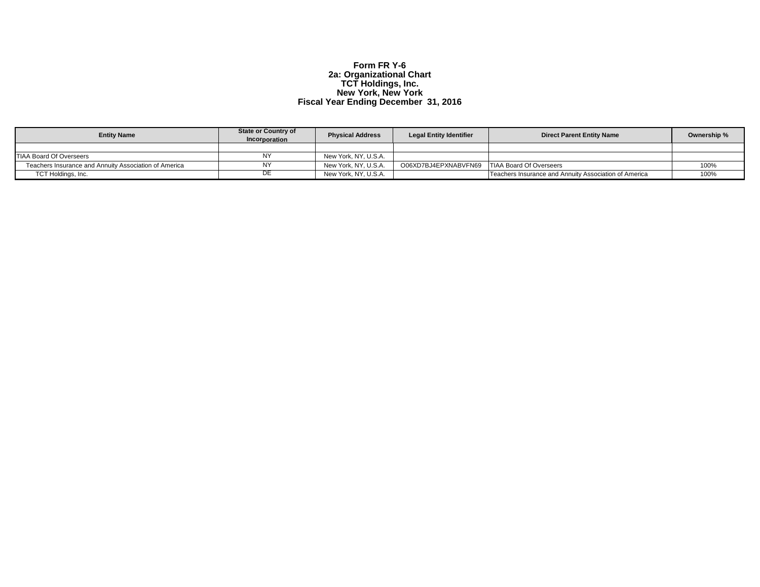# Form FR Y-6
## 2a: Organizational Chart
## TCT Holdings, Inc.
## New York, New York
## Fiscal Year Ending December 31, 2016

| Entity Name | State or Country of Incorporation | Physical Address | Legal Entity Identifier | Direct Parent Entity Name | Ownership % |
|---|---|---|---|---|---|
| | | | | | |
| TIAA Board Of Overseers | NY | New York, NY, U.S.A. | | | |
| Teachers Insurance and Annuity Association of America | NY | New York, NY, U.S.A. | O06XD7BJ4EPXNABVFN69 | TIAA Board Of Overseers | 100% |
| TCT Holdings, Inc. | DE | New York, NY, U.S.A. | | Teachers Insurance and Annuity Association of America | 100% |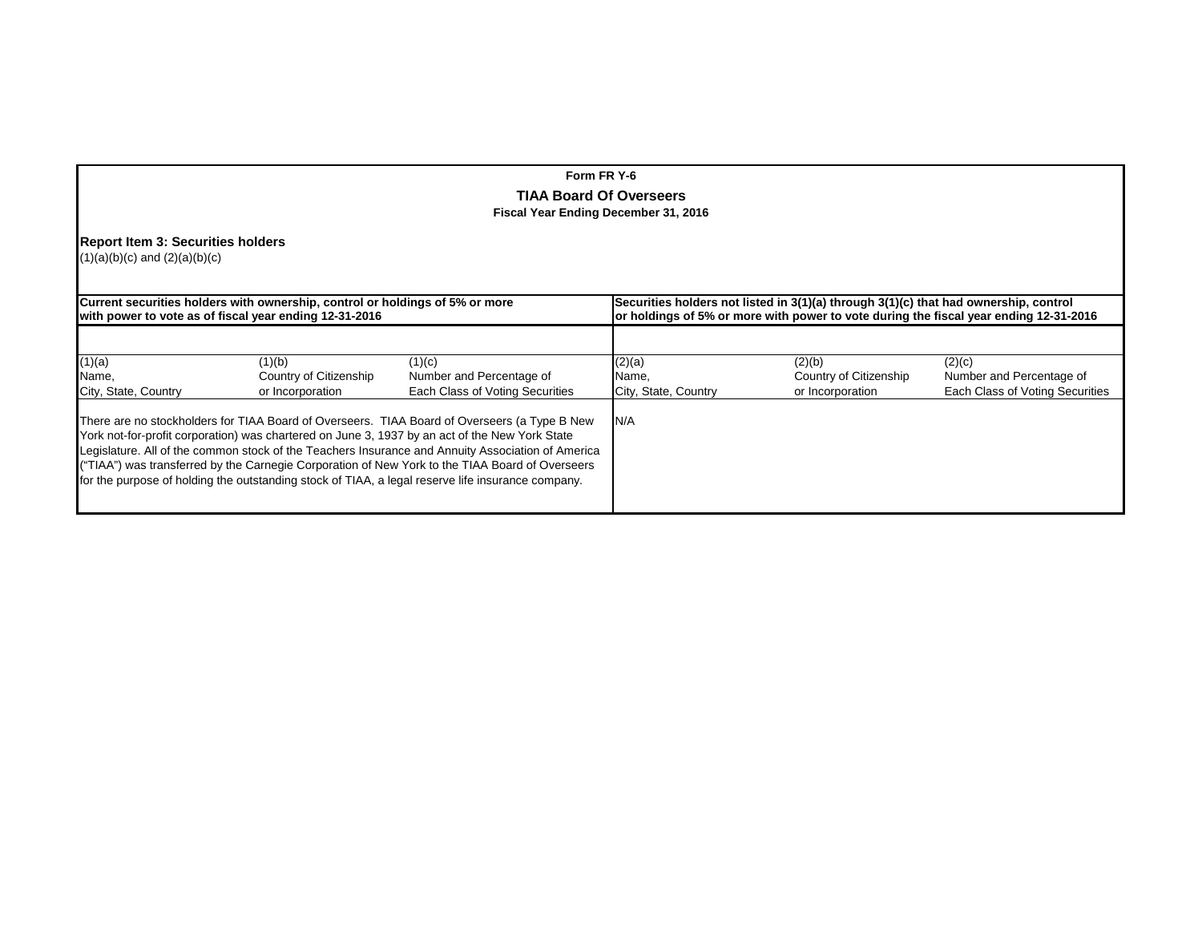**Form FR Y-6**

**TIAA Board Of Overseers**

**Fiscal Year Ending December 31, 2016**

**Report Item 3: Securities holders**

(1)(a)(b)(c) and (2)(a)(b)(c)

| **Current securities holders with ownership, control or holdings of 5% or more with power to vote as of fiscal year ending 12-31-2016** | | | **Securities holders not listed in 3(1)(a) through 3(1)(c) that had ownership, control or holdings of 5% or more with power to vote during the fiscal year ending 12-31-2016** | | |
|---|---|---|---|---|---|
| (1)(a) Name, City, State, Country | (1)(b) Country of Citizenship or Incorporation | (1)(c) Number and Percentage of Each Class of Voting Securities | (2)(a) Name, City, State, Country | (2)(b) Country of Citizenship or Incorporation | (2)(c) Number and Percentage of Each Class of Voting Securities |
| There are no stockholders for TIAA Board of Overseers. TIAA Board of Overseers (a Type B New York not-for-profit corporation) was chartered on June 3, 1937 by an act of the New York State Legislature. All of the common stock of the Teachers Insurance and Annuity Association of America ("TIAA") was transferred by the Carnegie Corporation of New York to the TIAA Board of Overseers for the purpose of holding the outstanding stock of TIAA, a legal reserve life insurance company. | | | N/A | | |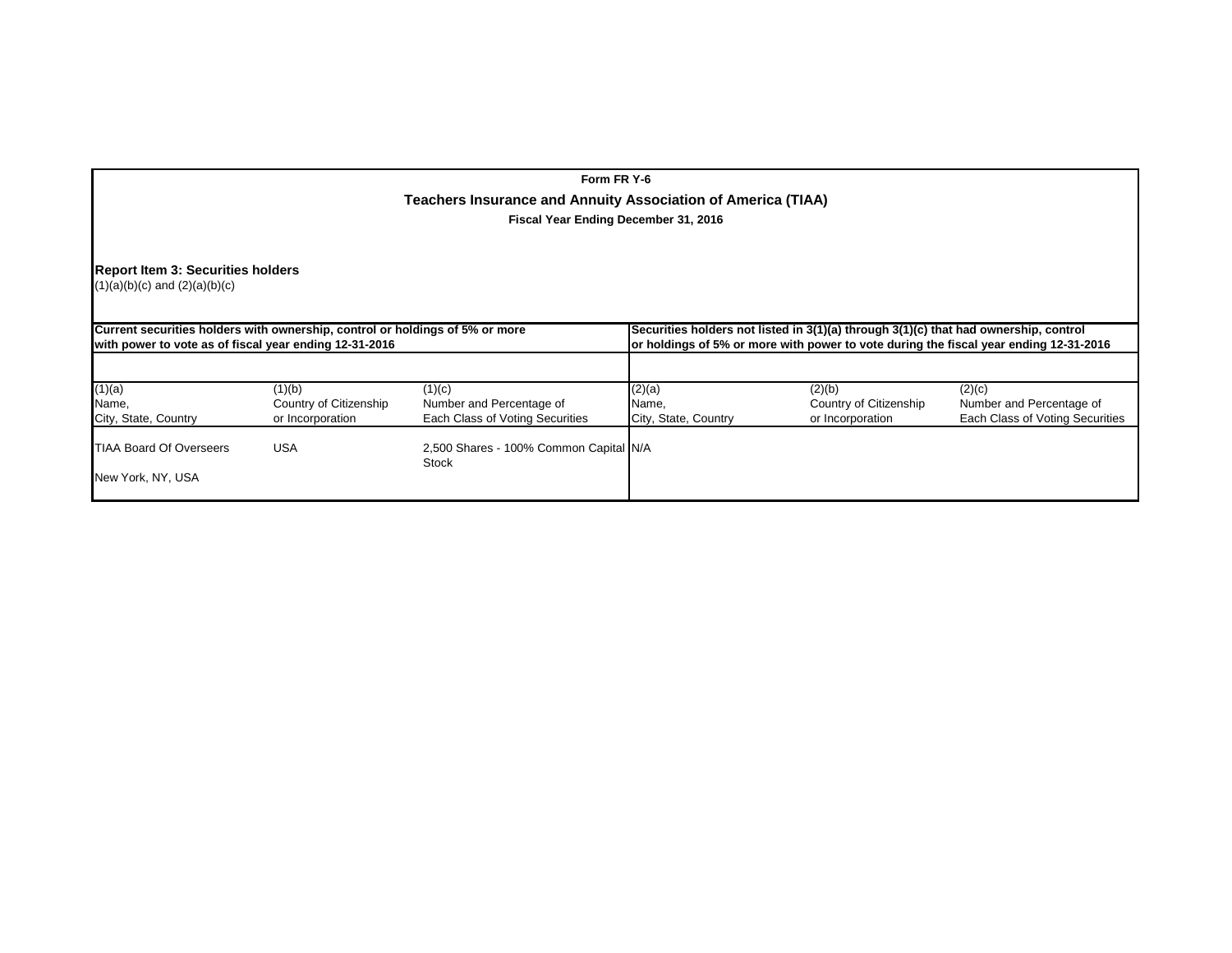**Form FR Y-6**

**Teachers Insurance and Annuity Association of America (TIAA)**

**Fiscal Year Ending December 31, 2016**

**Report Item 3: Securities holders**
(1)(a)(b)(c) and (2)(a)(b)(c)

| **Current securities holders with ownership, control or holdings of 5% or more with power to vote as of fiscal year ending 12-31-2016** | | | **Securities holders not listed in 3(1)(a) through 3(1)(c) that had ownership, control or holdings of 5% or more with power to vote during the fiscal year ending 12-31-2016** | | |
|---|---|---|---|---|---|
| (1)(a)<br>Name,<br>City, State, Country | (1)(b)<br>Country of Citizenship<br>or Incorporation | (1)(c)<br>Number and Percentage of<br>Each Class of Voting Securities | (2)(a)<br>Name,<br>City, State, Country | (2)(b)<br>Country of Citizenship<br>or Incorporation | (2)(c)<br>Number and Percentage of<br>Each Class of Voting Securities |
| TIAA Board Of Overseers<br><br>New York, NY, USA | USA | 2,500 Shares - 100% Common Capital Stock | N/A | | |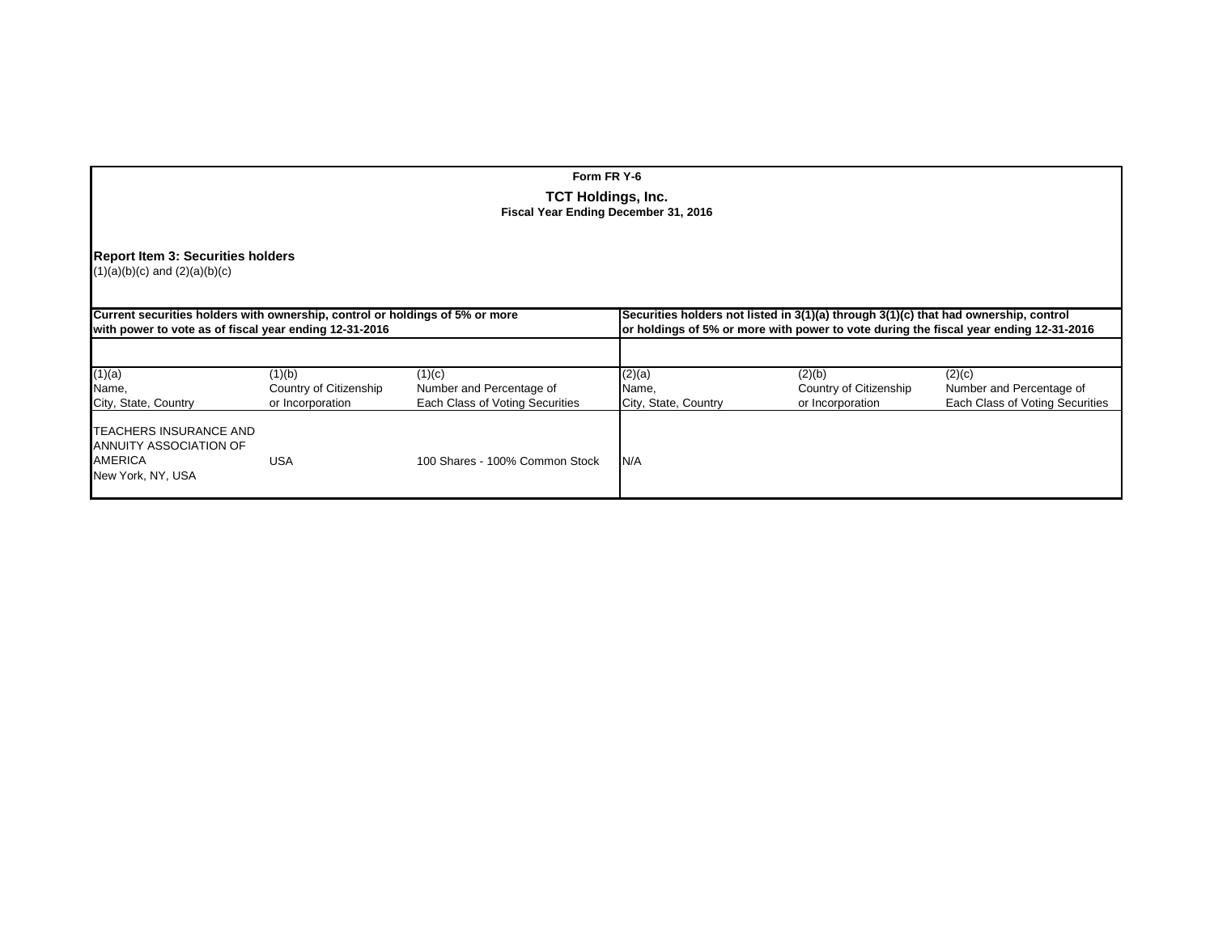**Form FR Y-6**

**TCT Holdings, Inc.**

**Fiscal Year Ending December 31, 2016**

**Report Item 3: Securities holders**

(1)(a)(b)(c) and (2)(a)(b)(c)

| **Current securities holders with ownership, control or holdings of 5% or more with power to vote as of fiscal year ending 12-31-2016** | | | **Securities holders not listed in 3(1)(a) through 3(1)(c) that had ownership, control or holdings of 5% or more with power to vote during the fiscal year ending 12-31-2016** | | |
|---|---|---|---|---|---|
| (1)(a)<br>Name,<br>City, State, Country | (1)(b)<br>Country of Citizenship<br>or Incorporation | (1)(c)<br>Number and Percentage of<br>Each Class of Voting Securities | (2)(a)<br>Name,<br>City, State, Country | (2)(b)<br>Country of Citizenship<br>or Incorporation | (2)(c)<br>Number and Percentage of<br>Each Class of Voting Securities |
| TEACHERS INSURANCE AND ANNUITY ASSOCIATION OF AMERICA<br>New York, NY, USA | USA | 100 Shares - 100% Common Stock | N/A | | |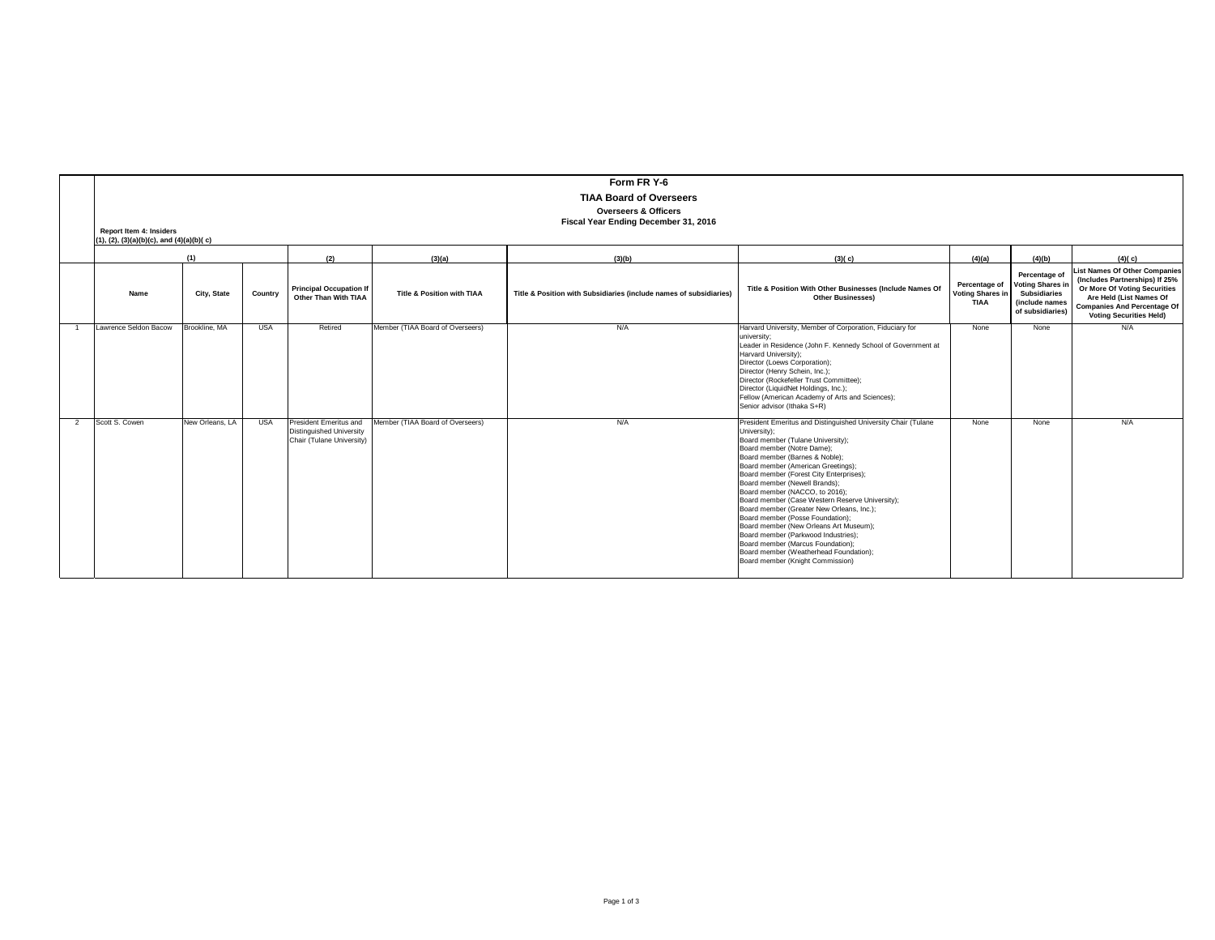# Form FR Y-6

## TIAA Board of Overseers

### Overseers & Officers

### Fiscal Year Ending December 31, 2016

**Report Item 4: Insiders**
**(1), (2), (3)(a)(b)(c), and (4)(a)(b)( c)**

| | (1) | | | (2) | (3)(a) | (3)(b) | (3)( c) | (4)(a) | (4)(b) | (4)( c) |
|---|---|---|---|---|---|---|---|---|---|---|
| | **Name** | **City, State** | **Country** | **Principal Occupation If Other Than With TIAA** | **Title & Position with TIAA** | **Title & Position with Subsidiaries (include names of subsidiaries)** | **Title & Position With Other Businesses (Include Names Of Other Businesses)** | **Percentage of Voting Shares in TIAA** | **Percentage of Voting Shares in Subsidiaries (include names of subsidiaries)** | **List Names Of Other Companies (Includes Partnerships) If 25% Or More Of Voting Securities Are Held (List Names Of Companies And Percentage Of Voting Securities Held)** |
| 1 | Lawrence Seldon Bacow | Brookline, MA | USA | Retired | Member (TIAA Board of Overseers) | N/A | Harvard University, Member of Corporation, Fiduciary for university;<br>Leader in Residence (John F. Kennedy School of Government at Harvard University);<br>Director (Loews Corporation);<br>Director (Henry Schein, Inc.);<br>Director (Rockefeller Trust Committee);<br>Director (LiquidNet Holdings, Inc.);<br>Fellow (American Academy of Arts and Sciences);<br>Senior advisor (Ithaka S+R) | None | None | N/A |
| 2 | Scott S. Cowen | New Orleans, LA | USA | President Emeritus and Distinguished University Chair (Tulane University) | Member (TIAA Board of Overseers) | N/A | President Emeritus and Distinguished University Chair (Tulane University);<br>Board member (Tulane University);<br>Board member (Notre Dame);<br>Board member (Barnes & Noble);<br>Board member (American Greetings);<br>Board member (Forest City Enterprises);<br>Board member (Newell Brands);<br>Board member (NACCO, to 2016);<br>Board member (Case Western Reserve University);<br>Board member (Greater New Orleans, Inc.);<br>Board member (Posse Foundation);<br>Board member (New Orleans Art Museum);<br>Board member (Parkwood Industries);<br>Board member (Marcus Foundation);<br>Board member (Weatherhead Foundation);<br>Board member (Knight Commission) | None | None | N/A |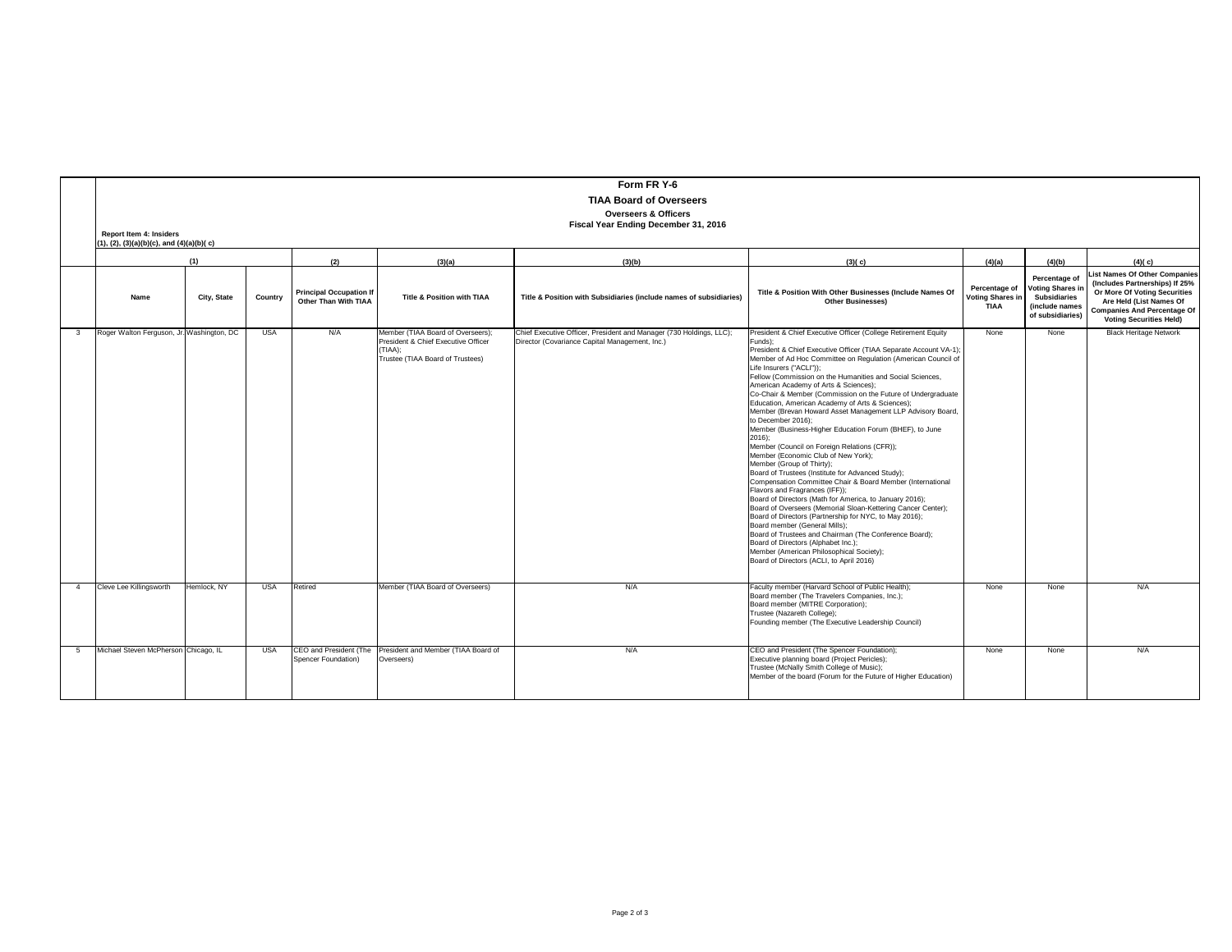**Form FR Y-6**

**TIAA Board of Overseers**

**Overseers & Officers**

**Fiscal Year Ending December 31, 2016**

**Report Item 4: Insiders**
**(1), (2), (3)(a)(b)(c), and (4)(a)(b)( c)**

| | (1) | | | (2) | (3)(a) | (3)(b) | (3)( c) | (4)(a) | (4)(b) | (4)( c) |
|---|---|---|---|---|---|---|---|---|---|---|
| | **Name** | **City, State** | **Country** | **Principal Occupation If Other Than With TIAA** | **Title & Position with TIAA** | **Title & Position with Subsidiaries (include names of subsidiaries)** | **Title & Position With Other Businesses (Include Names Of Other Businesses)** | **Percentage of Voting Shares in TIAA** | **Percentage of Voting Shares in Subsidiaries (include names of subsidiaries)** | **List Names Of Other Companies (Includes Partnerships) If 25% Or More Of Voting Securities Are Held (List Names Of Companies And Percentage Of Voting Securities Held)** |
| 3 | Roger Walton Ferguson, Jr. | Washington, DC | USA | N/A | Member (TIAA Board of Overseers); President & Chief Executive Officer (TIAA); Trustee (TIAA Board of Trustees) | Chief Executive Officer, President and Manager (730 Holdings, LLC); Director (Covariance Capital Management, Inc.) | President & Chief Executive Officer (College Retirement Equity Funds); President & Chief Executive Officer (TIAA Separate Account VA-1); Member of Ad Hoc Committee on Regulation (American Council of Life Insurers ("ACLI")); Fellow (Commission on the Humanities and Social Sciences, American Academy of Arts & Sciences); Co-Chair & Member (Commission on the Future of Undergraduate Education, American Academy of Arts & Sciences); Member (Brevan Howard Asset Management LLP Advisory Board, to December 2016); Member (Business-Higher Education Forum (BHEF), to June 2016); Member (Council on Foreign Relations (CFR)); Member (Economic Club of New York); Member (Group of Thirty); Board of Trustees (Institute for Advanced Study); Compensation Committee Chair & Board Member (International Flavors and Fragrances (IFF)); Board of Directors (Math for America, to January 2016); Board of Overseers (Memorial Sloan-Kettering Cancer Center); Board of Directors (Partnership for NYC, to May 2016); Board member (General Mills); Board of Trustees and Chairman (The Conference Board); Board of Directors (Alphabet Inc.); Member (American Philosophical Society); Board of Directors (ACLI, to April 2016) | None | None | Black Heritage Network |
| 4 | Cleve Lee Killingsworth | Hemlock, NY | USA | Retired | Member (TIAA Board of Overseers) | N/A | Faculty member (Harvard School of Public Health); Board member (The Travelers Companies, Inc.); Board member (MITRE Corporation); Trustee (Nazareth College); Founding member (The Executive Leadership Council) | None | None | N/A |
| 5 | Michael Steven McPherson | Chicago, IL | USA | CEO and President (The Spencer Foundation) | President and Member (TIAA Board of Overseers) | N/A | CEO and President (The Spencer Foundation); Executive planning board (Project Pericles); Trustee (McNally Smith College of Music); Member of the board (Forum for the Future of Higher Education) | None | None | N/A |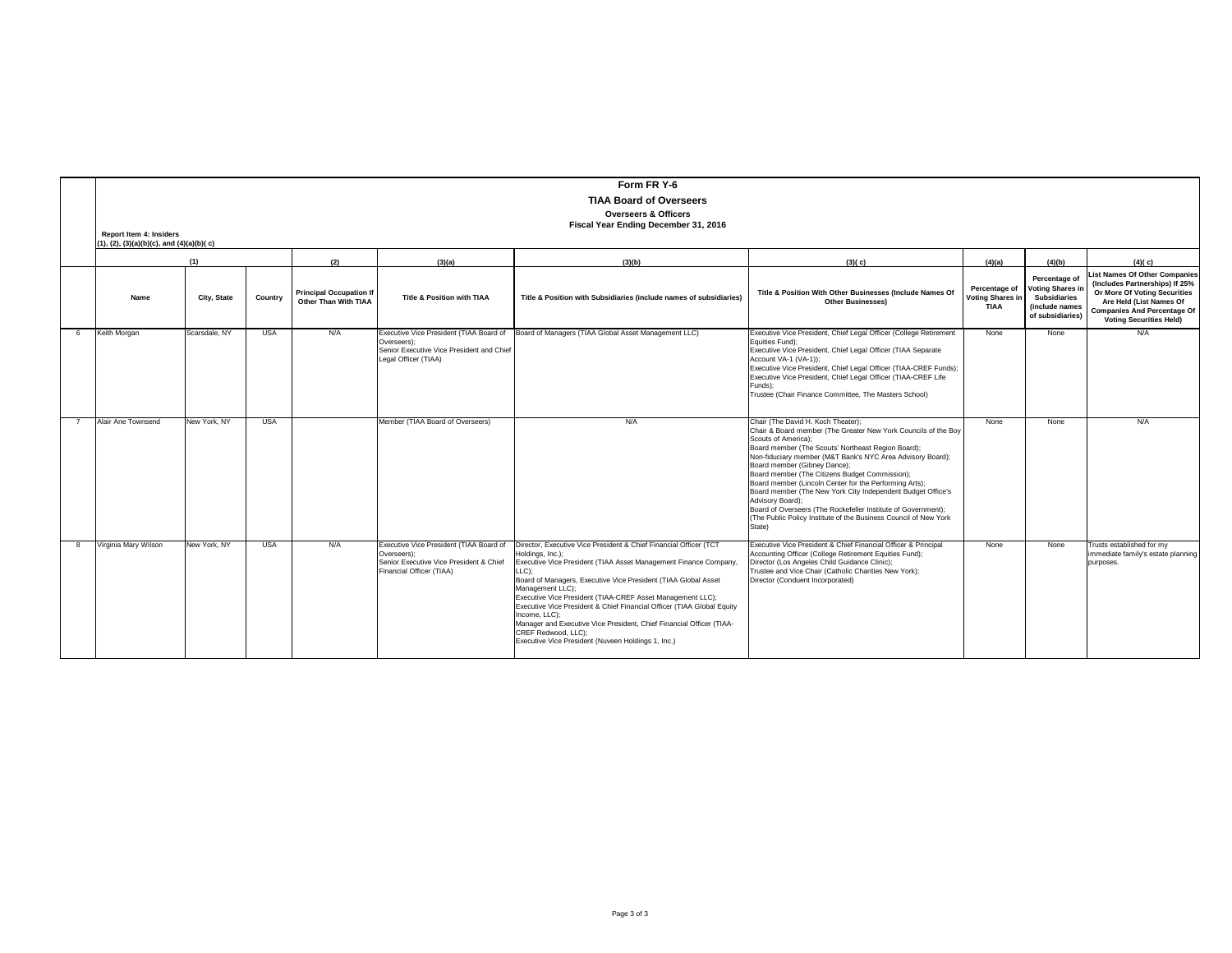# Form FR Y-6

## TIAA Board of Overseers

### Overseers & Officers

### Fiscal Year Ending December 31, 2016

**Report Item 4: Insiders**
**(1), (2), (3)(a)(b)(c), and (4)(a)(b)( c)**

| | (1) | | | (2) | (3)(a) | (3)(b) | (3)( c) | (4)(a) | (4)(b) | (4)( c) |
|---|---|---|---|---|---|---|---|---|---|---|
| | **Name** | **City, State** | **Country** | **Principal Occupation If Other Than With TIAA** | **Title & Position with TIAA** | **Title & Position with Subsidiaries (include names of subsidiaries)** | **Title & Position With Other Businesses (Include Names Of Other Businesses)** | **Percentage of Voting Shares in TIAA** | **Percentage of Voting Shares in Subsidiaries (include names of subsidiaries)** | **List Names Of Other Companies (Includes Partnerships) If 25% Or More Of Voting Securities Are Held (List Names Of Companies And Percentage Of Voting Securities Held)** |
| 6 | Keith Morgan | Scarsdale, NY | USA | N/A | Executive Vice President (TIAA Board of Overseers); Senior Executive Vice President and Chief Legal Officer (TIAA) | Board of Managers (TIAA Global Asset Management LLC) | Executive Vice President, Chief Legal Officer (College Retirement Equities Fund); Executive Vice President, Chief Legal Officer (TIAA Separate Account VA-1 (VA-1)); Executive Vice President, Chief Legal Officer (TIAA-CREF Funds); Executive Vice President, Chief Legal Officer (TIAA-CREF Life Funds); Trustee (Chair Finance Committee, The Masters School) | None | None | N/A |
| 7 | Alair Ane Townsend | New York, NY | USA | | Member (TIAA Board of Overseers) | N/A | Chair (The David H. Koch Theater); Chair & Board member (The Greater New York Councils of the Boy Scouts of America); Board member (The Scouts' Northeast Region Board); Non-fiduciary member (M&T Bank's NYC Area Advisory Board); Board member (Gibney Dance); Board member (The Citizens Budget Commission); Board member (Lincoln Center for the Performing Arts); Board member (The New York City Independent Budget Office's Advisory Board); Board of Overseers (The Rockefeller Institute of Government); (The Public Policy Institute of the Business Council of New York State) | None | None | N/A |
| 8 | Virginia Mary Wilson | New York, NY | USA | N/A | Executive Vice President (TIAA Board of Overseers); Senior Executive Vice President & Chief Financial Officer (TIAA) | Director, Executive Vice President & Chief Financial Officer (TCT Holdings, Inc.); Executive Vice President (TIAA Asset Management Finance Company, LLC); Board of Managers, Executive Vice President (TIAA Global Asset Management LLC); Executive Vice President (TIAA-CREF Asset Management LLC); Executive Vice President & Chief Financial Officer (TIAA Global Equity Income, LLC); Manager and Executive Vice President, Chief Financial Officer (TIAA-CREF Redwood, LLC); Executive Vice President (Nuveen Holdings 1, Inc.) | Executive Vice President & Chief Financial Officer & Principal Accounting Officer (College Retirement Equities Fund); Director (Los Angeles Child Guidance Clinic); Trustee and Vice Chair (Catholic Charities New York); Director (Conduent Incorporated) | None | None | Trusts established for my immediate family's estate planning purposes. |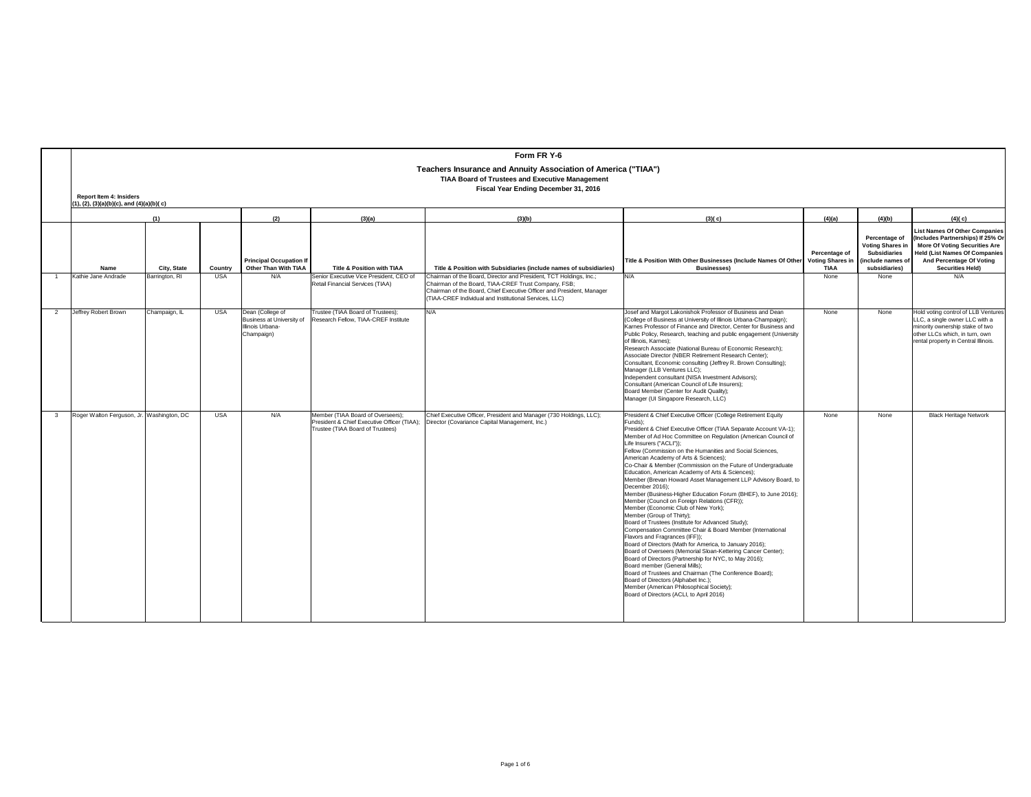# Form FR Y-6

## Teachers Insurance and Annuity Association of America ("TIAA")

### TIAA Board of Trustees and Executive Management

### Fiscal Year Ending December 31, 2016

**Report Item 4: Insiders**
**(1), (2), (3)(a)(b)(c), and (4)(a)(b)( c)**

| | (1) | | | (2) | (3)(a) | (3)(b) | (3)( c) | (4)(a) | (4)(b) | (4)( c) |
|---|---|---|---|---|---|---|---|---|---|---|
| | **Name** | **City, State** | **Country** | **Principal Occupation If Other Than With TIAA** | **Title & Position with TIAA** | **Title & Position with Subsidiaries (include names of subsidiaries)** | **Title & Position With Other Businesses (Include Names Of Other Businesses)** | **Percentage of Voting Shares in TIAA** | **Percentage of Voting Shares in Subsidiaries (include names of subsidiaries)** | **List Names Of Other Companies (Includes Partnerships) If 25% Or More Of Voting Securities Are Held (List Names Of Companies And Percentage Of Voting Securities Held)** |
| 1 | Kathie Jane Andrade | Barrington, RI | USA | N/A | Senior Executive Vice President, CEO of Retail Financial Services (TIAA) | Chairman of the Board, Director and President, TCT Holdings, Inc.; Chairman of the Board, TIAA-CREF Trust Company, FSB; Chairman of the Board, Chief Executive Officer and President, Manager (TIAA-CREF Individual and Institutional Services, LLC) | N/A | None | None | N/A |
| 2 | Jeffrey Robert Brown | Champaign, IL | USA | Dean (College of Business at University of Illinois Urbana-Champaign) | Trustee (TIAA Board of Trustees); Research Fellow, TIAA-CREF Institute | N/A | Josef and Margot Lakonishok Professor of Business and Dean (College of Business at University of Illinois Urbana-Champaign); Karnes Professor of Finance and Director, Center for Business and Public Policy, Research, teaching and public engagement (University of Illinois, Karnes); Research Associate (National Bureau of Economic Research); Associate Director (NBER Retirement Research Center); Consultant, Economic consulting (Jeffrey R. Brown Consulting); Manager (LLB Ventures LLC); Independent consultant (NISA Investment Advisors); Consultant (American Council of Life Insurers); Board Member (Center for Audit Quality); Manager (UI Singapore Research, LLC) | None | None | Hold voting control of LLB Ventures LLC, a single owner LLC with a minority ownership stake of two other LLCs which, in turn, own rental property in Central Illinois. |
| 3 | Roger Walton Ferguson, Jr. | Washington, DC | USA | N/A | Member (TIAA Board of Overseers); President & Chief Executive Officer (TIAA); Trustee (TIAA Board of Trustees) | Chief Executive Officer, President and Manager (730 Holdings, LLC); Director (Covariance Capital Management, Inc.) | President & Chief Executive Officer (College Retirement Equity Funds); President & Chief Executive Officer (TIAA Separate Account VA-1); Member of Ad Hoc Committee on Regulation (American Council of Life Insurers ("ACLI")); Fellow (Commission on the Humanities and Social Sciences, American Academy of Arts & Sciences); Co-Chair & Member (Commission on the Future of Undergraduate Education, American Academy of Arts & Sciences); Member (Brevan Howard Asset Management LLP Advisory Board, to December 2016); Member (Business-Higher Education Forum (BHEF), to June 2016); Member (Council on Foreign Relations (CFR)); Member (Economic Club of New York); Member (Group of Thirty); Board of Trustees (Institute for Advanced Study); Compensation Committee Chair & Board Member (International Flavors and Fragrances (IFF)); Board of Directors (Math for America, to January 2016); Board of Overseers (Memorial Sloan-Kettering Cancer Center); Board of Directors (Partnership for NYC, to May 2016); Board member (General Mills); Board of Trustees and Chairman (The Conference Board); Board of Directors (Alphabet Inc.); Member (American Philosophical Society); Board of Directors (ACLI, to April 2016) | None | None | Black Heritage Network |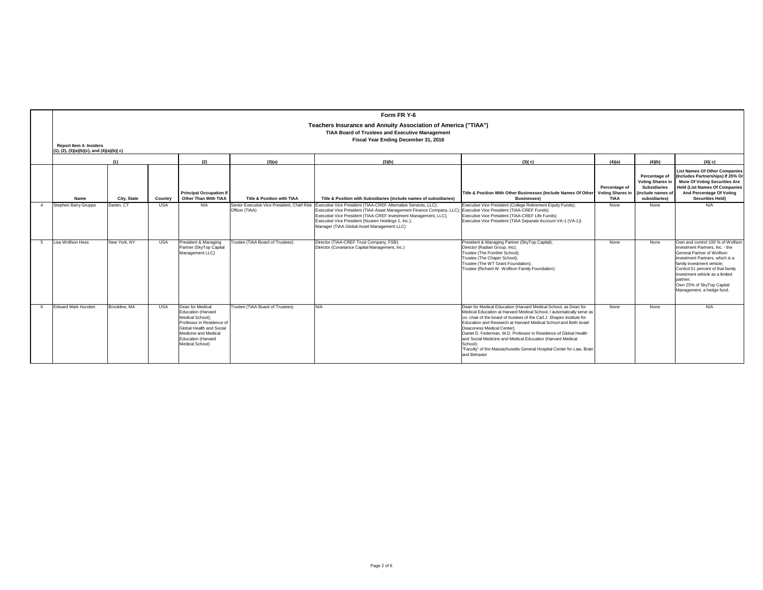# Form FR Y-6

## Teachers Insurance and Annuity Association of America ("TIAA")

### TIAA Board of Trustees and Executive Management

### Fiscal Year Ending December 31, 2016

**Report Item 4: Insiders**
**(1), (2), (3)(a)(b)(c), and (4)(a)(b)( c)**

| | (1) | | | (2) | (3)(a) | (3)(b) | (3)( c) | (4)(a) | (4)(b) | (4)( c) |
|---|---|---|---|---|---|---|---|---|---|---|
| | **Name** | **City, State** | **Country** | **Principal Occupation If Other Than With TIAA** | **Title & Position with TIAA** | **Title & Position with Subsidiaries (include names of subsidiaries)** | **Title & Position With Other Businesses (Include Names Of Other Businesses)** | **Percentage of Voting Shares in TIAA** | **Percentage of Voting Shares in Subsidiaries (include names of subsidiaries)** | **List Names Of Other Companies (Includes Partnerships) If 25% Or More Of Voting Securities Are Held (List Names Of Companies And Percentage Of Voting Securities Held)** |
| 4 | Stephen Barry Gruppo | Darien, CT | USA | N/A | Senior Executive Vice President, Chief Risk Officer (TIAA) | Executive Vice President (TIAA-CREF Alternative Services, LLC); Executive Vice President (TIAA Asset Management Finance Company, LLC); Executive Vice President (TIAA-CREF Investment Management, LLC); Executive Vice President (Nuveen Holdings 1, Inc.); Manager (TIAA Global Asset Management LLC) | Executive Vice President (College Retirement Equity Funds); Executive Vice President (TIAA-CREF Funds); Executive Vice President (TIAA-CREF Life Funds); Executive Vice President (TIAA Separate Account VA-1 (VA-1)) | None | None | N/A |
| 5 | Lisa Wolfson Hess | New York, NY | USA | President & Managing Partner (SkyTop Capital Management LLC) | Trustee (TIAA Board of Trustees) | Director (TIAA-CREF Trust Company, FSB); Director (Covariance Capital Management, Inc.) | President & Managing Partner (SkyTop Capital); Director (Radian Group, Inc); Trustee (The Pomfret School); Trustee (The Chapin School); Trustee (The WT Grant Foundation); Trustee (Richard W. Wolfson Family Foundation) | None | None | Own and control 100 % of Wolfson Investment Partners, Inc. - the General Partner of Wolfson Investment Partners, which is a family investment vehicle; Control 51 percent of that family investment vehicle as a limited partner; Own 25% of SkyTop Capital Management, a hedge fund. |
| 6 | Edward Mark Hundert | Brookline, MA | USA | Dean for Medical Education (Harvard Medical School); Professor in Residence of Global Health and Social Medicine and Medical Education (Harvard Medical School) | Trustee (TIAA Board of Trustees) | N/A | Dean for Medical Education (Harvard Medical School, as Dean for Medical Education at Harvard Medical School, I automatically serve as co- chair of the board of trustees of the Carl J. Shapiro Institute for Education and Research at Harvard Medical School and Beth Israel Deaconess Medical Center); Daniel D. Federman, M.D. Professor in Residence of Global Health and Social Medicine and Medical Education (Harvard Medical School); "Faculty" of the Massachusetts General Hospital Center for Law, Brain and Behavior | None | None | N/A |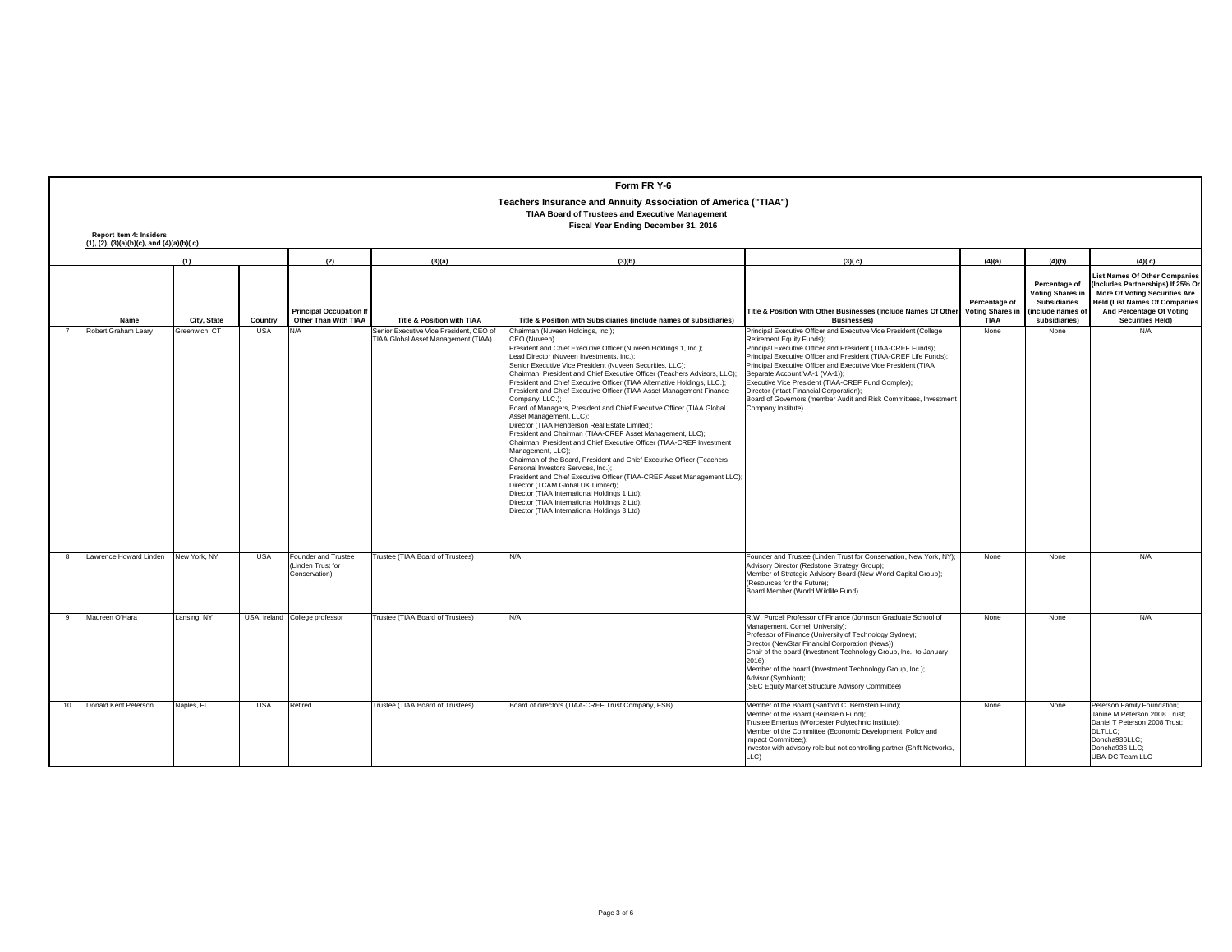# Form FR Y-6

## Teachers Insurance and Annuity Association of America ("TIAA")

### TIAA Board of Trustees and Executive Management

### Fiscal Year Ending December 31, 2016

**Report Item 4: Insiders**
**(1), (2), (3)(a)(b)(c), and (4)(a)(b)( c)**

| | (1) | | | (2) | (3)(a) | (3)(b) | (3)( c) | (4)(a) | (4)(b) | (4)( c) |
|---|---|---|---|---|---|---|---|---|---|---|
| | Name | City, State | Country | Principal Occupation If Other Than With TIAA | Title & Position with TIAA | Title & Position with Subsidiaries (include names of subsidiaries) | Title & Position With Other Businesses (Include Names Of Other Businesses) | Percentage of Voting Shares in TIAA | Percentage of Voting Shares in Subsidiaries (include names of subsidiaries) | List Names Of Other Companies (Includes Partnerships) If 25% Or More Of Voting Securities Are Held (List Names Of Companies And Percentage Of Voting Securities Held) |
| 7 | Robert Graham Leary | Greenwich, CT | USA | N/A | Senior Executive Vice President, CEO of TIAA Global Asset Management (TIAA) | Chairman (Nuveen Holdings, Inc.); CEO (Nuveen) President and Chief Executive Officer (Nuveen Holdings 1, Inc.); Lead Director (Nuveen Investments, Inc.); Senior Executive Vice President (Nuveen Securities, LLC); Chairman, President and Chief Executive Officer (Teachers Advisors, LLC); President and Chief Executive Officer (TIAA Alternative Holdings, LLC.); President and Chief Executive Officer (TIAA Asset Management Finance Company, LLC.); Board of Managers, President and Chief Executive Officer (TIAA Global Asset Management, LLC); Director (TIAA Henderson Real Estate Limited); President and Chairman (TIAA-CREF Asset Management, LLC); Chairman, President and Chief Executive Officer (TIAA-CREF Investment Management, LLC); Chairman of the Board, President and Chief Executive Officer (Teachers Personal Investors Services, Inc.); President and Chief Executive Officer (TIAA-CREF Asset Management LLC); Director (TCAM Global UK Limited); Director (TIAA International Holdings 1 Ltd); Director (TIAA International Holdings 2 Ltd); Director (TIAA International Holdings 3 Ltd) | Principal Executive Officer and Executive Vice President (College Retirement Equity Funds); Principal Executive Officer and President (TIAA-CREF Funds); Principal Executive Officer and President (TIAA-CREF Life Funds); Principal Executive Officer and Executive Vice President (TIAA Separate Account VA-1 (VA-1)); Executive Vice President (TIAA-CREF Fund Complex); Director (Intact Financial Corporation); Board of Governors (member Audit and Risk Committees, Investment Company Institute) | None | None | N/A |
| 8 | Lawrence Howard Linden | New York, NY | USA | Founder and Trustee (Linden Trust for Conservation) | Trustee (TIAA Board of Trustees) | N/A | Founder and Trustee (Linden Trust for Conservation, New York, NY); Advisory Director (Redstone Strategy Group); Member of Strategic Advisory Board (New World Capital Group); (Resources for the Future); Board Member (World Wildlife Fund) | None | None | N/A |
| 9 | Maureen O'Hara | Lansing, NY | USA, Ireland | College professor | Trustee (TIAA Board of Trustees) | N/A | R.W. Purcell Professor of Finance (Johnson Graduate School of Management, Cornell University); Professor of Finance (University of Technology Sydney); Director (NewStar Financial Corporation (News)); Chair of the board (Investment Technology Group, Inc., to January 2016); Member of the board (Investment Technology Group, Inc.); Advisor (Symbiont); (SEC Equity Market Structure Advisory Committee) | None | None | N/A |
| 10 | Donald Kent Peterson | Naples, FL | USA | Retired | Trustee (TIAA Board of Trustees) | Board of directors (TIAA-CREF Trust Company, FSB) | Member of the Board (Sanford C. Bernstein Fund); Member of the Board (Bernstein Fund); Trustee Emeritus (Worcester Polytechnic Institute); Member of the Committee (Economic Development, Policy and Impact Committee;); Investor with advisory role but not controlling partner (Shift Networks, LLC) | None | None | Peterson Family Foundation; Janine M Peterson 2008 Trust; Daniel T Peterson 2008 Trust; DLTLLC; Doncha936LLC; Doncha936 LLC; UBA-DC Team LLC |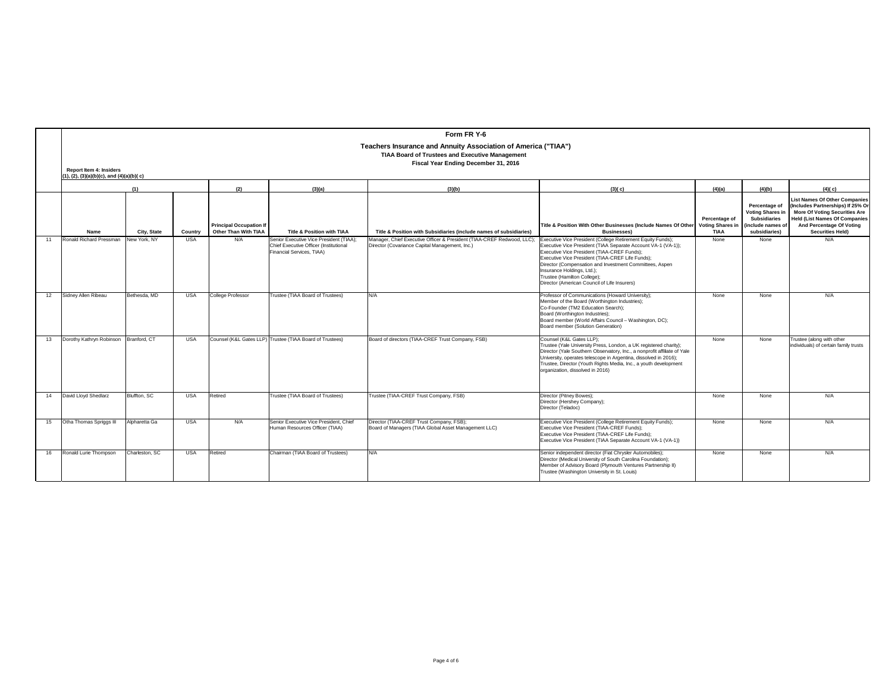# Form FR Y-6

## Teachers Insurance and Annuity Association of America ("TIAA")

### TIAA Board of Trustees and Executive Management

### Fiscal Year Ending December 31, 2016

**Report Item 4: Insiders**
**(1), (2), (3)(a)(b)(c), and (4)(a)(b)( c)**

| | (1) | | | (2) | (3)(a) | (3)(b) | (3)( c) | (4)(a) | (4)(b) | (4)( c) |
|---|---|---|---|---|---|---|---|---|---|---|
| | **Name** | **City, State** | **Country** | **Principal Occupation If Other Than With TIAA** | **Title & Position with TIAA** | **Title & Position with Subsidiaries (include names of subsidiaries)** | **Title & Position With Other Businesses (Include Names Of Other Businesses)** | **Percentage of Voting Shares in TIAA** | **Percentage of Voting Shares in Subsidiaries (include names of subsidiaries)** | **List Names Of Other Companies (Includes Partnerships) If 25% Or More Of Voting Securities Are Held (List Names Of Companies And Percentage Of Voting Securities Held)** |
| 11 | Ronald Richard Pressman | New York, NY | USA | N/A | Senior Executive Vice President (TIAA); Chief Executive Officer (Institutional Financial Services, TIAA) | Manager, Chief Executive Officer & President (TIAA-CREF Redwood, LLC); Director (Covariance Capital Management, Inc.) | Executive Vice President (College Retirement Equity Funds); Executive Vice President (TIAA Separate Account VA-1 (VA-1)); Executive Vice President (TIAA-CREF Funds); Executive Vice President (TIAA-CREF Life Funds); Director (Compensation and Investment Committees, Aspen Insurance Holdings, Ltd.); Trustee (Hamilton College); Director (American Council of Life Insurers) | None | None | N/A |
| 12 | Sidney Allen Ribeau | Bethesda, MD | USA | College Professor | Trustee (TIAA Board of Trustees) | N/A | Professor of Communications (Howard University); Member of the Board (Worthington Industries); Co-Founder (TM2 Education Search); Board (Worthington Industries); Board member (World Affairs Council – Washington, DC); Board member (Solution Generation) | None | None | N/A |
| 13 | Dorothy Kathryn Robinson | Branford, CT | USA | Counsel (K&L Gates LLP) | Trustee (TIAA Board of Trustees) | Board of directors (TIAA-CREF Trust Company, FSB) | Counsel (K&L Gates LLP); Trustee (Yale University Press, London, a UK registered charity); Director (Yale Southern Observatory, Inc., a nonprofit affiliate of Yale University, operates telescope in Argentina, dissolved in 2016); Trustee, Director (Youth Rights Media, Inc., a youth development organization, dissolved in 2016) | None | None | Trustee (along with other individuals) of certain family trusts |
| 14 | David Lloyd Shedlarz | Bluffton, SC | USA | Retired | Trustee (TIAA Board of Trustees) | Trustee (TIAA-CREF Trust Company, FSB) | Director (Pitney Bowes); Director (Hershey Company); Director (Teladoc) | None | None | N/A |
| 15 | Otha Thomas Spriggs III | Alpharetta Ga | USA | N/A | Senior Executive Vice President, Chief Human Resources Officer (TIAA) | Director (TIAA-CREF Trust Company, FSB); Board of Managers (TIAA Global Asset Management LLC) | Executive Vice President (College Retirement Equity Funds); Executive Vice President (TIAA-CREF Funds); Executive Vice President (TIAA-CREF Life Funds); Executive Vice President (TIAA Separate Account VA-1 (VA-1)) | None | None | N/A |
| 16 | Ronald Lurie Thompson | Charleston, SC | USA | Retired | Chairman (TIAA Board of Trustees) | N/A | Senior independent director (Fiat Chrysler Automobiles); Director (Medical University of South Carolina Foundation); Member of Advisory Board (Plymouth Ventures Partnership II) Trustee (Washington University in St. Louis) | None | None | N/A |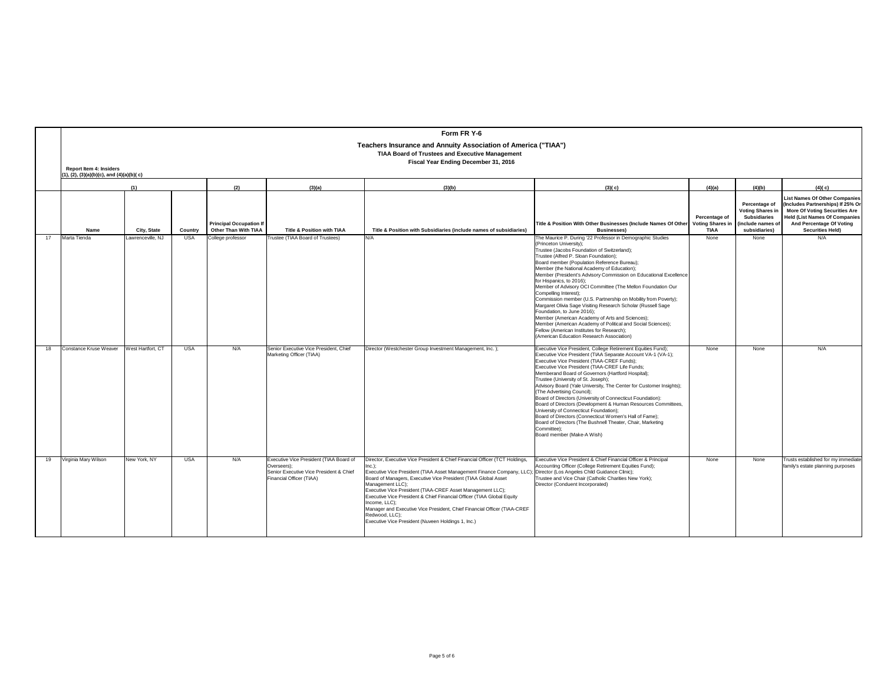# Form FR Y-6

## Teachers Insurance and Annuity Association of America ("TIAA")

### TIAA Board of Trustees and Executive Management

### Fiscal Year Ending December 31, 2016

**Report Item 4: Insiders**
**(1), (2), (3)(a)(b)(c), and (4)(a)(b)( c)**

| | (1) | | | (2) | (3)(a) | (3)(b) | (3)( c) | (4)(a) | (4)(b) | (4)( c) |
|---|---|---|---|---|---|---|---|---|---|---|
| | Name | City, State | Country | Principal Occupation If Other Than With TIAA | Title & Position with TIAA | Title & Position with Subsidiaries (include names of subsidiaries) | Title & Position With Other Businesses (Include Names Of Other Businesses) | Percentage of Voting Shares in TIAA | Percentage of Voting Shares in Subsidiaries (include names of subsidiaries) | List Names Of Other Companies (Includes Partnerships) If 25% Or More Of Voting Securities Are Held (List Names Of Companies And Percentage Of Voting Securities Held) |
| 17 | Marta Tienda | Lawrenceville, NJ | USA | College professor | Trustee (TIAA Board of Trustees) | N/A | The Maurice P. During '22 Professor in Demographic Studies (Princeton University); Trustee (Jacobs Foundation of Switzerland); Trustee (Alfred P. Sloan Foundation); Board member (Population Reference Bureau); Member (the National Academy of Education); Member (President's Advisory Commission on Educational Excellence for Hispanics, to 2016); Member of Advisory OCI Committee (The Mellon Foundation Our Compelling Interest); Commission member (U.S. Partnership on Mobility from Poverty); Margaret Olvia Sage Visiting Research Scholar (Russell Sage Foundation, to June 2016); Member (American Academy of Arts and Sciences); Member (American Academy of Political and Social Sciences); Fellow (American Institutes for Research); (American Education Research Association) | None | None | N/A |
| 18 | Constance Kruse Weaver | West Hartford, CT | USA | N/A | Senior Executive Vice President, Chief Marketing Officer (TIAA) | Director (Westchester Group Investment Management, Inc. ); | Executive Vice President, College Retirement Equities Fund); Executive Vice President (TIAA Separate Account VA-1 (VA-1); Executive Vice President (TIAA-CREF Funds); Executive Vice President (TIAA-CREF Life Funds; Memberand Board of Governors (Hartford Hospital); Trustee (University of St. Joseph); Advisory Board (Yale University, The Center for Customer Insights); (The Advertising Council); Board of Directors (University of Connecticut Foundation): Board of Directors (Development & Human Resources Committees, University of Connecticut Foundation); Board of Directors (Connecticut Women's Hall of Fame); Board of Directors (The Bushnell Theater, Chair, Marketing Committee); Board member (Make-A Wish) | None | None | N/A |
| 19 | Virginia Mary Wilson | New York, NY | USA | N/A | Executive Vice President (TIAA Board of Overseers); Senior Executive Vice President & Chief Financial Officer (TIAA) | Director, Executive Vice President & Chief Financial Officer (TCT Holdings, Inc.); Executive Vice President (TIAA Asset Management Finance Company, LLC); Board of Managers, Executive Vice President (TIAA Global Asset Management LLC); Executive Vice President (TIAA-CREF Asset Management LLC); Executive Vice President & Chief Financial Officer (TIAA Global Equity Income, LLC); Manager and Executive Vice President, Chief Financial Officer (TIAA-CREF Redwood, LLC); Executive Vice President (Nuveen Holdings 1, Inc.) | Executive Vice President & Chief Financial Officer & Principal Accounting Officer (College Retirement Equities Fund); Director (Los Angeles Child Guidance Clinic); Trustee and Vice Chair (Catholic Charities New York); Director (Conduent Incorporated) | None | None | Trusts established for my immediate family's estate planning purposes |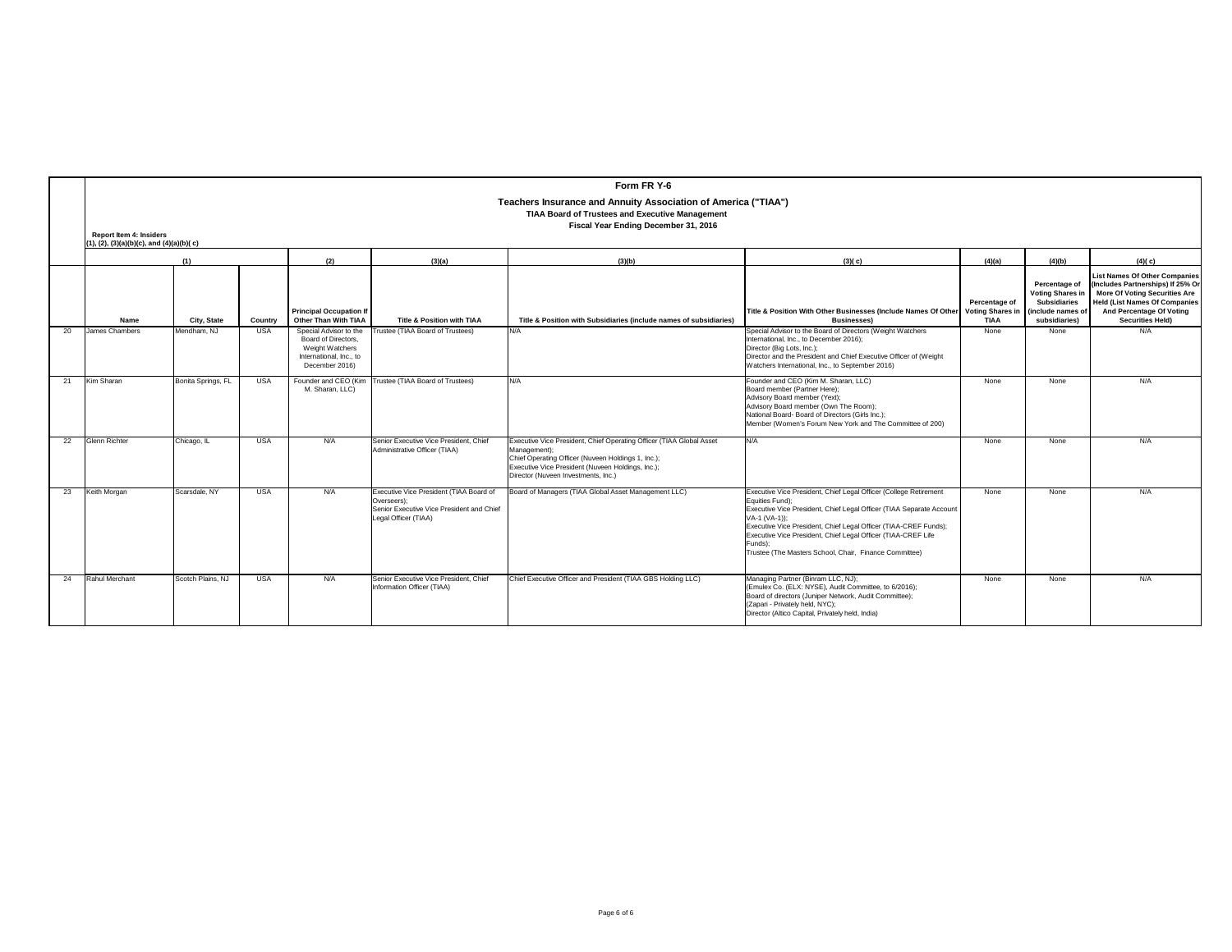# Form FR Y-6

## Teachers Insurance and Annuity Association of America ("TIAA")

### TIAA Board of Trustees and Executive Management

### Fiscal Year Ending December 31, 2016

**Report Item 4: Insiders**
**(1), (2), (3)(a)(b)(c), and (4)(a)(b)( c)**

| | (1) | | | (2) | (3)(a) | (3)(b) | (3)( c) | (4)(a) | (4)(b) | (4)( c) |
|---|---|---|---|---|---|---|---|---|---|---|
| | **Name** | **City, State** | **Country** | **Principal Occupation If Other Than With TIAA** | **Title & Position with TIAA** | **Title & Position with Subsidiaries (include names of subsidiaries)** | **Title & Position With Other Businesses (Include Names Of Other Businesses)** | **Percentage of Voting Shares in TIAA** | **Percentage of Voting Shares in Subsidiaries (include names of subsidiaries)** | **List Names Of Other Companies (Includes Partnerships) If 25% Or More Of Voting Securities Are Held (List Names Of Companies And Percentage Of Voting Securities Held)** |
| 20 | James Chambers | Mendham, NJ | USA | Special Advisor to the Board of Directors, Weight Watchers International, Inc., to December 2016) | Trustee (TIAA Board of Trustees) | N/A | Special Advisor to the Board of Directors (Weight Watchers International, Inc., to December 2016); Director (Big Lots, Inc.); Director and the President and Chief Executive Officer of (Weight Watchers International, Inc., to September 2016) | None | None | N/A |
| 21 | Kim Sharan | Bonita Springs, FL | USA | Founder and CEO (Kim M. Sharan, LLC) | Trustee (TIAA Board of Trustees) | N/A | Founder and CEO (Kim M. Sharan, LLC) Board member (Partner Here); Advisory Board member (Yext); Advisory Board member (Own The Room); National Board- Board of Directors (Girls Inc.); Member (Women's Forum New York and The Committee of 200) | None | None | N/A |
| 22 | Glenn Richter | Chicago, IL | USA | N/A | Senior Executive Vice President, Chief Administrative Officer (TIAA) | Executive Vice President, Chief Operating Officer (TIAA Global Asset Management); Chief Operating Officer (Nuveen Holdings 1, Inc.); Executive Vice President (Nuveen Holdings, Inc.); Director (Nuveen Investments, Inc.) | N/A | None | None | N/A |
| 23 | Keith Morgan | Scarsdale, NY | USA | N/A | Executive Vice President (TIAA Board of Overseers); Senior Executive Vice President and Chief Legal Officer (TIAA) | Board of Managers (TIAA Global Asset Management LLC) | Executive Vice President, Chief Legal Officer (College Retirement Equities Fund); Executive Vice President, Chief Legal Officer (TIAA Separate Account VA-1 (VA-1)); Executive Vice President, Chief Legal Officer (TIAA-CREF Funds); Executive Vice President, Chief Legal Officer (TIAA-CREF Life Funds); Trustee (The Masters School, Chair, Finance Committee) | None | None | N/A |
| 24 | Rahul Merchant | Scotch Plains, NJ | USA | N/A | Senior Executive Vice President, Chief Information Officer (TIAA) | Chief Executive Officer and President (TIAA GBS Holding LLC) | Managing Partner (Binram LLC, NJ); (Emulex Co. (ELX: NYSE), Audit Committee, to 6/2016); Board of directors (Juniper Network, Audit Committee); (Zapari - Privately held, NYC); Director (Altico Capital, Privately held, India) | None | None | N/A |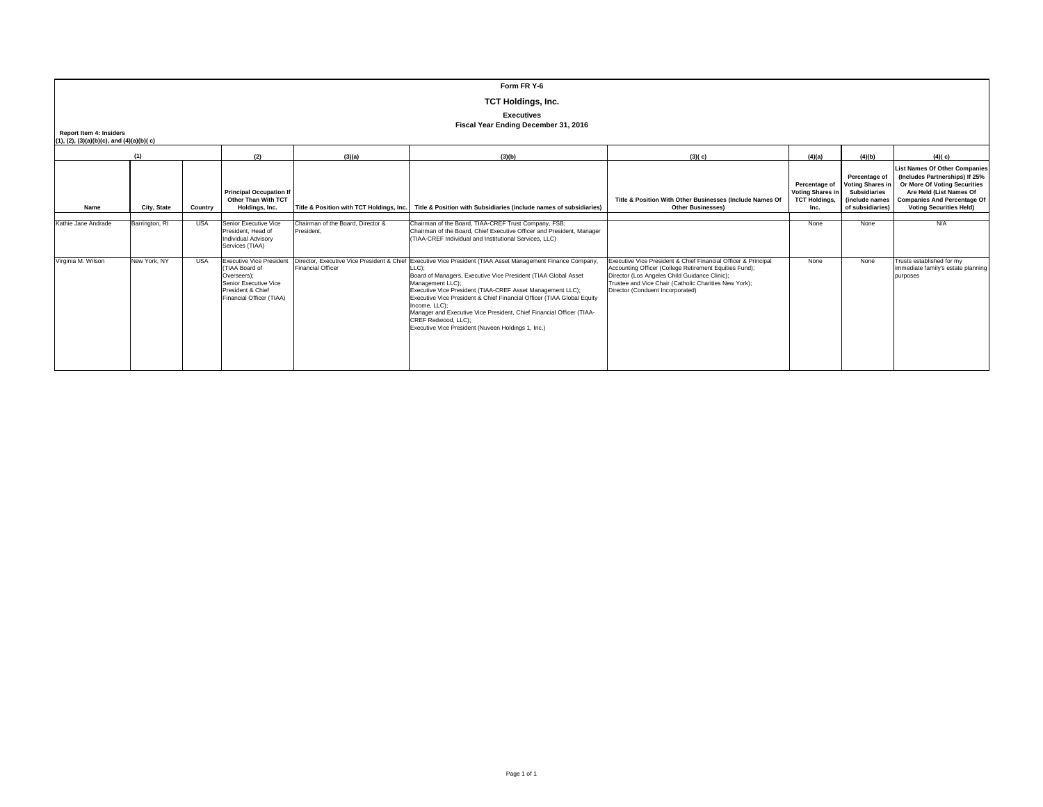**Form FR Y-6**

**TCT Holdings, Inc.**

**Executives**

**Fiscal Year Ending December 31, 2016**

**Report Item 4: Insiders**
**(1), (2), (3)(a)(b)(c), and (4)(a)(b)( c)**

| (1) | | | (2) | (3)(a) | (3)(b) | (3)( c) | (4)(a) | (4)(b) | (4)( c) |
|---|---|---|---|---|---|---|---|---|---|
| **Name** | **City, State** | **Country** | **Principal Occupation If Other Than With TCT Holdings, Inc.** | **Title & Position with TCT Holdings, Inc.** | **Title & Position with Subsidiaries (include names of subsidiaries)** | **Title & Position With Other Businesses (Include Names Of Other Businesses)** | **Percentage of Voting Shares in TCT Holdings, Inc.** | **Percentage of Voting Shares in Subsidiaries (include names of subsidiaries)** | **List Names Of Other Companies (Includes Partnerships) If 25% Or More Of Voting Securities Are Held (List Names Of Companies And Percentage Of Voting Securities Held)** |
| Kathie Jane Andrade | Barrington, RI | USA | Senior Executive Vice President, Head of Individual Advisory Services (TIAA) | Chairman of the Board, Director & President, | Chairman of the Board, TIAA-CREF Trust Company, FSB; Chairman of the Board, Chief Executive Officer and President, Manager (TIAA-CREF Individual and Institutional Services, LLC) | | None | None | N/A |
| Virginia M. Wilson | New York, NY | USA | Executive Vice President (TIAA Board of Overseers); Senior Executive Vice President & Chief Financial Officer (TIAA) | Director, Executive Vice President & Chief Financial Officer | Executive Vice President (TIAA Asset Management Finance Company, LLC); Board of Managers, Executive Vice President (TIAA Global Asset Management LLC); Executive Vice President (TIAA-CREF Asset Management LLC); Executive Vice President & Chief Financial Officer (TIAA Global Equity Income, LLC); Manager and Executive Vice President, Chief Financial Officer (TIAA-CREF Redwood, LLC); Executive Vice President (Nuveen Holdings 1, Inc.) | Executive Vice President & Chief Financial Officer & Principal Accounting Officer (College Retirement Equities Fund); Director (Los Angeles Child Guidance Clinic); Trustee and Vice Chair (Catholic Charities New York); Director (Conduent Incorporated) | None | None | Trusts established for my immediate family's estate planning purposes |